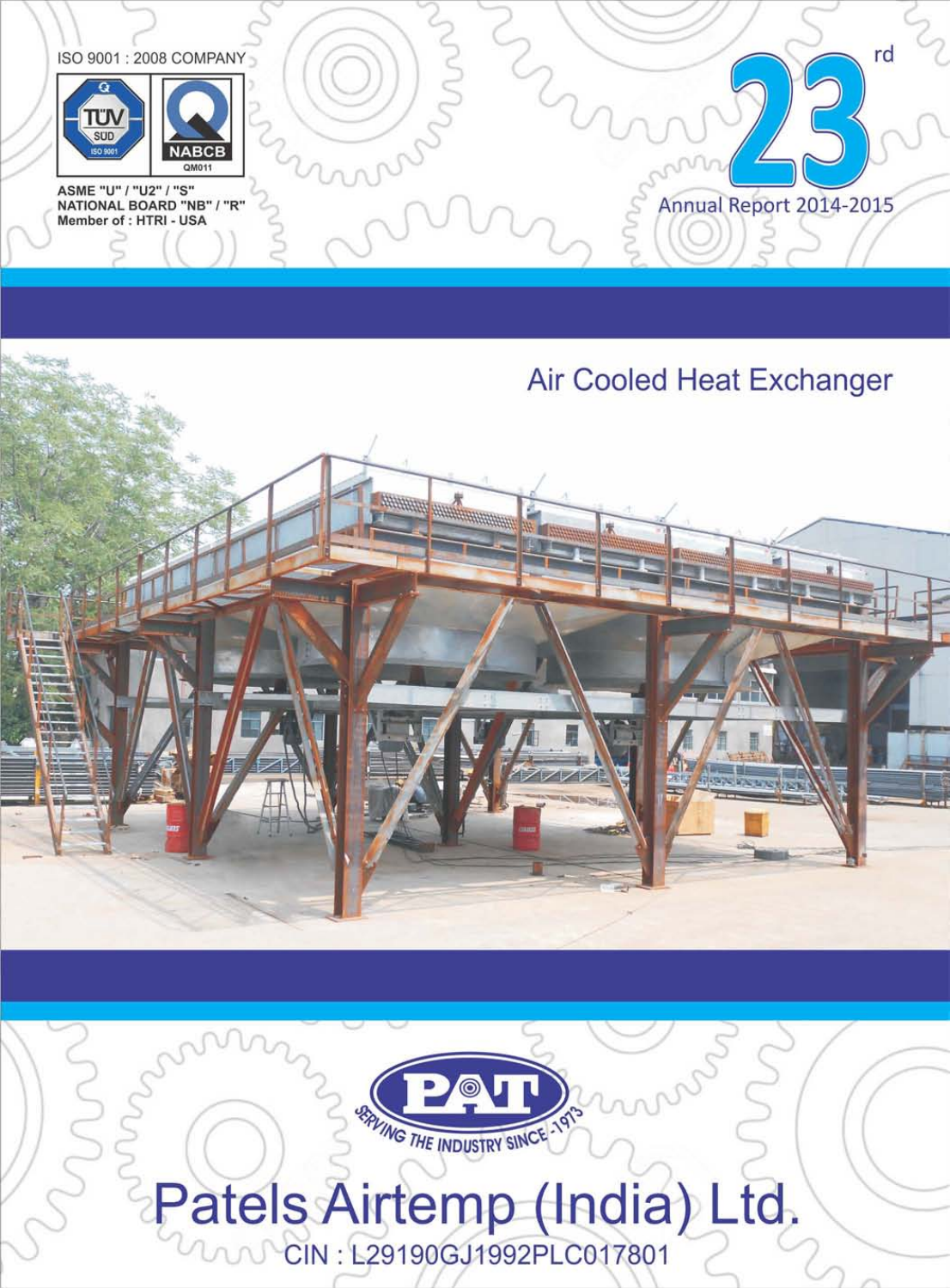ISO 9001 : 2008 COMPANY

ASME "U" / "U2" / "S"
NATIONAL BOARD "NB" / "R"
Member of : HTRI - USA

# 23rd

Annual Report 2014-2015

Air Cooled Heat Exchanger

SERVING THE INDUSTRY SINCE -1973

# Patels Airtemp (India) Ltd.

CIN : L29190GJ1992PLC017801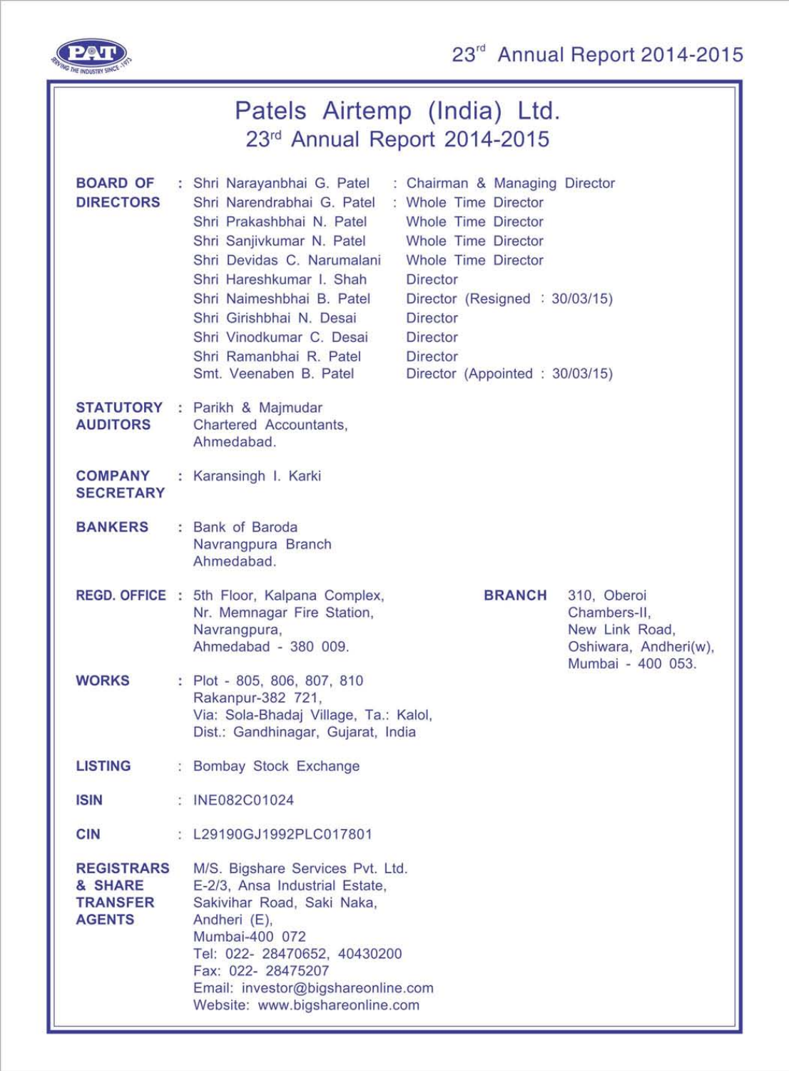# Patels Airtemp (India) Ltd.

## 23rd Annual Report 2014-2015

**BOARD OF DIRECTORS** :

| Name | Designation |
|---|---|
| Shri Narayanbhai G. Patel | Chairman & Managing Director |
| Shri Narendrabhai G. Patel | Whole Time Director |
| Shri Prakashbhai N. Patel | Whole Time Director |
| Shri Sanjivkumar N. Patel | Whole Time Director |
| Shri Devidas C. Narumalani | Whole Time Director |
| Shri Hareshkumar I. Shah | Director |
| Shri Naimeshbhai B. Patel | Director (Resigned : 30/03/15) |
| Shri Girishbhai N. Desai | Director |
| Shri Vinodkumar C. Desai | Director |
| Shri Ramanbhai R. Patel | Director |
| Smt. Veenaben B. Patel | Director (Appointed : 30/03/15) |

**STATUTORY AUDITORS** : Parikh & Majmudar
Chartered Accountants,
Ahmedabad.

**COMPANY SECRETARY** : Karansingh I. Karki

**BANKERS** : Bank of Baroda
Navrangpura Branch
Ahmedabad.

**REGD. OFFICE** : 5th Floor, Kalpana Complex,
Nr. Memnagar Fire Station,
Navrangpura,
Ahmedabad - 380 009.

**BRANCH** 310, Oberoi
Chambers-II,
New Link Road,
Oshiwara, Andheri(w),
Mumbai - 400 053.

**WORKS** : Plot - 805, 806, 807, 810
Rakanpur-382 721,
Via: Sola-Bhadaj Village, Ta.: Kalol,
Dist.: Gandhinagar, Gujarat, India

**LISTING** : Bombay Stock Exchange

**ISIN** : INE082C01024

**CIN** : L29190GJ1992PLC017801

**REGISTRARS & SHARE TRANSFER AGENTS**
M/S. Bigshare Services Pvt. Ltd.
E-2/3, Ansa Industrial Estate,
Sakivihar Road, Saki Naka,
Andheri (E),
Mumbai-400 072
Tel: 022- 28470652, 40430200
Fax: 022- 28475207
Email: investor@bigshareonline.com
Website: www.bigshareonline.com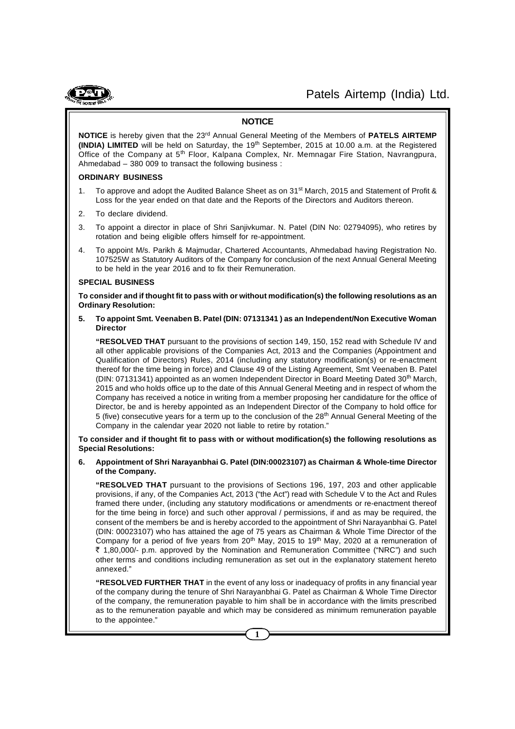## NOTICE

**NOTICE** is hereby given that the 23rd Annual General Meeting of the Members of **PATELS AIRTEMP (INDIA) LIMITED** will be held on Saturday, the 19th September, 2015 at 10.00 a.m. at the Registered Office of the Company at 5th Floor, Kalpana Complex, Nr. Memnagar Fire Station, Navrangpura, Ahmedabad – 380 009 to transact the following business :

### ORDINARY BUSINESS

1. To approve and adopt the Audited Balance Sheet as on 31st March, 2015 and Statement of Profit & Loss for the year ended on that date and the Reports of the Directors and Auditors thereon.
2. To declare dividend.
3. To appoint a director in place of Shri Sanjivkumar. N. Patel (DIN No: 02794095), who retires by rotation and being eligible offers himself for re-appointment.
4. To appoint M/s. Parikh & Majmudar, Chartered Accountants, Ahmedabad having Registration No. 107525W as Statutory Auditors of the Company for conclusion of the next Annual General Meeting to be held in the year 2016 and to fix their Remuneration.

### SPECIAL BUSINESS

**To consider and if thought fit to pass with or without modification(s) the following resolutions as an Ordinary Resolution:**

**5. To appoint Smt. Veenaben B. Patel (DIN: 07131341 ) as an Independent/Non Executive Woman Director**

**"RESOLVED THAT** pursuant to the provisions of section 149, 150, 152 read with Schedule IV and all other applicable provisions of the Companies Act, 2013 and the Companies (Appointment and Qualification of Directors) Rules, 2014 (including any statutory modification(s) or re-enactment thereof for the time being in force) and Clause 49 of the Listing Agreement, Smt Veenaben B. Patel (DIN: 07131341) appointed as an women Independent Director in Board Meeting Dated 30th March, 2015 and who holds office up to the date of this Annual General Meeting and in respect of whom the Company has received a notice in writing from a member proposing her candidature for the office of Director, be and is hereby appointed as an Independent Director of the Company to hold office for 5 (five) consecutive years for a term up to the conclusion of the 28th Annual General Meeting of the Company in the calendar year 2020 not liable to retire by rotation."

**To consider and if thought fit to pass with or without modification(s) the following resolutions as Special Resolutions:**

**6. Appointment of Shri Narayanbhai G. Patel (DIN:00023107) as Chairman & Whole-time Director of the Company.**

**"RESOLVED THAT** pursuant to the provisions of Sections 196, 197, 203 and other applicable provisions, if any, of the Companies Act, 2013 ("the Act") read with Schedule V to the Act and Rules framed there under, (including any statutory modifications or amendments or re-enactment thereof for the time being in force) and such other approval / permissions, if and as may be required, the consent of the members be and is hereby accorded to the appointment of Shri Narayanbhai G. Patel (DIN: 00023107) who has attained the age of 75 years as Chairman & Whole Time Director of the Company for a period of five years from 20th May, 2015 to 19th May, 2020 at a remuneration of ₹ 1,80,000/- p.m. approved by the Nomination and Remuneration Committee ("NRC") and such other terms and conditions including remuneration as set out in the explanatory statement hereto annexed."

**"RESOLVED FURTHER THAT** in the event of any loss or inadequacy of profits in any financial year of the company during the tenure of Shri Narayanbhai G. Patel as Chairman & Whole Time Director of the company, the remuneration payable to him shall be in accordance with the limits prescribed as to the remuneration payable and which may be considered as minimum remuneration payable to the appointee."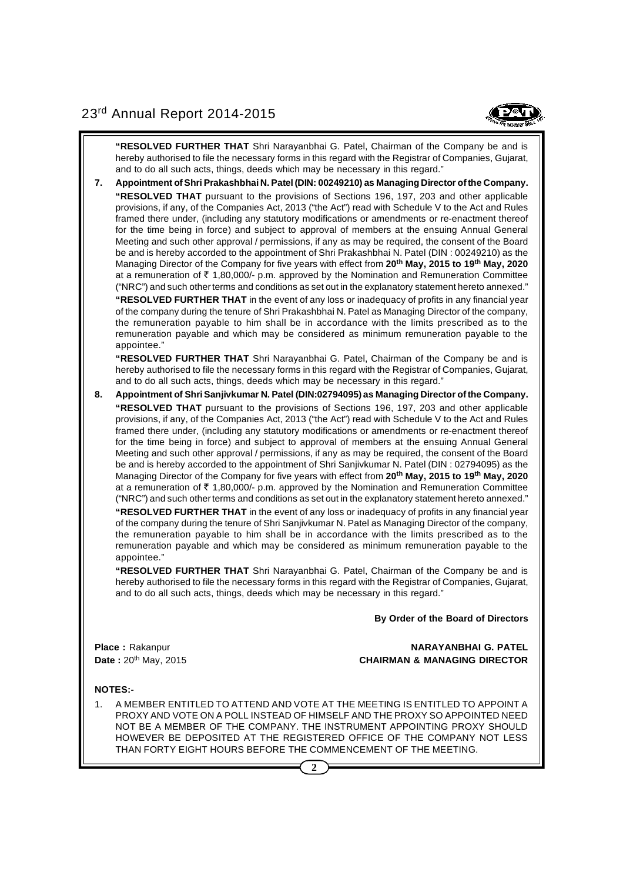**"RESOLVED FURTHER THAT** Shri Narayanbhai G. Patel, Chairman of the Company be and is hereby authorised to file the necessary forms in this regard with the Registrar of Companies, Gujarat, and to do all such acts, things, deeds which may be necessary in this regard."

**7. Appointment of Shri Prakashbhai N. Patel (DIN: 00249210) as Managing Director of the Company.**

**"RESOLVED THAT** pursuant to the provisions of Sections 196, 197, 203 and other applicable provisions, if any, of the Companies Act, 2013 ("the Act") read with Schedule V to the Act and Rules framed there under, (including any statutory modifications or amendments or re-enactment thereof for the time being in force) and subject to approval of members at the ensuing Annual General Meeting and such other approval / permissions, if any as may be required, the consent of the Board be and is hereby accorded to the appointment of Shri Prakashbhai N. Patel (DIN : 00249210) as the Managing Director of the Company for five years with effect from **20th May, 2015 to 19th May, 2020** at a remuneration of ₹ 1,80,000/- p.m. approved by the Nomination and Remuneration Committee ("NRC") and such other terms and conditions as set out in the explanatory statement hereto annexed."

**"RESOLVED FURTHER THAT** in the event of any loss or inadequacy of profits in any financial year of the company during the tenure of Shri Prakashbhai N. Patel as Managing Director of the company, the remuneration payable to him shall be in accordance with the limits prescribed as to the remuneration payable and which may be considered as minimum remuneration payable to the appointee."

**"RESOLVED FURTHER THAT** Shri Narayanbhai G. Patel, Chairman of the Company be and is hereby authorised to file the necessary forms in this regard with the Registrar of Companies, Gujarat, and to do all such acts, things, deeds which may be necessary in this regard."

**8. Appointment of Shri Sanjivkumar N. Patel (DIN:02794095) as Managing Director of the Company.**

**"RESOLVED THAT** pursuant to the provisions of Sections 196, 197, 203 and other applicable provisions, if any, of the Companies Act, 2013 ("the Act") read with Schedule V to the Act and Rules framed there under, (including any statutory modifications or amendments or re-enactment thereof for the time being in force) and subject to approval of members at the ensuing Annual General Meeting and such other approval / permissions, if any as may be required, the consent of the Board be and is hereby accorded to the appointment of Shri Sanjivkumar N. Patel (DIN : 02794095) as the Managing Director of the Company for five years with effect from **20th May, 2015 to 19th May, 2020** at a remuneration of ₹ 1,80,000/- p.m. approved by the Nomination and Remuneration Committee ("NRC") and such other terms and conditions as set out in the explanatory statement hereto annexed."

**"RESOLVED FURTHER THAT** in the event of any loss or inadequacy of profits in any financial year of the company during the tenure of Shri Sanjivkumar N. Patel as Managing Director of the company, the remuneration payable to him shall be in accordance with the limits prescribed as to the remuneration payable and which may be considered as minimum remuneration payable to the appointee."

**"RESOLVED FURTHER THAT** Shri Narayanbhai G. Patel, Chairman of the Company be and is hereby authorised to file the necessary forms in this regard with the Registrar of Companies, Gujarat, and to do all such acts, things, deeds which may be necessary in this regard."

**By Order of the Board of Directors**

**Place :** Rakanpur
**Date :** 20th May, 2015

**NARAYANBHAI G. PATEL**
**CHAIRMAN & MANAGING DIRECTOR**

**NOTES:-**

1. A MEMBER ENTITLED TO ATTEND AND VOTE AT THE MEETING IS ENTITLED TO APPOINT A PROXY AND VOTE ON A POLL INSTEAD OF HIMSELF AND THE PROXY SO APPOINTED NEED NOT BE A MEMBER OF THE COMPANY. THE INSTRUMENT APPOINTING PROXY SHOULD HOWEVER BE DEPOSITED AT THE REGISTERED OFFICE OF THE COMPANY NOT LESS THAN FORTY EIGHT HOURS BEFORE THE COMMENCEMENT OF THE MEETING.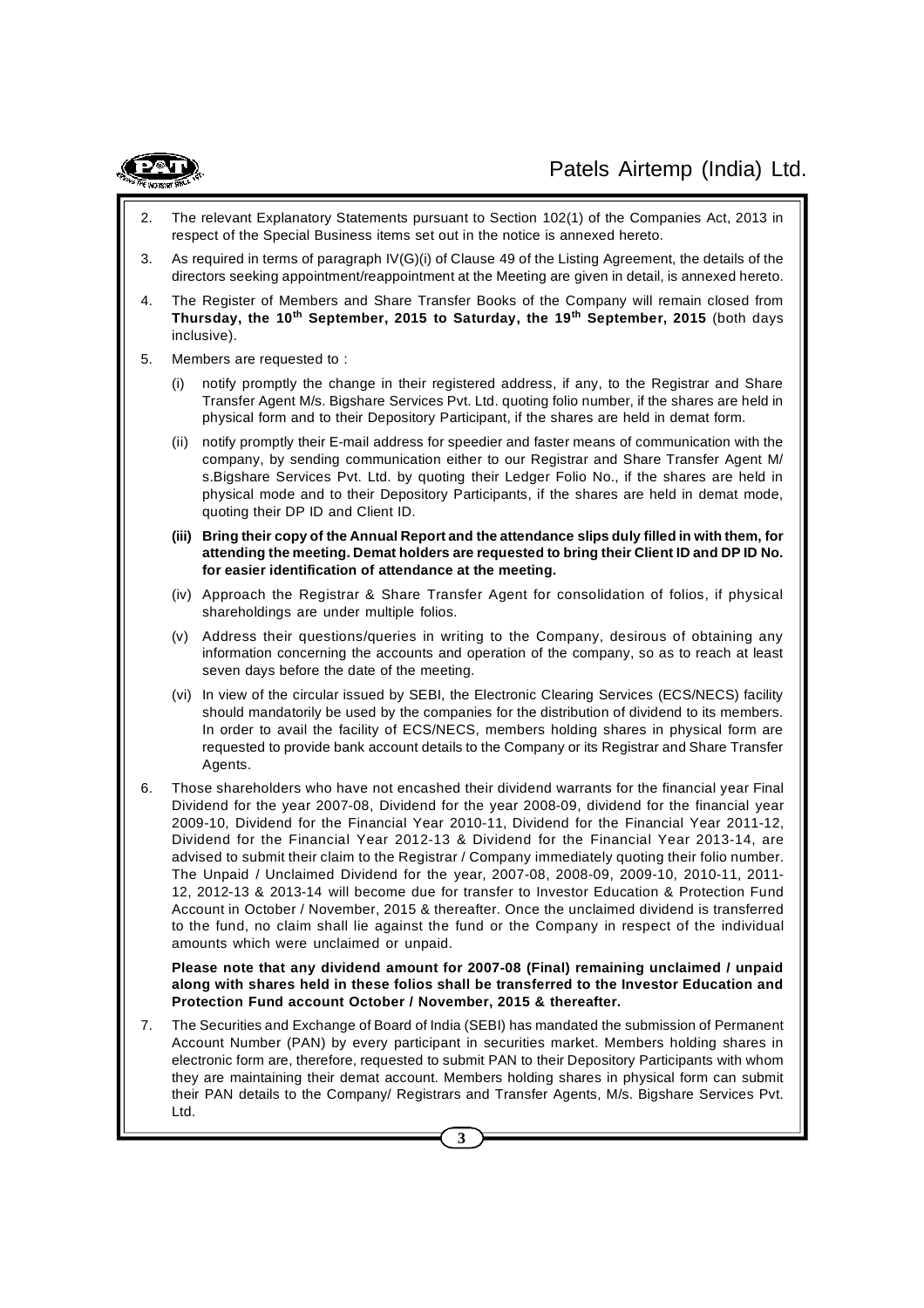2. The relevant Explanatory Statements pursuant to Section 102(1) of the Companies Act, 2013 in respect of the Special Business items set out in the notice is annexed hereto.

3. As required in terms of paragraph IV(G)(i) of Clause 49 of the Listing Agreement, the details of the directors seeking appointment/reappointment at the Meeting are given in detail, is annexed hereto.

4. The Register of Members and Share Transfer Books of the Company will remain closed from **Thursday, the 10th September, 2015 to Saturday, the 19th September, 2015** (both days inclusive).

5. Members are requested to :

   (i) notify promptly the change in their registered address, if any, to the Registrar and Share Transfer Agent M/s. Bigshare Services Pvt. Ltd. quoting folio number, if the shares are held in physical form and to their Depository Participant, if the shares are held in demat form.

   (ii) notify promptly their E-mail address for speedier and faster means of communication with the company, by sending communication either to our Registrar and Share Transfer Agent M/s.Bigshare Services Pvt. Ltd. by quoting their Ledger Folio No., if the shares are held in physical mode and to their Depository Participants, if the shares are held in demat mode, quoting their DP ID and Client ID.

   **(iii) Bring their copy of the Annual Report and the attendance slips duly filled in with them, for attending the meeting. Demat holders are requested to bring their Client ID and DP ID No. for easier identification of attendance at the meeting.**

   (iv) Approach the Registrar & Share Transfer Agent for consolidation of folios, if physical shareholdings are under multiple folios.

   (v) Address their questions/queries in writing to the Company, desirous of obtaining any information concerning the accounts and operation of the company, so as to reach at least seven days before the date of the meeting.

   (vi) In view of the circular issued by SEBI, the Electronic Clearing Services (ECS/NECS) facility should mandatorily be used by the companies for the distribution of dividend to its members. In order to avail the facility of ECS/NECS, members holding shares in physical form are requested to provide bank account details to the Company or its Registrar and Share Transfer Agents.

6. Those shareholders who have not encashed their dividend warrants for the financial year Final Dividend for the year 2007-08, Dividend for the year 2008-09, dividend for the financial year 2009-10, Dividend for the Financial Year 2010-11, Dividend for the Financial Year 2011-12, Dividend for the Financial Year 2012-13 & Dividend for the Financial Year 2013-14, are advised to submit their claim to the Registrar / Company immediately quoting their folio number. The Unpaid / Unclaimed Dividend for the year, 2007-08, 2008-09, 2009-10, 2010-11, 2011-12, 2012-13 & 2013-14 will become due for transfer to Investor Education & Protection Fund Account in October / November, 2015 & thereafter. Once the unclaimed dividend is transferred to the fund, no claim shall lie against the fund or the Company in respect of the individual amounts which were unclaimed or unpaid.

   **Please note that any dividend amount for 2007-08 (Final) remaining unclaimed / unpaid along with shares held in these folios shall be transferred to the Investor Education and Protection Fund account October / November, 2015 & thereafter.**

7. The Securities and Exchange of Board of India (SEBI) has mandated the submission of Permanent Account Number (PAN) by every participant in securities market. Members holding shares in electronic form are, therefore, requested to submit PAN to their Depository Participants with whom they are maintaining their demat account. Members holding shares in physical form can submit their PAN details to the Company/ Registrars and Transfer Agents, M/s. Bigshare Services Pvt. Ltd.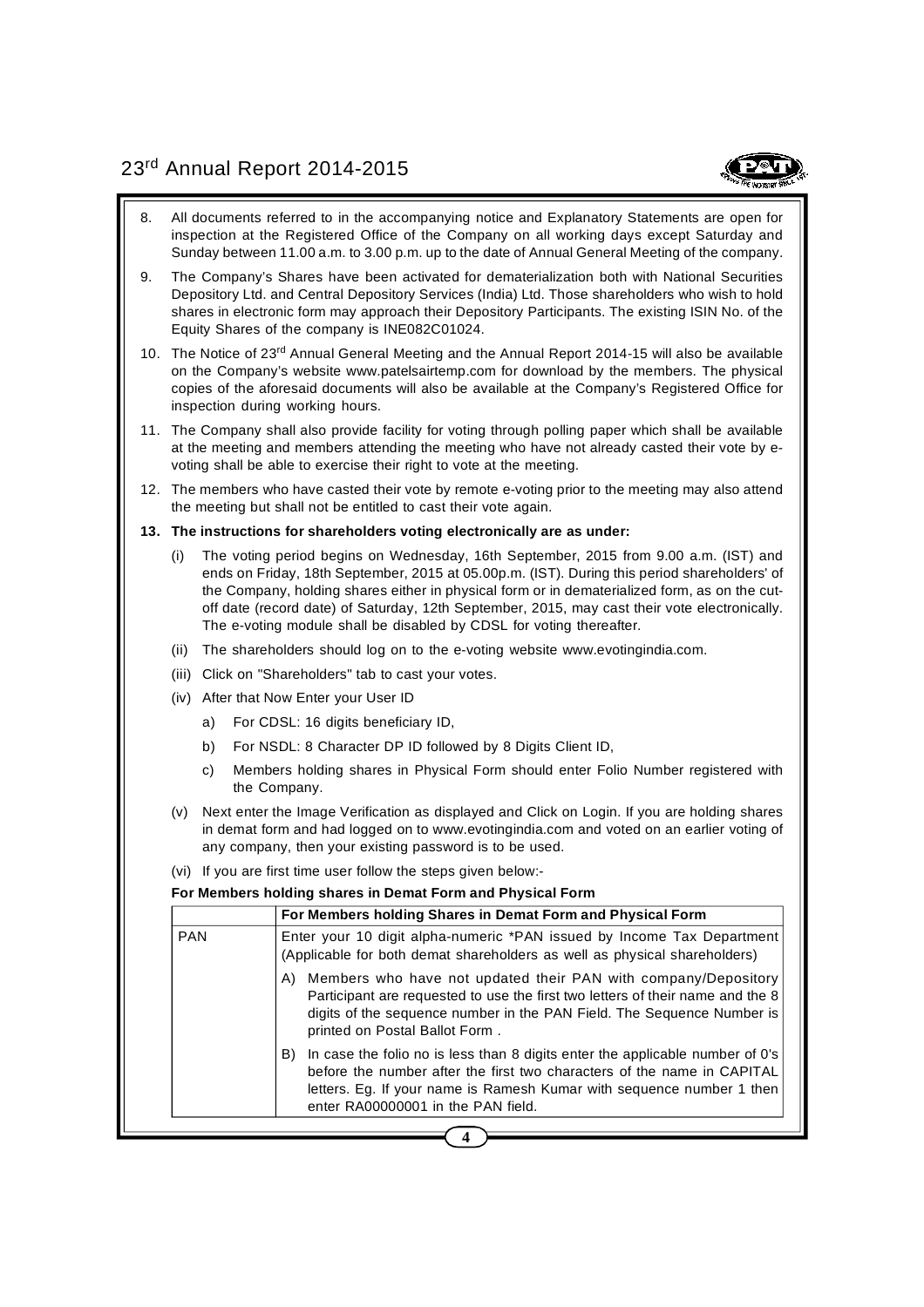8. All documents referred to in the accompanying notice and Explanatory Statements are open for inspection at the Registered Office of the Company on all working days except Saturday and Sunday between 11.00 a.m. to 3.00 p.m. up to the date of Annual General Meeting of the company.

9. The Company's Shares have been activated for dematerialization both with National Securities Depository Ltd. and Central Depository Services (India) Ltd. Those shareholders who wish to hold shares in electronic form may approach their Depository Participants. The existing ISIN No. of the Equity Shares of the company is INE082C01024.

10. The Notice of 23rd Annual General Meeting and the Annual Report 2014-15 will also be available on the Company's website www.patelsairtemp.com for download by the members. The physical copies of the aforesaid documents will also be available at the Company's Registered Office for inspection during working hours.

11. The Company shall also provide facility for voting through polling paper which shall be available at the meeting and members attending the meeting who have not already casted their vote by e-voting shall be able to exercise their right to vote at the meeting.

12. The members who have casted their vote by remote e-voting prior to the meeting may also attend the meeting but shall not be entitled to cast their vote again.

**13. The instructions for shareholders voting electronically are as under:**

(i) The voting period begins on Wednesday, 16th September, 2015 from 9.00 a.m. (IST) and ends on Friday, 18th September, 2015 at 05.00p.m. (IST). During this period shareholders' of the Company, holding shares either in physical form or in dematerialized form, as on the cut-off date (record date) of Saturday, 12th September, 2015, may cast their vote electronically. The e-voting module shall be disabled by CDSL for voting thereafter.

(ii) The shareholders should log on to the e-voting website www.evotingindia.com.

(iii) Click on "Shareholders" tab to cast your votes.

(iv) After that Now Enter your User ID

a) For CDSL: 16 digits beneficiary ID,

b) For NSDL: 8 Character DP ID followed by 8 Digits Client ID,

c) Members holding shares in Physical Form should enter Folio Number registered with the Company.

(v) Next enter the Image Verification as displayed and Click on Login. If you are holding shares in demat form and had logged on to www.evotingindia.com and voted on an earlier voting of any company, then your existing password is to be used.

(vi) If you are first time user follow the steps given below:-

**For Members holding shares in Demat Form and Physical Form**

| | **For Members holding Shares in Demat Form and Physical Form** |
|---|---|
| PAN | Enter your 10 digit alpha-numeric *PAN issued by Income Tax Department (Applicable for both demat shareholders as well as physical shareholders)<br>A) Members who have not updated their PAN with company/Depository Participant are requested to use the first two letters of their name and the 8 digits of the sequence number in the PAN Field. The Sequence Number is printed on Postal Ballot Form .<br>B) In case the folio no is less than 8 digits enter the applicable number of 0's before the number after the first two characters of the name in CAPITAL letters. Eg. If your name is Ramesh Kumar with sequence number 1 then enter RA00000001 in the PAN field. |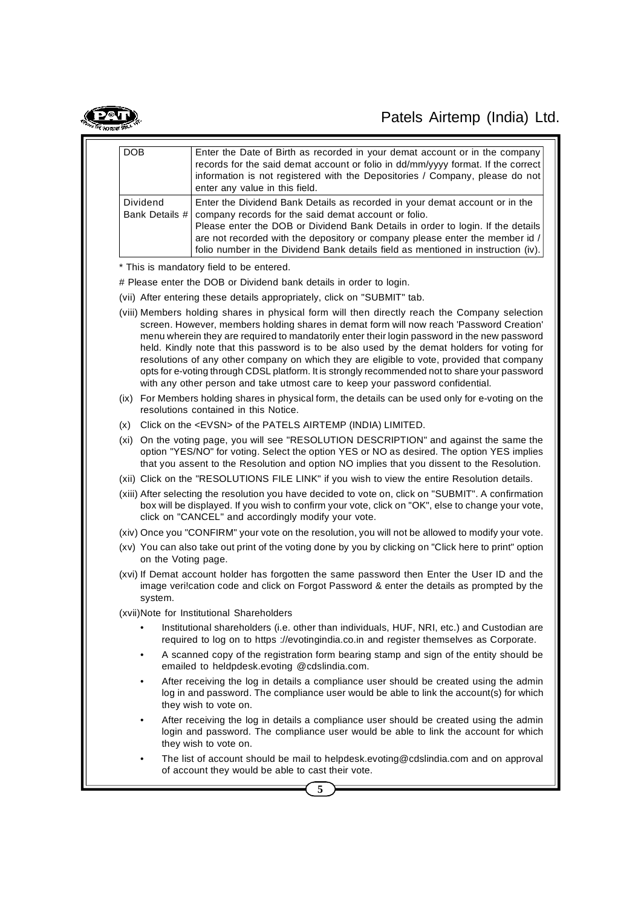| DOB | Enter the Date of Birth as recorded in your demat account or in the company records for the said demat account or folio in dd/mm/yyyy format. If the correct information is not registered with the Depositories / Company, please do not enter any value in this field. |
|---|---|
| Dividend Bank Details # | Enter the Dividend Bank Details as recorded in your demat account or in the company records for the said demat account or folio. Please enter the DOB or Dividend Bank Details in order to login. If the details are not recorded with the depository or company please enter the member id / folio number in the Dividend Bank details field as mentioned in instruction (iv). |

\* This is mandatory field to be entered.

# Please enter the DOB or Dividend bank details in order to login.

(vii) After entering these details appropriately, click on "SUBMIT" tab.

(viii) Members holding shares in physical form will then directly reach the Company selection screen. However, members holding shares in demat form will now reach 'Password Creation' menu wherein they are required to mandatorily enter their login password in the new password held. Kindly note that this password is to be also used by the demat holders for voting for resolutions of any other company on which they are eligible to vote, provided that company opts for e-voting through CDSL platform. It is strongly recommended not to share your password with any other person and take utmost care to keep your password confidential.

(ix) For Members holding shares in physical form, the details can be used only for e-voting on the resolutions contained in this Notice.

(x) Click on the <EVSN> of the PATELS AIRTEMP (INDIA) LIMITED.

(xi) On the voting page, you will see "RESOLUTION DESCRIPTION" and against the same the option "YES/NO" for voting. Select the option YES or NO as desired. The option YES implies that you assent to the Resolution and option NO implies that you dissent to the Resolution.

(xii) Click on the "RESOLUTIONS FILE LINK" if you wish to view the entire Resolution details.

(xiii) After selecting the resolution you have decided to vote on, click on "SUBMIT". A confirmation box will be displayed. If you wish to confirm your vote, click on "OK", else to change your vote, click on "CANCEL" and accordingly modify your vote.

(xiv) Once you "CONFIRM" your vote on the resolution, you will not be allowed to modify your vote.

(xv) You can also take out print of the voting done by you by clicking on "Click here to print" option on the Voting page.

(xvi) If Demat account holder has forgotten the same password then Enter the User ID and the image veri!cation code and click on Forgot Password & enter the details as prompted by the system.

(xvii)Note for Institutional Shareholders

- Institutional shareholders (i.e. other than individuals, HUF, NRI, etc.) and Custodian are required to log on to https ://evotingindia.co.in and register themselves as Corporate.
- A scanned copy of the registration form bearing stamp and sign of the entity should be emailed to heldpdesk.evoting @cdslindia.com.
- After receiving the log in details a compliance user should be created using the admin log in and password. The compliance user would be able to link the account(s) for which they wish to vote on.
- After receiving the log in details a compliance user should be created using the admin login and password. The compliance user would be able to link the account for which they wish to vote on.
- The list of account should be mail to helpdesk.evoting@cdslindia.com and on approval of account they would be able to cast their vote.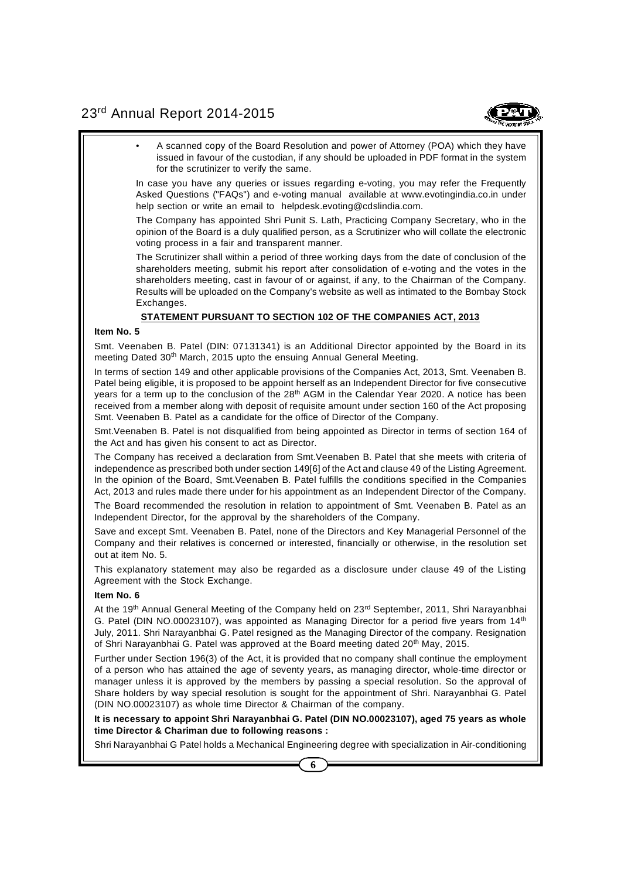- A scanned copy of the Board Resolution and power of Attorney (POA) which they have issued in favour of the custodian, if any should be uploaded in PDF format in the system for the scrutinizer to verify the same.

In case you have any queries or issues regarding e-voting, you may refer the Frequently Asked Questions ("FAQs") and e-voting manual available at www.evotingindia.co.in under help section or write an email to helpdesk.evoting@cdslindia.com.

The Company has appointed Shri Punit S. Lath, Practicing Company Secretary, who in the opinion of the Board is a duly qualified person, as a Scrutinizer who will collate the electronic voting process in a fair and transparent manner.

The Scrutinizer shall within a period of three working days from the date of conclusion of the shareholders meeting, submit his report after consolidation of e-voting and the votes in the shareholders meeting, cast in favour of or against, if any, to the Chairman of the Company. Results will be uploaded on the Company's website as well as intimated to the Bombay Stock Exchanges.

## STATEMENT PURSUANT TO SECTION 102 OF THE COMPANIES ACT, 2013

**Item No. 5**

Smt. Veenaben B. Patel (DIN: 07131341) is an Additional Director appointed by the Board in its meeting Dated 30th March, 2015 upto the ensuing Annual General Meeting.

In terms of section 149 and other applicable provisions of the Companies Act, 2013, Smt. Veenaben B. Patel being eligible, it is proposed to be appoint herself as an Independent Director for five consecutive years for a term up to the conclusion of the 28th AGM in the Calendar Year 2020. A notice has been received from a member along with deposit of requisite amount under section 160 of the Act proposing Smt. Veenaben B. Patel as a candidate for the office of Director of the Company.

Smt.Veenaben B. Patel is not disqualified from being appointed as Director in terms of section 164 of the Act and has given his consent to act as Director.

The Company has received a declaration from Smt.Veenaben B. Patel that she meets with criteria of independence as prescribed both under section 149[6] of the Act and clause 49 of the Listing Agreement. In the opinion of the Board, Smt.Veenaben B. Patel fulfills the conditions specified in the Companies Act, 2013 and rules made there under for his appointment as an Independent Director of the Company.

The Board recommended the resolution in relation to appointment of Smt. Veenaben B. Patel as an Independent Director, for the approval by the shareholders of the Company.

Save and except Smt. Veenaben B. Patel, none of the Directors and Key Managerial Personnel of the Company and their relatives is concerned or interested, financially or otherwise, in the resolution set out at item No. 5.

This explanatory statement may also be regarded as a disclosure under clause 49 of the Listing Agreement with the Stock Exchange.

**Item No. 6**

At the 19th Annual General Meeting of the Company held on 23rd September, 2011, Shri Narayanbhai G. Patel (DIN NO.00023107), was appointed as Managing Director for a period five years from 14th July, 2011. Shri Narayanbhai G. Patel resigned as the Managing Director of the company. Resignation of Shri Narayanbhai G. Patel was approved at the Board meeting dated 20th May, 2015.

Further under Section 196(3) of the Act, it is provided that no company shall continue the employment of a person who has attained the age of seventy years, as managing director, whole-time director or manager unless it is approved by the members by passing a special resolution. So the approval of Share holders by way special resolution is sought for the appointment of Shri. Narayanbhai G. Patel (DIN NO.00023107) as whole time Director & Chairman of the company.

**It is necessary to appoint Shri Narayanbhai G. Patel (DIN NO.00023107), aged 75 years as whole time Director & Chariman due to following reasons :**

Shri Narayanbhai G Patel holds a Mechanical Engineering degree with specialization in Air-conditioning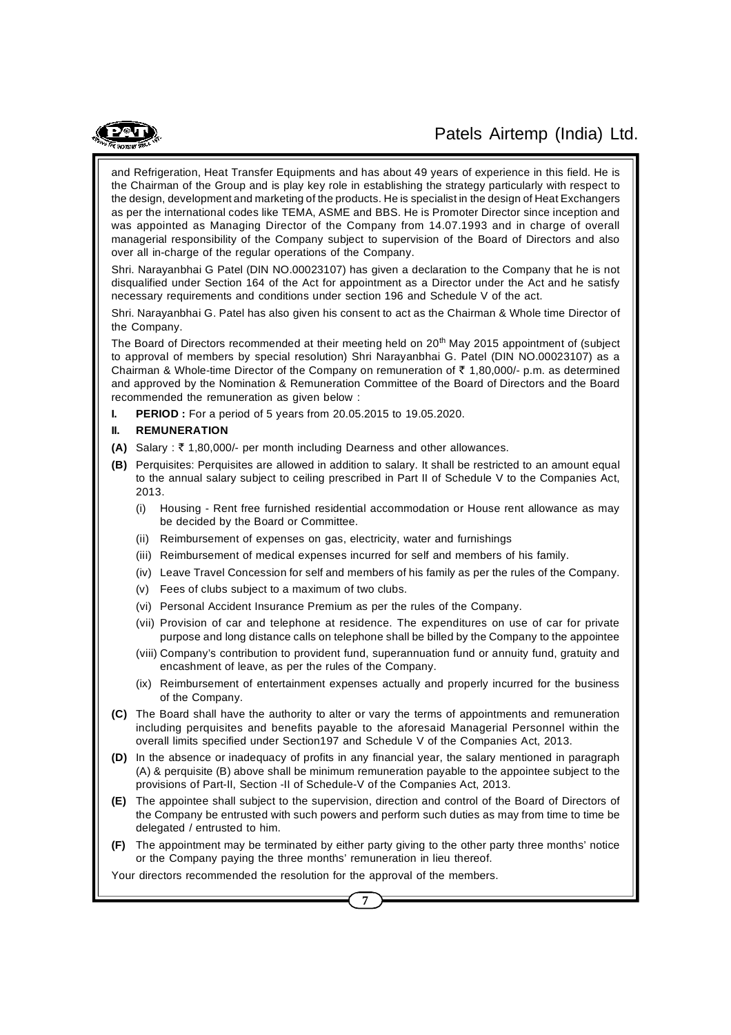and Refrigeration, Heat Transfer Equipments and has about 49 years of experience in this field. He is the Chairman of the Group and is play key role in establishing the strategy particularly with respect to the design, development and marketing of the products. He is specialist in the design of Heat Exchangers as per the international codes like TEMA, ASME and BBS. He is Promoter Director since inception and was appointed as Managing Director of the Company from 14.07.1993 and in charge of overall managerial responsibility of the Company subject to supervision of the Board of Directors and also over all in-charge of the regular operations of the Company.

Shri. Narayanbhai G Patel (DIN NO.00023107) has given a declaration to the Company that he is not disqualified under Section 164 of the Act for appointment as a Director under the Act and he satisfy necessary requirements and conditions under section 196 and Schedule V of the act.

Shri. Narayanbhai G. Patel has also given his consent to act as the Chairman & Whole time Director of the Company.

The Board of Directors recommended at their meeting held on 20th May 2015 appointment of (subject to approval of members by special resolution) Shri Narayanbhai G. Patel (DIN NO.00023107) as a Chairman & Whole-time Director of the Company on remuneration of ₹ 1,80,000/- p.m. as determined and approved by the Nomination & Remuneration Committee of the Board of Directors and the Board recommended the remuneration as given below :

**I. PERIOD :** For a period of 5 years from 20.05.2015 to 19.05.2020.

**II. REMUNERATION**

**(A)** Salary : ₹ 1,80,000/- per month including Dearness and other allowances.

**(B)** Perquisites: Perquisites are allowed in addition to salary. It shall be restricted to an amount equal to the annual salary subject to ceiling prescribed in Part II of Schedule V to the Companies Act, 2013.

- (i) Housing - Rent free furnished residential accommodation or House rent allowance as may be decided by the Board or Committee.
- (ii) Reimbursement of expenses on gas, electricity, water and furnishings
- (iii) Reimbursement of medical expenses incurred for self and members of his family.
- (iv) Leave Travel Concession for self and members of his family as per the rules of the Company.
- (v) Fees of clubs subject to a maximum of two clubs.
- (vi) Personal Accident Insurance Premium as per the rules of the Company.
- (vii) Provision of car and telephone at residence. The expenditures on use of car for private purpose and long distance calls on telephone shall be billed by the Company to the appointee
- (viii) Company's contribution to provident fund, superannuation fund or annuity fund, gratuity and encashment of leave, as per the rules of the Company.
- (ix) Reimbursement of entertainment expenses actually and properly incurred for the business of the Company.

**(C)** The Board shall have the authority to alter or vary the terms of appointments and remuneration including perquisites and benefits payable to the aforesaid Managerial Personnel within the overall limits specified under Section197 and Schedule V of the Companies Act, 2013.

**(D)** In the absence or inadequacy of profits in any financial year, the salary mentioned in paragraph (A) & perquisite (B) above shall be minimum remuneration payable to the appointee subject to the provisions of Part-II, Section -II of Schedule-V of the Companies Act, 2013.

**(E)** The appointee shall subject to the supervision, direction and control of the Board of Directors of the Company be entrusted with such powers and perform such duties as may from time to time be delegated / entrusted to him.

**(F)** The appointment may be terminated by either party giving to the other party three months' notice or the Company paying the three months' remuneration in lieu thereof.

Your directors recommended the resolution for the approval of the members.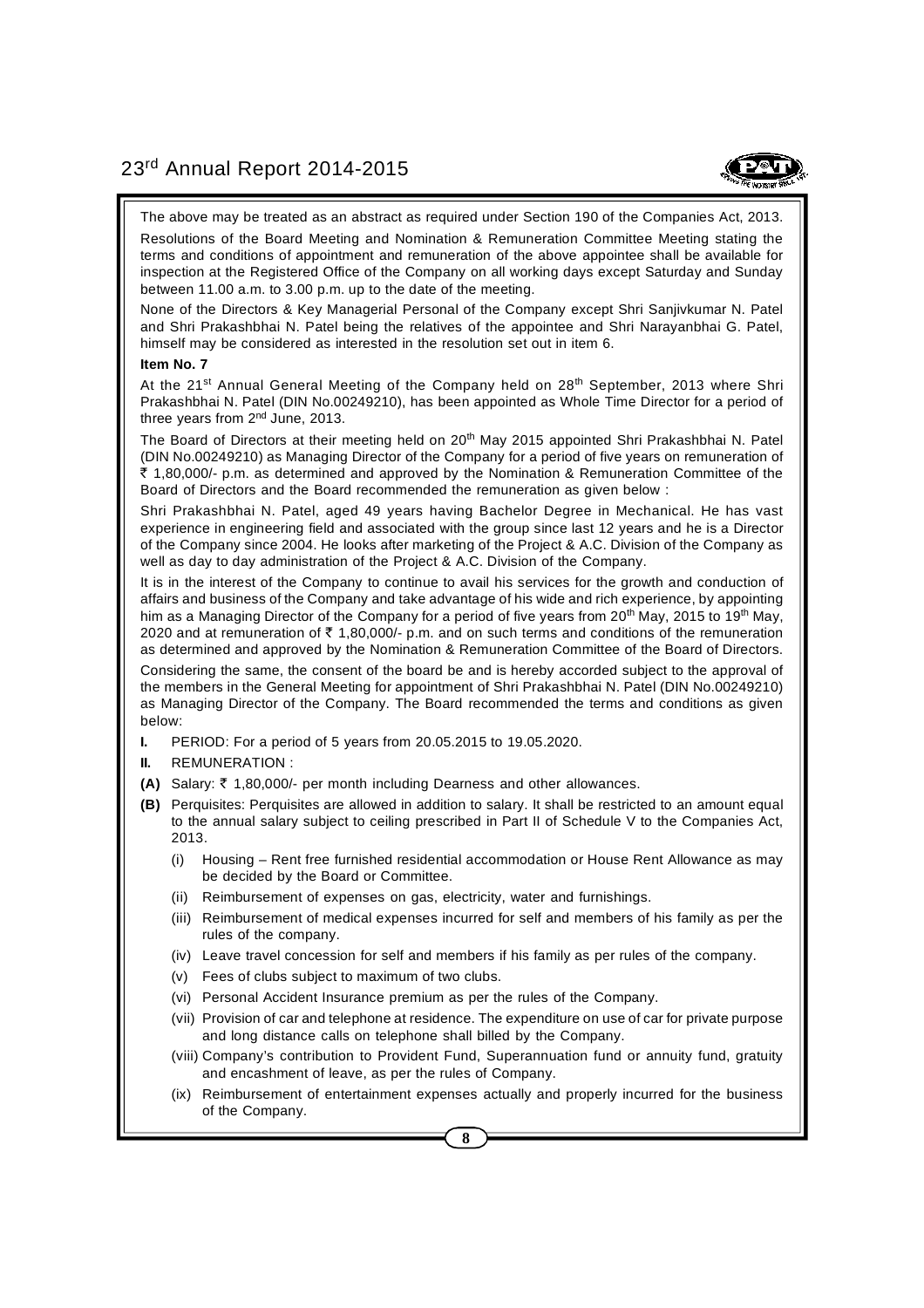The above may be treated as an abstract as required under Section 190 of the Companies Act, 2013.

Resolutions of the Board Meeting and Nomination & Remuneration Committee Meeting stating the terms and conditions of appointment and remuneration of the above appointee shall be available for inspection at the Registered Office of the Company on all working days except Saturday and Sunday between 11.00 a.m. to 3.00 p.m. up to the date of the meeting.

None of the Directors & Key Managerial Personal of the Company except Shri Sanjivkumar N. Patel and Shri Prakashbhai N. Patel being the relatives of the appointee and Shri Narayanbhai G. Patel, himself may be considered as interested in the resolution set out in item 6.

**Item No. 7**

At the 21st Annual General Meeting of the Company held on 28th September, 2013 where Shri Prakashbhai N. Patel (DIN No.00249210), has been appointed as Whole Time Director for a period of three years from 2nd June, 2013.

The Board of Directors at their meeting held on 20th May 2015 appointed Shri Prakashbhai N. Patel (DIN No.00249210) as Managing Director of the Company for a period of five years on remuneration of ₹ 1,80,000/- p.m. as determined and approved by the Nomination & Remuneration Committee of the Board of Directors and the Board recommended the remuneration as given below :

Shri Prakashbhai N. Patel, aged 49 years having Bachelor Degree in Mechanical. He has vast experience in engineering field and associated with the group since last 12 years and he is a Director of the Company since 2004. He looks after marketing of the Project & A.C. Division of the Company as well as day to day administration of the Project & A.C. Division of the Company.

It is in the interest of the Company to continue to avail his services for the growth and conduction of affairs and business of the Company and take advantage of his wide and rich experience, by appointing him as a Managing Director of the Company for a period of five years from 20th May, 2015 to 19th May, 2020 and at remuneration of ₹ 1,80,000/- p.m. and on such terms and conditions of the remuneration as determined and approved by the Nomination & Remuneration Committee of the Board of Directors.

Considering the same, the consent of the board be and is hereby accorded subject to the approval of the members in the General Meeting for appointment of Shri Prakashbhai N. Patel (DIN No.00249210) as Managing Director of the Company. The Board recommended the terms and conditions as given below:

**I.** PERIOD: For a period of 5 years from 20.05.2015 to 19.05.2020.

**II.** REMUNERATION :

**(A)** Salary: ₹ 1,80,000/- per month including Dearness and other allowances.

**(B)** Perquisites: Perquisites are allowed in addition to salary. It shall be restricted to an amount equal to the annual salary subject to ceiling prescribed in Part II of Schedule V to the Companies Act, 2013.

- (i) Housing – Rent free furnished residential accommodation or House Rent Allowance as may be decided by the Board or Committee.
- (ii) Reimbursement of expenses on gas, electricity, water and furnishings.
- (iii) Reimbursement of medical expenses incurred for self and members of his family as per the rules of the company.
- (iv) Leave travel concession for self and members if his family as per rules of the company.
- (v) Fees of clubs subject to maximum of two clubs.
- (vi) Personal Accident Insurance premium as per the rules of the Company.
- (vii) Provision of car and telephone at residence. The expenditure on use of car for private purpose and long distance calls on telephone shall billed by the Company.
- (viii) Company's contribution to Provident Fund, Superannuation fund or annuity fund, gratuity and encashment of leave, as per the rules of Company.
- (ix) Reimbursement of entertainment expenses actually and properly incurred for the business of the Company.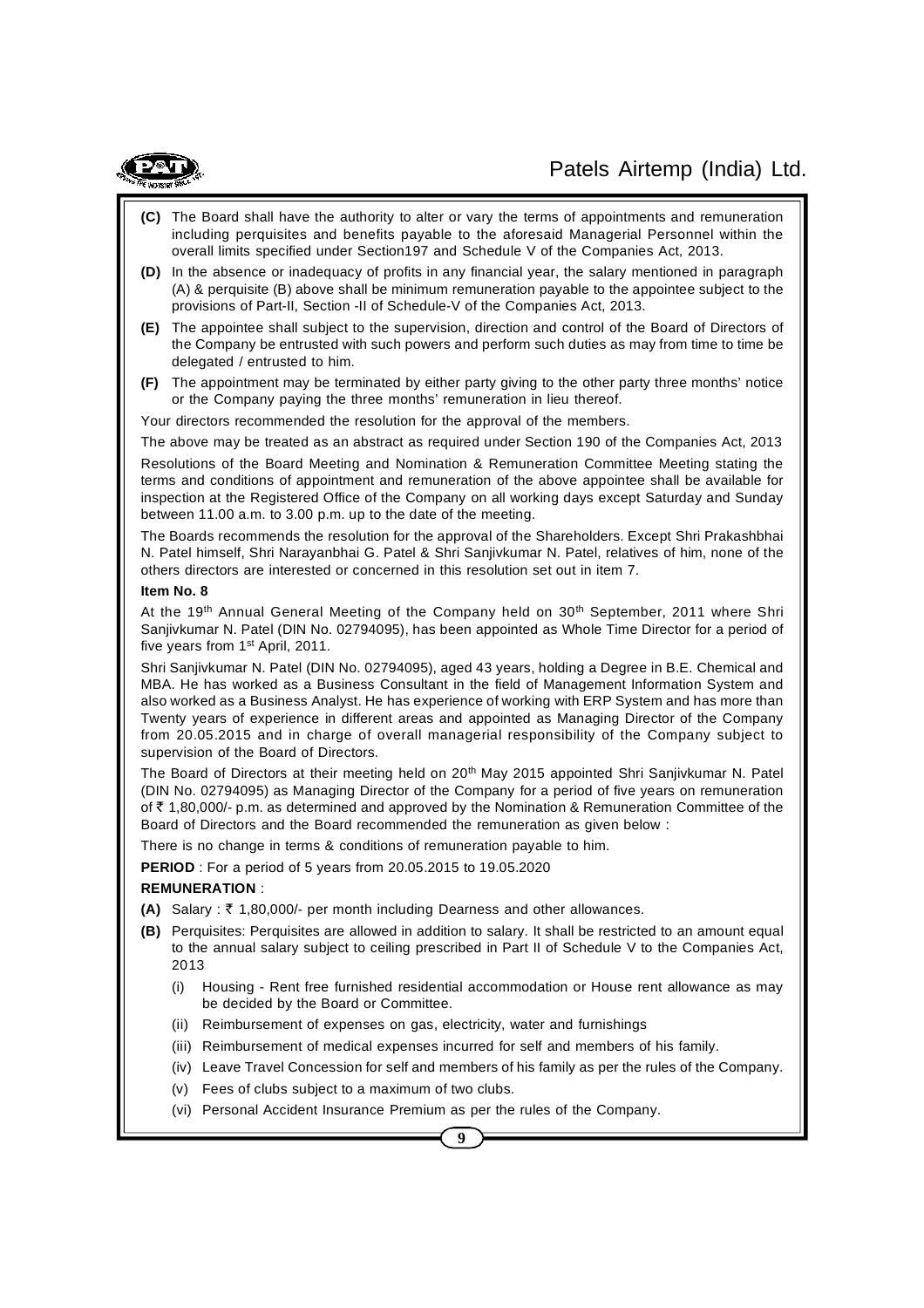**(C)** The Board shall have the authority to alter or vary the terms of appointments and remuneration including perquisites and benefits payable to the aforesaid Managerial Personnel within the overall limits specified under Section197 and Schedule V of the Companies Act, 2013.

**(D)** In the absence or inadequacy of profits in any financial year, the salary mentioned in paragraph (A) & perquisite (B) above shall be minimum remuneration payable to the appointee subject to the provisions of Part-II, Section -II of Schedule-V of the Companies Act, 2013.

**(E)** The appointee shall subject to the supervision, direction and control of the Board of Directors of the Company be entrusted with such powers and perform such duties as may from time to time be delegated / entrusted to him.

**(F)** The appointment may be terminated by either party giving to the other party three months' notice or the Company paying the three months' remuneration in lieu thereof.

Your directors recommended the resolution for the approval of the members.

The above may be treated as an abstract as required under Section 190 of the Companies Act, 2013

Resolutions of the Board Meeting and Nomination & Remuneration Committee Meeting stating the terms and conditions of appointment and remuneration of the above appointee shall be available for inspection at the Registered Office of the Company on all working days except Saturday and Sunday between 11.00 a.m. to 3.00 p.m. up to the date of the meeting.

The Boards recommends the resolution for the approval of the Shareholders. Except Shri Prakashbhai N. Patel himself, Shri Narayanbhai G. Patel & Shri Sanjivkumar N. Patel, relatives of him, none of the others directors are interested or concerned in this resolution set out in item 7.

**Item No. 8**

At the 19th Annual General Meeting of the Company held on 30th September, 2011 where Shri Sanjivkumar N. Patel (DIN No. 02794095), has been appointed as Whole Time Director for a period of five years from 1st April, 2011.

Shri Sanjivkumar N. Patel (DIN No. 02794095), aged 43 years, holding a Degree in B.E. Chemical and MBA. He has worked as a Business Consultant in the field of Management Information System and also worked as a Business Analyst. He has experience of working with ERP System and has more than Twenty years of experience in different areas and appointed as Managing Director of the Company from 20.05.2015 and in charge of overall managerial responsibility of the Company subject to supervision of the Board of Directors.

The Board of Directors at their meeting held on 20th May 2015 appointed Shri Sanjivkumar N. Patel (DIN No. 02794095) as Managing Director of the Company for a period of five years on remuneration of ₹ 1,80,000/- p.m. as determined and approved by the Nomination & Remuneration Committee of the Board of Directors and the Board recommended the remuneration as given below :

There is no change in terms & conditions of remuneration payable to him.

**PERIOD** : For a period of 5 years from 20.05.2015 to 19.05.2020

**REMUNERATION** :

**(A)** Salary : ₹ 1,80,000/- per month including Dearness and other allowances.

**(B)** Perquisites: Perquisites are allowed in addition to salary. It shall be restricted to an amount equal to the annual salary subject to ceiling prescribed in Part II of Schedule V to the Companies Act, 2013

(i) Housing - Rent free furnished residential accommodation or House rent allowance as may be decided by the Board or Committee.

(ii) Reimbursement of expenses on gas, electricity, water and furnishings

(iii) Reimbursement of medical expenses incurred for self and members of his family.

(iv) Leave Travel Concession for self and members of his family as per the rules of the Company.

(v) Fees of clubs subject to a maximum of two clubs.

(vi) Personal Accident Insurance Premium as per the rules of the Company.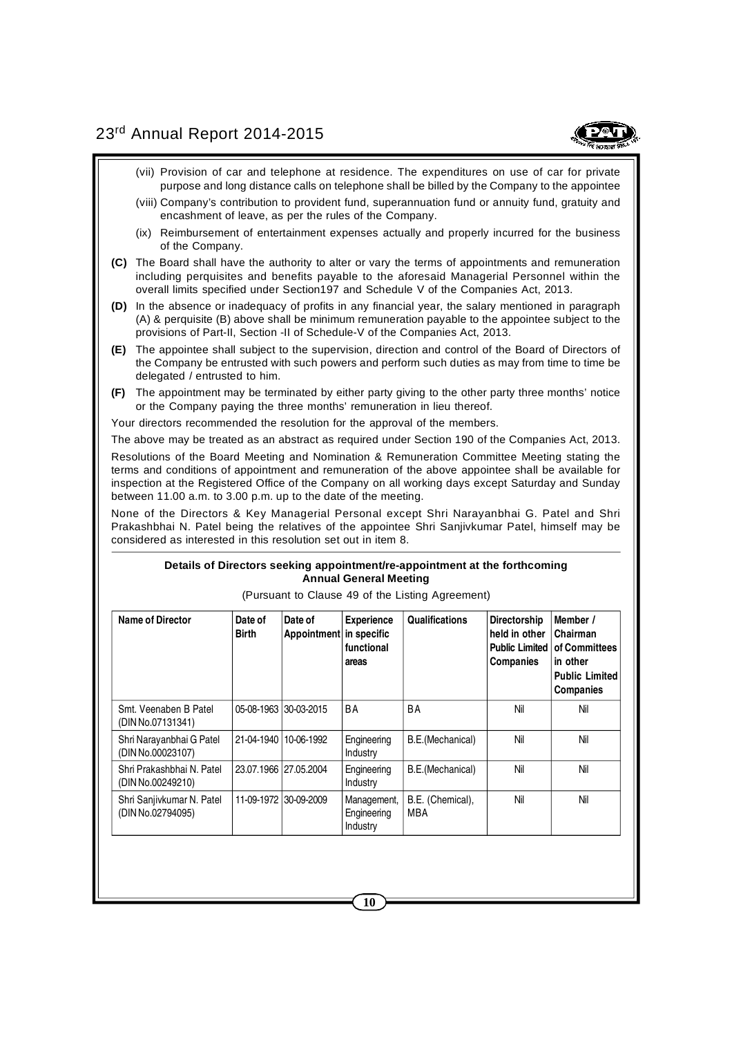(vii) Provision of car and telephone at residence. The expenditures on use of car for private purpose and long distance calls on telephone shall be billed by the Company to the appointee

(viii) Company's contribution to provident fund, superannuation fund or annuity fund, gratuity and encashment of leave, as per the rules of the Company.

(ix) Reimbursement of entertainment expenses actually and properly incurred for the business of the Company.

**(C)** The Board shall have the authority to alter or vary the terms of appointments and remuneration including perquisites and benefits payable to the aforesaid Managerial Personnel within the overall limits specified under Section197 and Schedule V of the Companies Act, 2013.

**(D)** In the absence or inadequacy of profits in any financial year, the salary mentioned in paragraph (A) & perquisite (B) above shall be minimum remuneration payable to the appointee subject to the provisions of Part-II, Section -II of Schedule-V of the Companies Act, 2013.

**(E)** The appointee shall subject to the supervision, direction and control of the Board of Directors of the Company be entrusted with such powers and perform such duties as may from time to time be delegated / entrusted to him.

**(F)** The appointment may be terminated by either party giving to the other party three months' notice or the Company paying the three months' remuneration in lieu thereof.

Your directors recommended the resolution for the approval of the members.

The above may be treated as an abstract as required under Section 190 of the Companies Act, 2013.

Resolutions of the Board Meeting and Nomination & Remuneration Committee Meeting stating the terms and conditions of appointment and remuneration of the above appointee shall be available for inspection at the Registered Office of the Company on all working days except Saturday and Sunday between 11.00 a.m. to 3.00 p.m. up to the date of the meeting.

None of the Directors & Key Managerial Personal except Shri Narayanbhai G. Patel and Shri Prakashbhai N. Patel being the relatives of the appointee Shri Sanjivkumar Patel, himself may be considered as interested in this resolution set out in item 8.

**Details of Directors seeking appointment/re-appointment at the forthcoming Annual General Meeting**

(Pursuant to Clause 49 of the Listing Agreement)

| Name of Director | Date of Birth | Date of Appointment | Experience in specific functional areas | Qualifications | Directorship held in other Public Limited Companies | Member / Chairman of Committees in other Public Limited Companies |
|---|---|---|---|---|---|---|
| Smt. Veenaben B Patel (DIN No.07131341) | 05-08-1963 | 30-03-2015 | BA | BA | Nil | Nil |
| Shri Narayanbhai G Patel (DIN No.00023107) | 21-04-1940 | 10-06-1992 | Engineering Industry | B.E.(Mechanical) | Nil | Nil |
| Shri Prakashbhai N. Patel (DIN No.00249210) | 23.07.1966 | 27.05.2004 | Engineering Industry | B.E.(Mechanical) | Nil | Nil |
| Shri Sanjivkumar N. Patel (DIN No.02794095) | 11-09-1972 | 30-09-2009 | Management, Engineering Industry | B.E. (Chemical), MBA | Nil | Nil |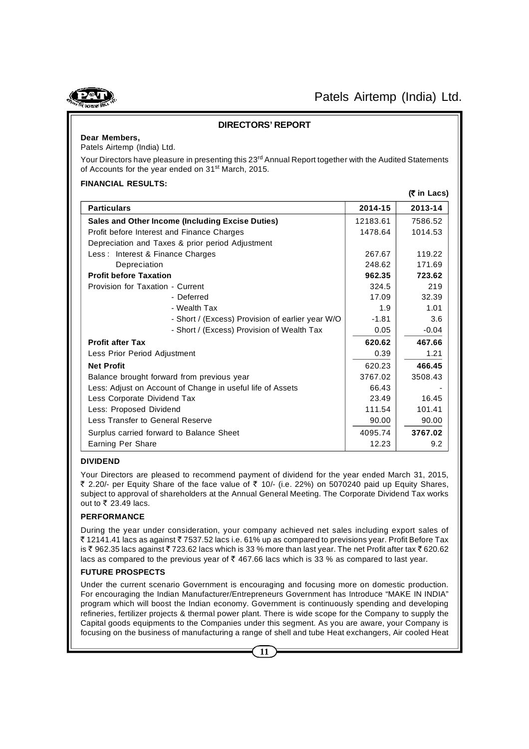## DIRECTORS' REPORT

**Dear Members,**
Patels Airtemp (India) Ltd.

Your Directors have pleasure in presenting this 23rd Annual Report together with the Audited Statements of Accounts for the year ended on 31st March, 2015.

**FINANCIAL RESULTS:**

**(₹ in Lacs)**

| Particulars | 2014-15 | 2013-14 |
|---|---|---|
| **Sales and Other Income (Including Excise Duties)** | 12183.61 | 7586.52 |
| Profit before Interest and Finance Charges | 1478.64 | 1014.53 |
| Depreciation and Taxes & prior period Adjustment | | |
| Less : Interest & Finance Charges | 267.67 | 119.22 |
| Depreciation | 248.62 | 171.69 |
| **Profit before Taxation** | **962.35** | **723.62** |
| Provision for Taxation - Current | 324.5 | 219 |
| - Deferred | 17.09 | 32.39 |
| - Wealth Tax | 1.9 | 1.01 |
| - Short / (Excess) Provision of earlier year W/O | -1.81 | 3.6 |
| - Short / (Excess) Provision of Wealth Tax | 0.05 | -0.04 |
| **Profit after Tax** | **620.62** | **467.66** |
| Less Prior Period Adjustment | 0.39 | 1.21 |
| **Net Profit** | 620.23 | **466.45** |
| Balance brought forward from previous year | 3767.02 | 3508.43 |
| Less: Adjust on Account of Change in useful life of Assets | 66.43 | - |
| Less Corporate Dividend Tax | 23.49 | 16.45 |
| Less: Proposed Dividend | 111.54 | 101.41 |
| Less Transfer to General Reserve | 90.00 | 90.00 |
| Surplus carried forward to Balance Sheet | 4095.74 | **3767.02** |
| Earning Per Share | 12.23 | 9.2 |

**DIVIDEND**

Your Directors are pleased to recommend payment of dividend for the year ended March 31, 2015, ₹ 2.20/- per Equity Share of the face value of ₹ 10/- (i.e. 22%) on 5070240 paid up Equity Shares, subject to approval of shareholders at the Annual General Meeting. The Corporate Dividend Tax works out to ₹ 23.49 lacs.

**PERFORMANCE**

During the year under consideration, your company achieved net sales including export sales of ₹ 12141.41 lacs as against ₹ 7537.52 lacs i.e. 61% up as compared to previsions year. Profit Before Tax is ₹ 962.35 lacs against ₹ 723.62 lacs which is 33 % more than last year. The net Profit after tax ₹ 620.62 lacs as compared to the previous year of ₹ 467.66 lacs which is 33 % as compared to last year.

**FUTURE PROSPECTS**

Under the current scenario Government is encouraging and focusing more on domestic production. For encouraging the Indian Manufacturer/Entrepreneurs Government has Introduce "MAKE IN INDIA" program which will boost the Indian economy. Government is continuously spending and developing refineries, fertilizer projects & thermal power plant. There is wide scope for the Company to supply the Capital goods equipments to the Companies under this segment. As you are aware, your Company is focusing on the business of manufacturing a range of shell and tube Heat exchangers, Air cooled Heat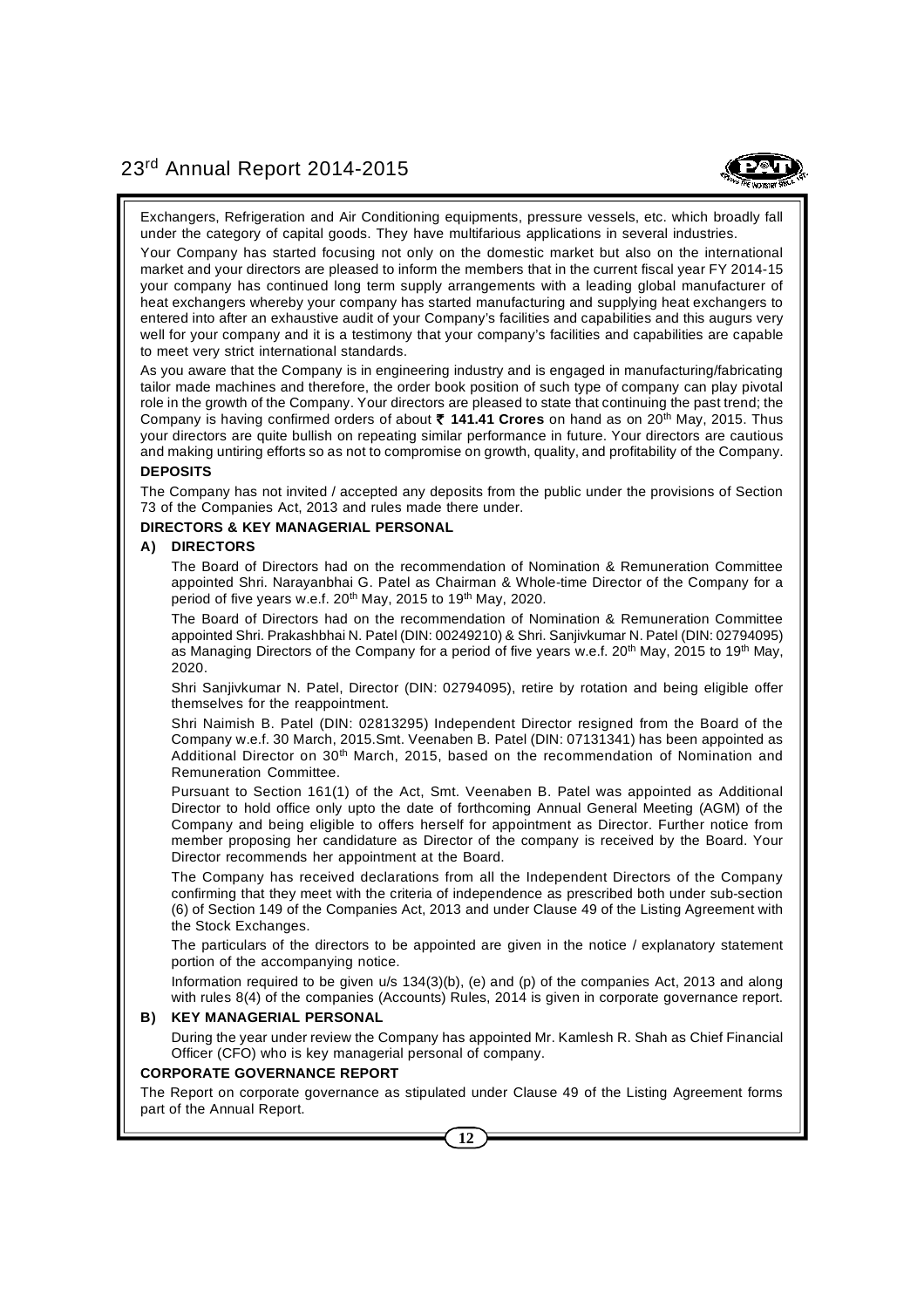Exchangers, Refrigeration and Air Conditioning equipments, pressure vessels, etc. which broadly fall under the category of capital goods. They have multifarious applications in several industries.

Your Company has started focusing not only on the domestic market but also on the international market and your directors are pleased to inform the members that in the current fiscal year FY 2014-15 your company has continued long term supply arrangements with a leading global manufacturer of heat exchangers whereby your company has started manufacturing and supplying heat exchangers to entered into after an exhaustive audit of your Company's facilities and capabilities and this augurs very well for your company and it is a testimony that your company's facilities and capabilities are capable to meet very strict international standards.

As you aware that the Company is in engineering industry and is engaged in manufacturing/fabricating tailor made machines and therefore, the order book position of such type of company can play pivotal role in the growth of the Company. Your directors are pleased to state that continuing the past trend; the Company is having confirmed orders of about **₹ 141.41 Crores** on hand as on 20th May, 2015. Thus your directors are quite bullish on repeating similar performance in future. Your directors are cautious and making untiring efforts so as not to compromise on growth, quality, and profitability of the Company.

**DEPOSITS**

The Company has not invited / accepted any deposits from the public under the provisions of Section 73 of the Companies Act, 2013 and rules made there under.

**DIRECTORS & KEY MANAGERIAL PERSONAL**

**A) DIRECTORS**

The Board of Directors had on the recommendation of Nomination & Remuneration Committee appointed Shri. Narayanbhai G. Patel as Chairman & Whole-time Director of the Company for a period of five years w.e.f. 20th May, 2015 to 19th May, 2020.

The Board of Directors had on the recommendation of Nomination & Remuneration Committee appointed Shri. Prakashbhai N. Patel (DIN: 00249210) & Shri. Sanjivkumar N. Patel (DIN: 02794095) as Managing Directors of the Company for a period of five years w.e.f. 20th May, 2015 to 19th May, 2020.

Shri Sanjivkumar N. Patel, Director (DIN: 02794095), retire by rotation and being eligible offer themselves for the reappointment.

Shri Naimish B. Patel (DIN: 02813295) Independent Director resigned from the Board of the Company w.e.f. 30 March, 2015.Smt. Veenaben B. Patel (DIN: 07131341) has been appointed as Additional Director on 30th March, 2015, based on the recommendation of Nomination and Remuneration Committee.

Pursuant to Section 161(1) of the Act, Smt. Veenaben B. Patel was appointed as Additional Director to hold office only upto the date of forthcoming Annual General Meeting (AGM) of the Company and being eligible to offers herself for appointment as Director. Further notice from member proposing her candidature as Director of the company is received by the Board. Your Director recommends her appointment at the Board.

The Company has received declarations from all the Independent Directors of the Company confirming that they meet with the criteria of independence as prescribed both under sub-section (6) of Section 149 of the Companies Act, 2013 and under Clause 49 of the Listing Agreement with the Stock Exchanges.

The particulars of the directors to be appointed are given in the notice / explanatory statement portion of the accompanying notice.

Information required to be given u/s 134(3)(b), (e) and (p) of the companies Act, 2013 and along with rules 8(4) of the companies (Accounts) Rules, 2014 is given in corporate governance report.

**B) KEY MANAGERIAL PERSONAL**

During the year under review the Company has appointed Mr. Kamlesh R. Shah as Chief Financial Officer (CFO) who is key managerial personal of company.

**CORPORATE GOVERNANCE REPORT**

The Report on corporate governance as stipulated under Clause 49 of the Listing Agreement forms part of the Annual Report.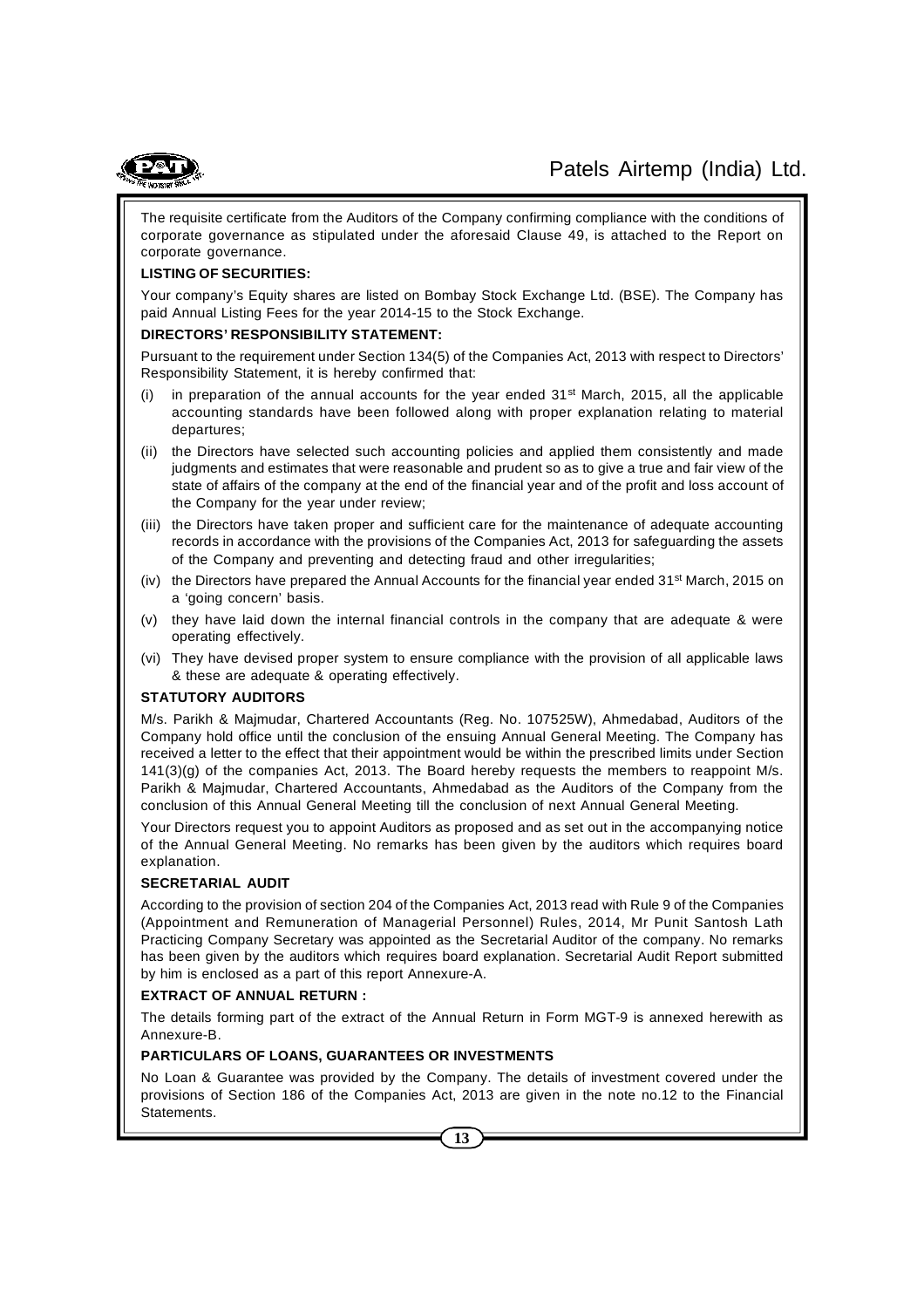The requisite certificate from the Auditors of the Company confirming compliance with the conditions of corporate governance as stipulated under the aforesaid Clause 49, is attached to the Report on corporate governance.

**LISTING OF SECURITIES:**

Your company's Equity shares are listed on Bombay Stock Exchange Ltd. (BSE). The Company has paid Annual Listing Fees for the year 2014-15 to the Stock Exchange.

**DIRECTORS' RESPONSIBILITY STATEMENT:**

Pursuant to the requirement under Section 134(5) of the Companies Act, 2013 with respect to Directors' Responsibility Statement, it is hereby confirmed that:

(i) in preparation of the annual accounts for the year ended 31st March, 2015, all the applicable accounting standards have been followed along with proper explanation relating to material departures;

(ii) the Directors have selected such accounting policies and applied them consistently and made judgments and estimates that were reasonable and prudent so as to give a true and fair view of the state of affairs of the company at the end of the financial year and of the profit and loss account of the Company for the year under review;

(iii) the Directors have taken proper and sufficient care for the maintenance of adequate accounting records in accordance with the provisions of the Companies Act, 2013 for safeguarding the assets of the Company and preventing and detecting fraud and other irregularities;

(iv) the Directors have prepared the Annual Accounts for the financial year ended 31st March, 2015 on a 'going concern' basis.

(v) they have laid down the internal financial controls in the company that are adequate & were operating effectively.

(vi) They have devised proper system to ensure compliance with the provision of all applicable laws & these are adequate & operating effectively.

**STATUTORY AUDITORS**

M/s. Parikh & Majmudar, Chartered Accountants (Reg. No. 107525W), Ahmedabad, Auditors of the Company hold office until the conclusion of the ensuing Annual General Meeting. The Company has received a letter to the effect that their appointment would be within the prescribed limits under Section 141(3)(g) of the companies Act, 2013. The Board hereby requests the members to reappoint M/s. Parikh & Majmudar, Chartered Accountants, Ahmedabad as the Auditors of the Company from the conclusion of this Annual General Meeting till the conclusion of next Annual General Meeting.

Your Directors request you to appoint Auditors as proposed and as set out in the accompanying notice of the Annual General Meeting. No remarks has been given by the auditors which requires board explanation.

**SECRETARIAL AUDIT**

According to the provision of section 204 of the Companies Act, 2013 read with Rule 9 of the Companies (Appointment and Remuneration of Managerial Personnel) Rules, 2014, Mr Punit Santosh Lath Practicing Company Secretary was appointed as the Secretarial Auditor of the company. No remarks has been given by the auditors which requires board explanation. Secretarial Audit Report submitted by him is enclosed as a part of this report Annexure-A.

**EXTRACT OF ANNUAL RETURN :**

The details forming part of the extract of the Annual Return in Form MGT-9 is annexed herewith as Annexure-B.

**PARTICULARS OF LOANS, GUARANTEES OR INVESTMENTS**

No Loan & Guarantee was provided by the Company. The details of investment covered under the provisions of Section 186 of the Companies Act, 2013 are given in the note no.12 to the Financial Statements.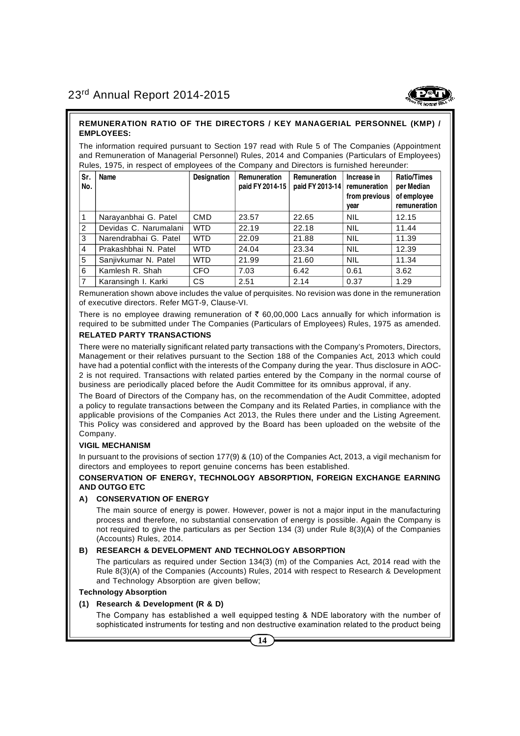## REMUNERATION RATIO OF THE DIRECTORS / KEY MANAGERIAL PERSONNEL (KMP) / EMPLOYEES:

The information required pursuant to Section 197 read with Rule 5 of The Companies (Appointment and Remuneration of Managerial Personnel) Rules, 2014 and Companies (Particulars of Employees) Rules, 1975, in respect of employees of the Company and Directors is furnished hereunder:

| Sr. No. | Name | Designation | Remuneration paid FY 2014-15 | Remuneration paid FY 2013-14 | Increase in remuneration from previous year | Ratio/Times per Median of employee remuneration |
|---|---|---|---|---|---|---|
| 1 | Narayanbhai G. Patel | CMD | 23.57 | 22.65 | NIL | 12.15 |
| 2 | Devidas C. Narumalani | WTD | 22.19 | 22.18 | NIL | 11.44 |
| 3 | Narendrabhai G. Patel | WTD | 22.09 | 21.88 | NIL | 11.39 |
| 4 | Prakashbhai N. Patel | WTD | 24.04 | 23.34 | NIL | 12.39 |
| 5 | Sanjivkumar N. Patel | WTD | 21.99 | 21.60 | NIL | 11.34 |
| 6 | Kamlesh R. Shah | CFO | 7.03 | 6.42 | 0.61 | 3.62 |
| 7 | Karansingh I. Karki | CS | 2.51 | 2.14 | 0.37 | 1.29 |

Remuneration shown above includes the value of perquisites. No revision was done in the remuneration of executive directors. Refer MGT-9, Clause-VI.

There is no employee drawing remuneration of ₹ 60,00,000 Lacs annually for which information is required to be submitted under The Companies (Particulars of Employees) Rules, 1975 as amended.

### RELATED PARTY TRANSACTIONS

There were no materially significant related party transactions with the Company's Promoters, Directors, Management or their relatives pursuant to the Section 188 of the Companies Act, 2013 which could have had a potential conflict with the interests of the Company during the year. Thus disclosure in AOC-2 is not required. Transactions with related parties entered by the Company in the normal course of business are periodically placed before the Audit Committee for its omnibus approval, if any.

The Board of Directors of the Company has, on the recommendation of the Audit Committee, adopted a policy to regulate transactions between the Company and its Related Parties, in compliance with the applicable provisions of the Companies Act 2013, the Rules there under and the Listing Agreement. This Policy was considered and approved by the Board has been uploaded on the website of the Company.

### VIGIL MECHANISM

In pursuant to the provisions of section 177(9) & (10) of the Companies Act, 2013, a vigil mechanism for directors and employees to report genuine concerns has been established.

### CONSERVATION OF ENERGY, TECHNOLOGY ABSORPTION, FOREIGN EXCHANGE EARNING AND OUTGO ETC

**A) CONSERVATION OF ENERGY**

The main source of energy is power. However, power is not a major input in the manufacturing process and therefore, no substantial conservation of energy is possible. Again the Company is not required to give the particulars as per Section 134 (3) under Rule 8(3)(A) of the Companies (Accounts) Rules, 2014.

**B) RESEARCH & DEVELOPMENT AND TECHNOLOGY ABSORPTION**

The particulars as required under Section 134(3) (m) of the Companies Act, 2014 read with the Rule 8(3)(A) of the Companies (Accounts) Rules, 2014 with respect to Research & Development and Technology Absorption are given bellow;

**Technology Absorption**

**(1) Research & Development (R & D)**

The Company has established a well equipped testing & NDE laboratory with the number of sophisticated instruments for testing and non destructive examination related to the product being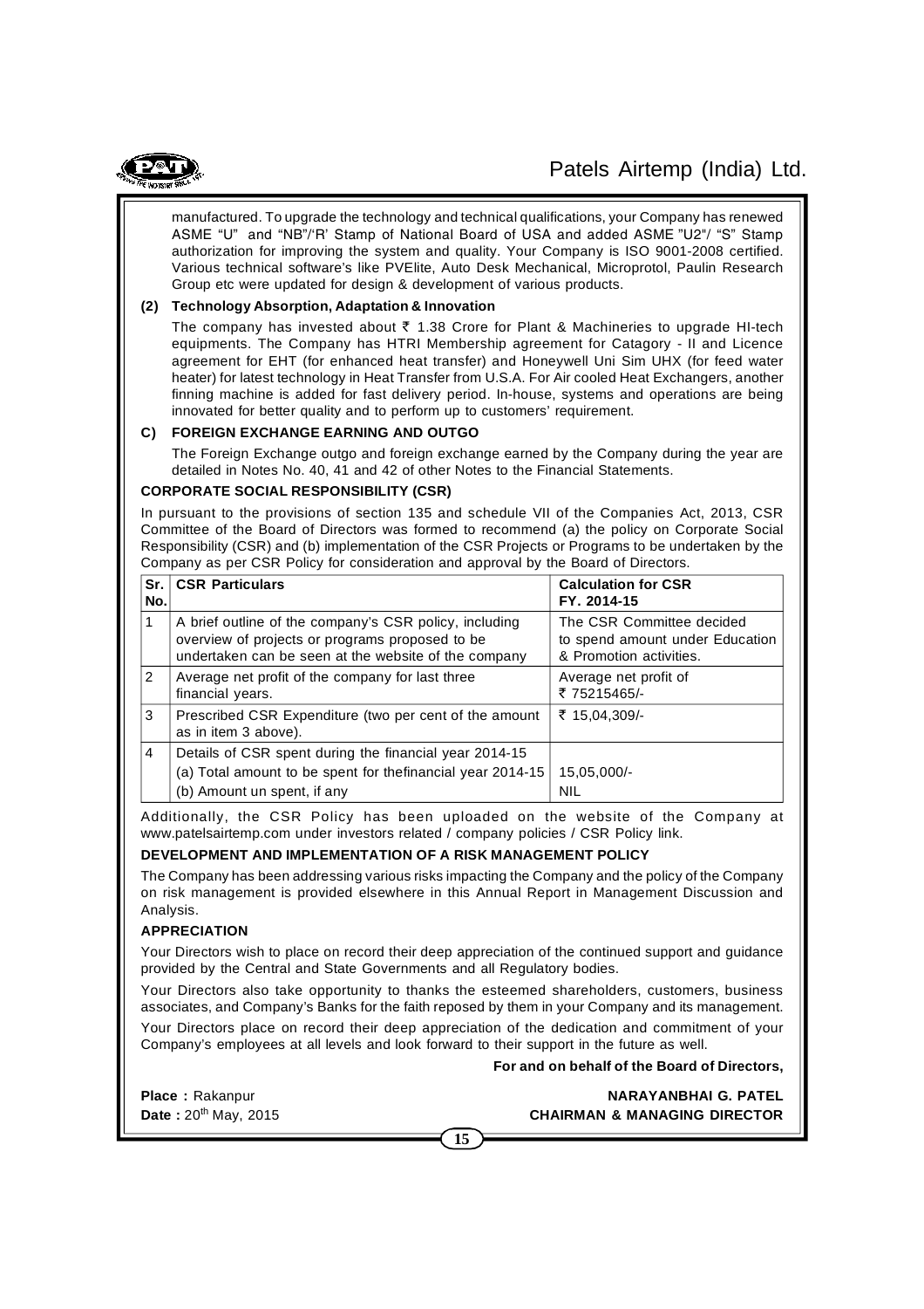manufactured. To upgrade the technology and technical qualifications, your Company has renewed ASME "U" and "NB"/'R' Stamp of National Board of USA and added ASME "U2"/ "S" Stamp authorization for improving the system and quality. Your Company is ISO 9001-2008 certified. Various technical software's like PVElite, Auto Desk Mechanical, Microprotol, Paulin Research Group etc were updated for design & development of various products.

**(2) Technology Absorption, Adaptation & Innovation**

The company has invested about ₹ 1.38 Crore for Plant & Machineries to upgrade HI-tech equipments. The Company has HTRI Membership agreement for Catagory - II and Licence agreement for EHT (for enhanced heat transfer) and Honeywell Uni Sim UHX (for feed water heater) for latest technology in Heat Transfer from U.S.A. For Air cooled Heat Exchangers, another finning machine is added for fast delivery period. In-house, systems and operations are being innovated for better quality and to perform up to customers' requirement.

**C) FOREIGN EXCHANGE EARNING AND OUTGO**

The Foreign Exchange outgo and foreign exchange earned by the Company during the year are detailed in Notes No. 40, 41 and 42 of other Notes to the Financial Statements.

**CORPORATE SOCIAL RESPONSIBILITY (CSR)**

In pursuant to the provisions of section 135 and schedule VII of the Companies Act, 2013, CSR Committee of the Board of Directors was formed to recommend (a) the policy on Corporate Social Responsibility (CSR) and (b) implementation of the CSR Projects or Programs to be undertaken by the Company as per CSR Policy for consideration and approval by the Board of Directors.

| Sr. No. | CSR Particulars | Calculation for CSR FY. 2014-15 |
|---|---|---|
| 1 | A brief outline of the company's CSR policy, including overview of projects or programs proposed to be undertaken can be seen at the website of the company | The CSR Committee decided to spend amount under Education & Promotion activities. |
| 2 | Average net profit of the company for last three financial years. | Average net profit of ₹ 75215465/- |
| 3 | Prescribed CSR Expenditure (two per cent of the amount as in item 3 above). | ₹ 15,04,309/- |
| 4 | Details of CSR spent during the financial year 2014-15<br>(a) Total amount to be spent for thefinancial year 2014-15<br>(b) Amount un spent, if any | <br>15,05,000/-<br>NIL |

Additionally, the CSR Policy has been uploaded on the website of the Company at www.patelsairtemp.com under investors related / company policies / CSR Policy link.

**DEVELOPMENT AND IMPLEMENTATION OF A RISK MANAGEMENT POLICY**

The Company has been addressing various risks impacting the Company and the policy of the Company on risk management is provided elsewhere in this Annual Report in Management Discussion and Analysis.

**APPRECIATION**

Your Directors wish to place on record their deep appreciation of the continued support and guidance provided by the Central and State Governments and all Regulatory bodies.

Your Directors also take opportunity to thanks the esteemed shareholders, customers, business associates, and Company's Banks for the faith reposed by them in your Company and its management.

Your Directors place on record their deep appreciation of the dedication and commitment of your Company's employees at all levels and look forward to their support in the future as well.

**For and on behalf of the Board of Directors,**

**Place :** Rakanpur
**Date :** 20th May, 2015

**NARAYANBHAI G. PATEL**
**CHAIRMAN & MANAGING DIRECTOR**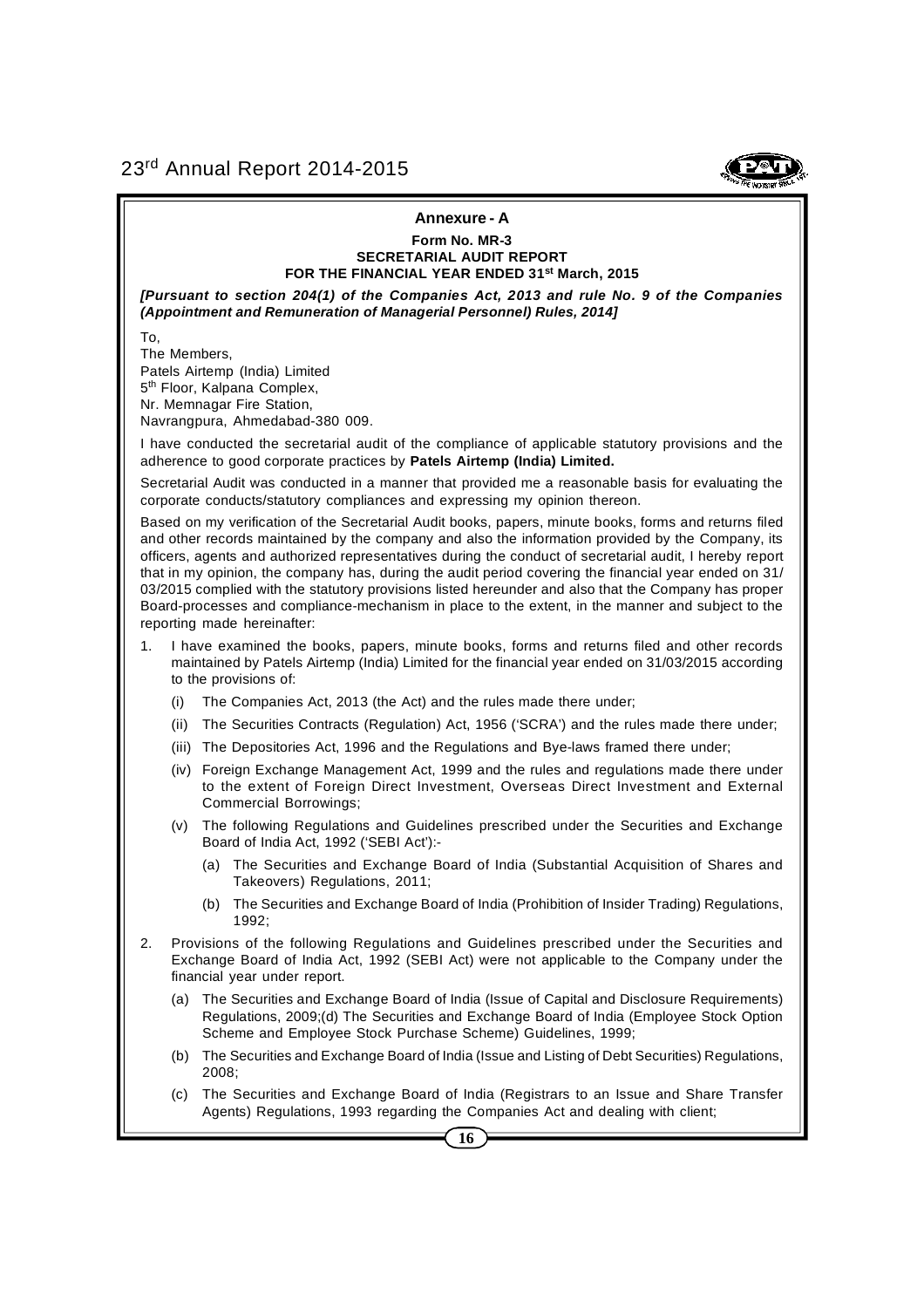## Annexure - A

**Form No. MR-3**
**SECRETARIAL AUDIT REPORT**
**FOR THE FINANCIAL YEAR ENDED 31st March, 2015**

***[Pursuant to section 204(1) of the Companies Act, 2013 and rule No. 9 of the Companies (Appointment and Remuneration of Managerial Personnel) Rules, 2014]***

To,
The Members,
Patels Airtemp (India) Limited
5th Floor, Kalpana Complex,
Nr. Memnagar Fire Station,
Navrangpura, Ahmedabad-380 009.

I have conducted the secretarial audit of the compliance of applicable statutory provisions and the adherence to good corporate practices by **Patels Airtemp (India) Limited.**

Secretarial Audit was conducted in a manner that provided me a reasonable basis for evaluating the corporate conducts/statutory compliances and expressing my opinion thereon.

Based on my verification of the Secretarial Audit books, papers, minute books, forms and returns filed and other records maintained by the company and also the information provided by the Company, its officers, agents and authorized representatives during the conduct of secretarial audit, I hereby report that in my opinion, the company has, during the audit period covering the financial year ended on 31/03/2015 complied with the statutory provisions listed hereunder and also that the Company has proper Board-processes and compliance-mechanism in place to the extent, in the manner and subject to the reporting made hereinafter:

1. I have examined the books, papers, minute books, forms and returns filed and other records maintained by Patels Airtemp (India) Limited for the financial year ended on 31/03/2015 according to the provisions of:
   - (i) The Companies Act, 2013 (the Act) and the rules made there under;
   - (ii) The Securities Contracts (Regulation) Act, 1956 ('SCRA') and the rules made there under;
   - (iii) The Depositories Act, 1996 and the Regulations and Bye-laws framed there under;
   - (iv) Foreign Exchange Management Act, 1999 and the rules and regulations made there under to the extent of Foreign Direct Investment, Overseas Direct Investment and External Commercial Borrowings;
   - (v) The following Regulations and Guidelines prescribed under the Securities and Exchange Board of India Act, 1992 ('SEBI Act'):-
     - (a) The Securities and Exchange Board of India (Substantial Acquisition of Shares and Takeovers) Regulations, 2011;
     - (b) The Securities and Exchange Board of India (Prohibition of Insider Trading) Regulations, 1992;

2. Provisions of the following Regulations and Guidelines prescribed under the Securities and Exchange Board of India Act, 1992 (SEBI Act) were not applicable to the Company under the financial year under report.
   - (a) The Securities and Exchange Board of India (Issue of Capital and Disclosure Requirements) Regulations, 2009;(d) The Securities and Exchange Board of India (Employee Stock Option Scheme and Employee Stock Purchase Scheme) Guidelines, 1999;
   - (b) The Securities and Exchange Board of India (Issue and Listing of Debt Securities) Regulations, 2008;
   - (c) The Securities and Exchange Board of India (Registrars to an Issue and Share Transfer Agents) Regulations, 1993 regarding the Companies Act and dealing with client;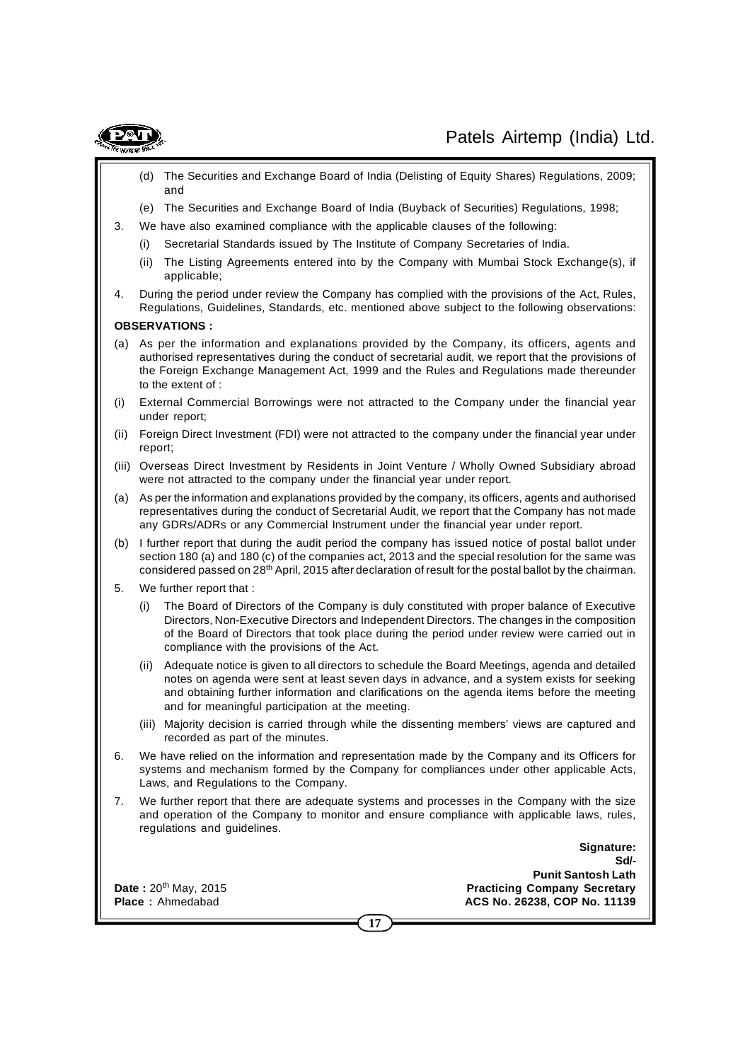(d) The Securities and Exchange Board of India (Delisting of Equity Shares) Regulations, 2009; and

(e) The Securities and Exchange Board of India (Buyback of Securities) Regulations, 1998;

3. We have also examined compliance with the applicable clauses of the following:

   (i) Secretarial Standards issued by The Institute of Company Secretaries of India.

   (ii) The Listing Agreements entered into by the Company with Mumbai Stock Exchange(s), if applicable;

4. During the period under review the Company has complied with the provisions of the Act, Rules, Regulations, Guidelines, Standards, etc. mentioned above subject to the following observations:

**OBSERVATIONS :**

(a) As per the information and explanations provided by the Company, its officers, agents and authorised representatives during the conduct of secretarial audit, we report that the provisions of the Foreign Exchange Management Act, 1999 and the Rules and Regulations made thereunder to the extent of :

(i) External Commercial Borrowings were not attracted to the Company under the financial year under report;

(ii) Foreign Direct Investment (FDI) were not attracted to the company under the financial year under report;

(iii) Overseas Direct Investment by Residents in Joint Venture / Wholly Owned Subsidiary abroad were not attracted to the company under the financial year under report.

(a) As per the information and explanations provided by the company, its officers, agents and authorised representatives during the conduct of Secretarial Audit, we report that the Company has not made any GDRs/ADRs or any Commercial Instrument under the financial year under report.

(b) I further report that during the audit period the company has issued notice of postal ballot under section 180 (a) and 180 (c) of the companies act, 2013 and the special resolution for the same was considered passed on 28th April, 2015 after declaration of result for the postal ballot by the chairman.

5. We further report that :

   (i) The Board of Directors of the Company is duly constituted with proper balance of Executive Directors, Non-Executive Directors and Independent Directors. The changes in the composition of the Board of Directors that took place during the period under review were carried out in compliance with the provisions of the Act.

   (ii) Adequate notice is given to all directors to schedule the Board Meetings, agenda and detailed notes on agenda were sent at least seven days in advance, and a system exists for seeking and obtaining further information and clarifications on the agenda items before the meeting and for meaningful participation at the meeting.

   (iii) Majority decision is carried through while the dissenting members' views are captured and recorded as part of the minutes.

6. We have relied on the information and representation made by the Company and its Officers for systems and mechanism formed by the Company for compliances under other applicable Acts, Laws, and Regulations to the Company.

7. We further report that there are adequate systems and processes in the Company with the size and operation of the Company to monitor and ensure compliance with applicable laws, rules, regulations and guidelines.

**Signature:**
**Sd/-**
**Punit Santosh Lath**
**Practicing Company Secretary**
**ACS No. 26238, COP No. 11139**

**Date :** 20th May, 2015
**Place :** Ahmedabad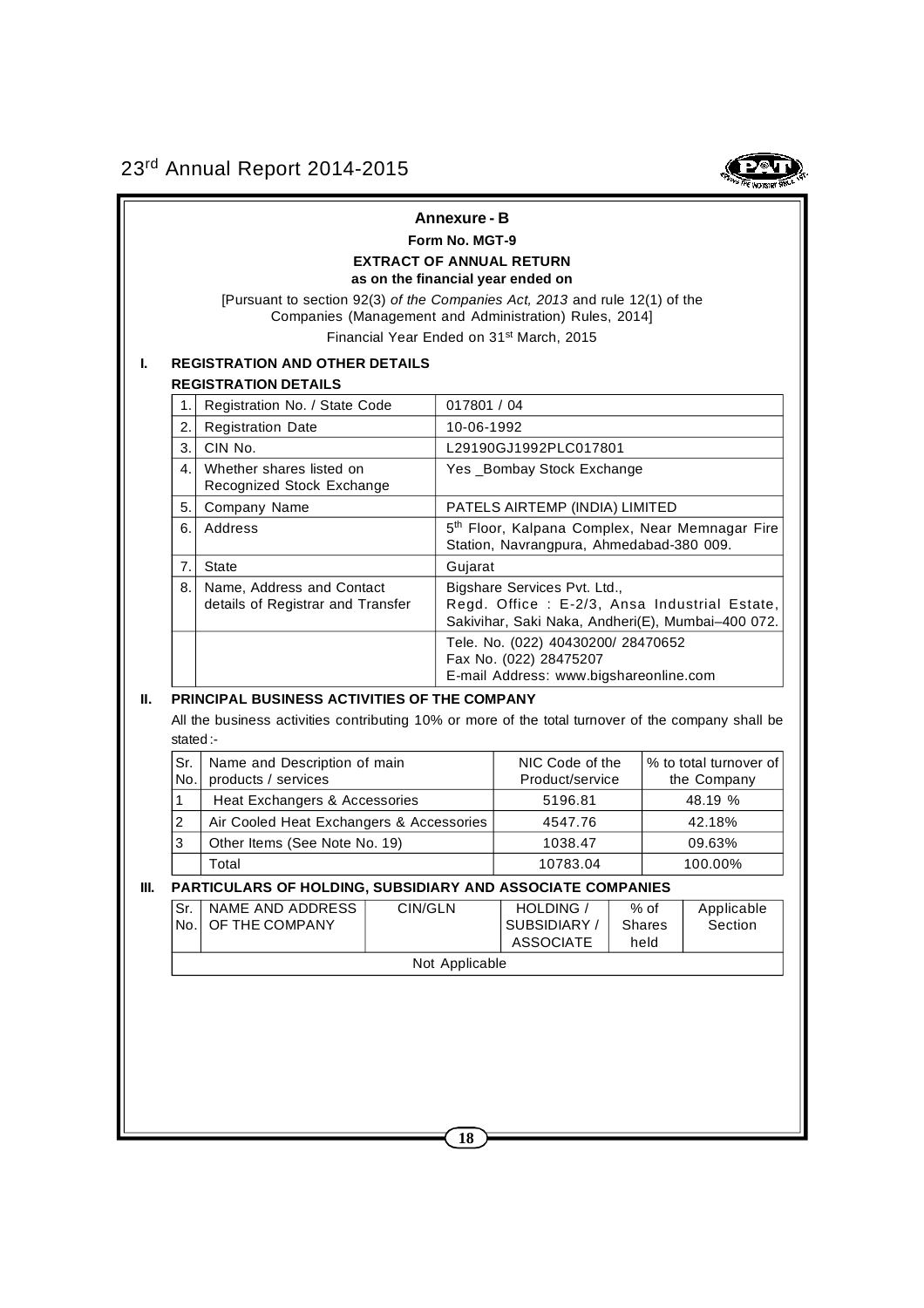## Annexure - B

**Form No. MGT-9**

**EXTRACT OF ANNUAL RETURN**

**as on the financial year ended on**

[Pursuant to section 92(3) *of the Companies Act, 2013* and rule 12(1) of the Companies (Management and Administration) Rules, 2014]

Financial Year Ended on 31st March, 2015

### I. REGISTRATION AND OTHER DETAILS

**REGISTRATION DETAILS**

| | | |
|---|---|---|
| 1. | Registration No. / State Code | 017801 / 04 |
| 2. | Registration Date | 10-06-1992 |
| 3. | CIN No. | L29190GJ1992PLC017801 |
| 4. | Whether shares listed on Recognized Stock Exchange | Yes _Bombay Stock Exchange |
| 5. | Company Name | PATELS AIRTEMP (INDIA) LIMITED |
| 6. | Address | 5th Floor, Kalpana Complex, Near Memnagar Fire Station, Navrangpura, Ahmedabad-380 009. |
| 7. | State | Gujarat |
| 8. | Name, Address and Contact details of Registrar and Transfer | Bigshare Services Pvt. Ltd., Regd. Office : E-2/3, Ansa Industrial Estate, Sakivihar, Saki Naka, Andheri(E), Mumbai–400 072. |
| | | Tele. No. (022) 40430200/ 28470652 Fax No. (022) 28475207 E-mail Address: www.bigshareonline.com |

### II. PRINCIPAL BUSINESS ACTIVITIES OF THE COMPANY

All the business activities contributing 10% or more of the total turnover of the company shall be stated :-

| Sr. No. | Name and Description of main products / services | NIC Code of the Product/service | % to total turnover of the Company |
|---|---|---|---|
| 1 | Heat Exchangers & Accessories | 5196.81 | 48.19 % |
| 2 | Air Cooled Heat Exchangers & Accessories | 4547.76 | 42.18% |
| 3 | Other Items (See Note No. 19) | 1038.47 | 09.63% |
| | Total | 10783.04 | 100.00% |

### III. PARTICULARS OF HOLDING, SUBSIDIARY AND ASSOCIATE COMPANIES

| Sr. No. | NAME AND ADDRESS OF THE COMPANY | CIN/GLN | HOLDING / SUBSIDIARY / ASSOCIATE | % of Shares held | Applicable Section |
|---|---|---|---|---|---|
| Not Applicable | | | | | |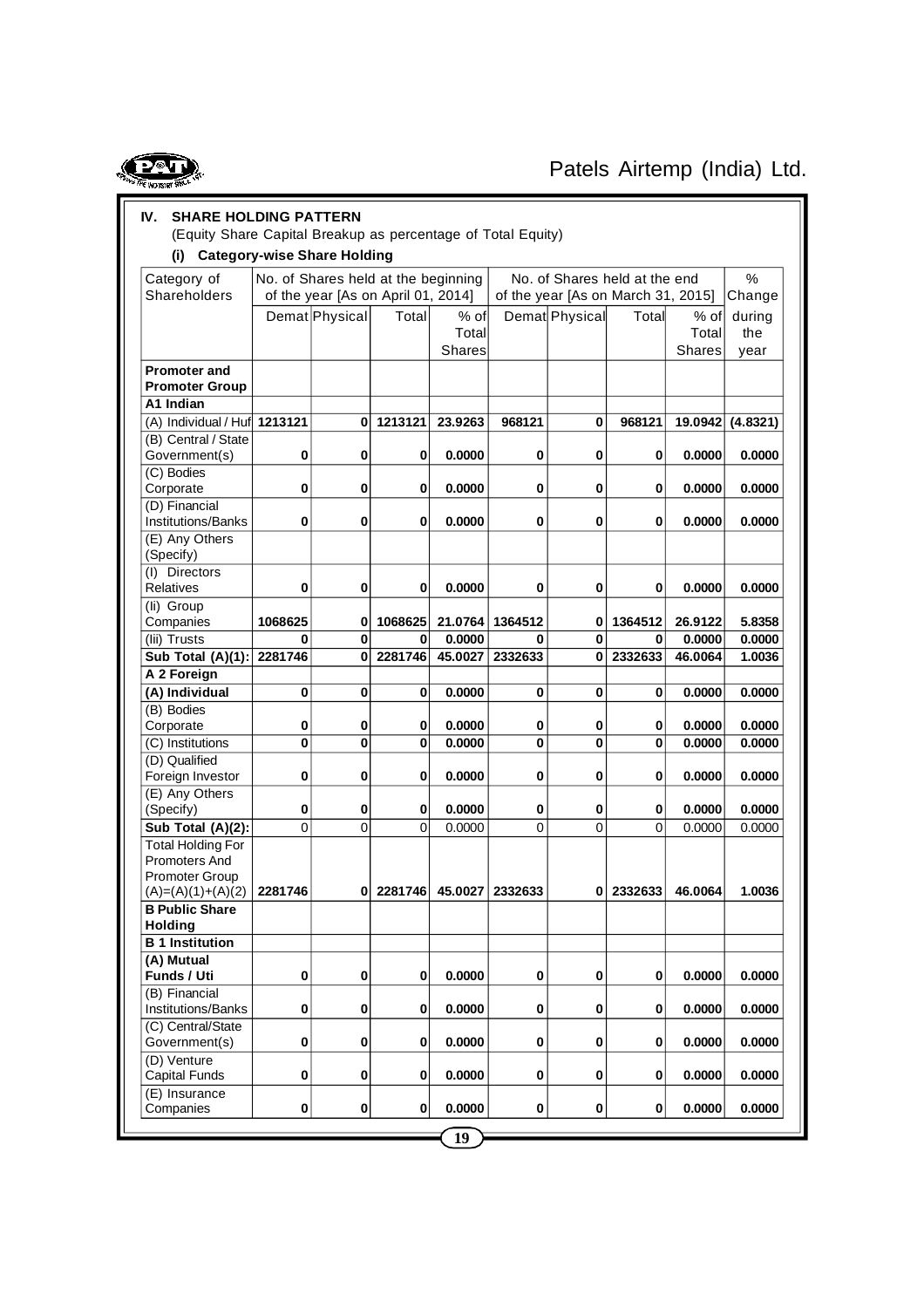## IV. SHARE HOLDING PATTERN

(Equity Share Capital Breakup as percentage of Total Equity)

### (i) Category-wise Share Holding

| Category of Shareholders | No. of Shares held at the beginning of the year [As on April 01, 2014] | | | | No. of Shares held at the end of the year [As on March 31, 2015] | | | | % Change during the year |
|---|---|---|---|---|---|---|---|---|---|
| | Demat | Physical | Total | % of Total Shares | Demat | Physical | Total | % of Total Shares | |
| **Promoter and Promoter Group** | | | | | | | | | |
| **A1 Indian** | | | | | | | | | |
| (A) Individual / Huf | **1213121** | **0** | **1213121** | **23.9263** | **968121** | **0** | **968121** | **19.0942** | **(4.8321)** |
| (B) Central / State Government(s) | **0** | **0** | **0** | **0.0000** | **0** | **0** | **0** | **0.0000** | **0.0000** |
| (C) Bodies Corporate | **0** | **0** | **0** | **0.0000** | **0** | **0** | **0** | **0.0000** | **0.0000** |
| (D) Financial Institutions/Banks | **0** | **0** | **0** | **0.0000** | **0** | **0** | **0** | **0.0000** | **0.0000** |
| (E) Any Others (Specify) | | | | | | | | | |
| (I) Directors Relatives | **0** | **0** | **0** | **0.0000** | **0** | **0** | **0** | **0.0000** | **0.0000** |
| (Ii) Group Companies | **1068625** | **0** | **1068625** | **21.0764** | **1364512** | **0** | **1364512** | **26.9122** | **5.8358** |
| (Iii) Trusts | **0** | **0** | **0** | **0.0000** | **0** | **0** | **0** | **0.0000** | **0.0000** |
| **Sub Total (A)(1):** | **2281746** | **0** | **2281746** | **45.0027** | **2332633** | **0** | **2332633** | **46.0064** | **1.0036** |
| **A 2 Foreign** | | | | | | | | | |
| **(A) Individual** | **0** | **0** | **0** | **0.0000** | **0** | **0** | **0** | **0.0000** | **0.0000** |
| (B) Bodies Corporate | **0** | **0** | **0** | **0.0000** | **0** | **0** | **0** | **0.0000** | **0.0000** |
| (C) Institutions | **0** | **0** | **0** | **0.0000** | **0** | **0** | **0** | **0.0000** | **0.0000** |
| (D) Qualified Foreign Investor | **0** | **0** | **0** | **0.0000** | **0** | **0** | **0** | **0.0000** | **0.0000** |
| (E) Any Others (Specify) | **0** | **0** | **0** | **0.0000** | **0** | **0** | **0** | **0.0000** | **0.0000** |
| **Sub Total (A)(2):** | 0 | 0 | 0 | 0.0000 | 0 | 0 | 0 | 0.0000 | 0.0000 |
| Total Holding For Promoters And Promoter Group (A)=(A)(1)+(A)(2) | **2281746** | **0** | **2281746** | **45.0027** | **2332633** | **0** | **2332633** | **46.0064** | **1.0036** |
| **B Public Share Holding** | | | | | | | | | |
| **B 1 Institution** | | | | | | | | | |
| **(A) Mutual Funds / Uti** | **0** | **0** | **0** | **0.0000** | **0** | **0** | **0** | **0.0000** | **0.0000** |
| (B) Financial Institutions/Banks | **0** | **0** | **0** | **0.0000** | **0** | **0** | **0** | **0.0000** | **0.0000** |
| (C) Central/State Government(s) | **0** | **0** | **0** | **0.0000** | **0** | **0** | **0** | **0.0000** | **0.0000** |
| (D) Venture Capital Funds | **0** | **0** | **0** | **0.0000** | **0** | **0** | **0** | **0.0000** | **0.0000** |
| (E) Insurance Companies | **0** | **0** | **0** | **0.0000** | **0** | **0** | **0** | **0.0000** | **0.0000** |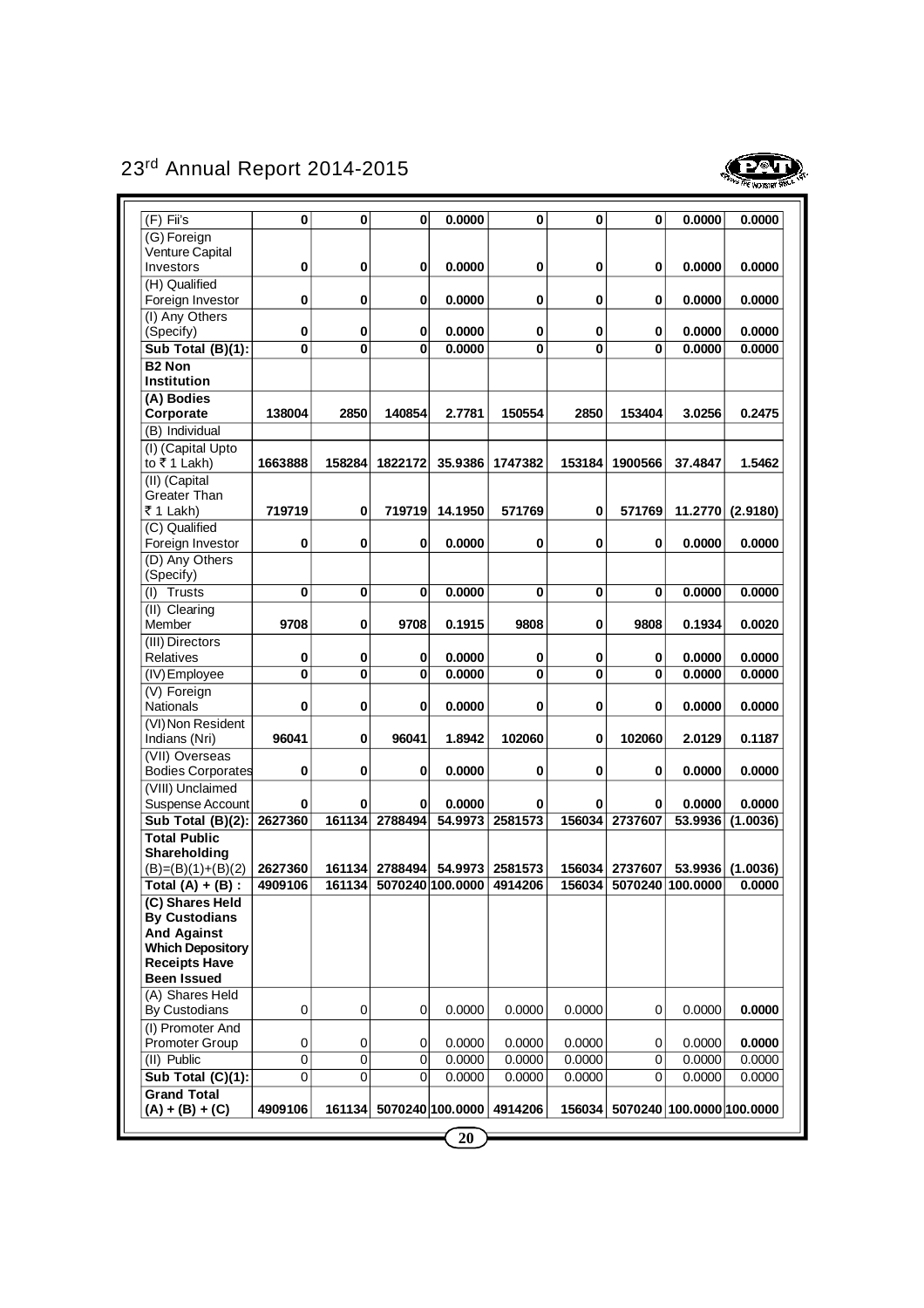| (F) Fii's | 0 | 0 | 0 | 0.0000 | 0 | 0 | 0 | 0.0000 | 0.0000 |
|---|---|---|---|---|---|---|---|---|---|
| (G) Foreign Venture Capital Investors | 0 | 0 | 0 | 0.0000 | 0 | 0 | 0 | 0.0000 | 0.0000 |
| (H) Qualified Foreign Investor | 0 | 0 | 0 | 0.0000 | 0 | 0 | 0 | 0.0000 | 0.0000 |
| (I) Any Others (Specify) | 0 | 0 | 0 | 0.0000 | 0 | 0 | 0 | 0.0000 | 0.0000 |
| **Sub Total (B)(1):** | **0** | **0** | **0** | **0.0000** | **0** | **0** | **0** | **0.0000** | **0.0000** |
| **B2 Non Institution** | | | | | | | | | |
| **(A) Bodies Corporate** | **138004** | **2850** | **140854** | **2.7781** | **150554** | **2850** | **153404** | **3.0256** | **0.2475** |
| (B) Individual | | | | | | | | | |
| (I) (Capital Upto to ₹ 1 Lakh) | **1663888** | **158284** | **1822172** | **35.9386** | **1747382** | **153184** | **1900566** | **37.4847** | **1.5462** |
| (II) (Capital Greater Than ₹ 1 Lakh) | **719719** | **0** | **719719** | **14.1950** | **571769** | **0** | **571769** | **11.2770** | **(2.9180)** |
| (C) Qualified Foreign Investor | 0 | 0 | 0 | 0.0000 | 0 | 0 | 0 | 0.0000 | 0.0000 |
| (D) Any Others (Specify) | | | | | | | | | |
| (I) Trusts | 0 | 0 | 0 | 0.0000 | 0 | 0 | 0 | 0.0000 | 0.0000 |
| (II) Clearing Member | **9708** | **0** | **9708** | **0.1915** | **9808** | **0** | **9808** | **0.1934** | **0.0020** |
| (III) Directors Relatives | 0 | 0 | 0 | 0.0000 | 0 | 0 | 0 | 0.0000 | 0.0000 |
| (IV) Employee | 0 | 0 | 0 | 0.0000 | 0 | 0 | 0 | 0.0000 | 0.0000 |
| (V) Foreign Nationals | 0 | 0 | 0 | 0.0000 | 0 | 0 | 0 | 0.0000 | 0.0000 |
| (VI) Non Resident Indians (Nri) | **96041** | **0** | **96041** | **1.8942** | **102060** | **0** | **102060** | **2.0129** | **0.1187** |
| (VII) Overseas Bodies Corporates | 0 | 0 | 0 | 0.0000 | 0 | 0 | 0 | 0.0000 | 0.0000 |
| (VIII) Unclaimed Suspense Account | 0 | 0 | 0 | 0.0000 | 0 | 0 | 0 | 0.0000 | 0.0000 |
| **Sub Total (B)(2):** | **2627360** | **161134** | **2788494** | **54.9973** | **2581573** | **156034** | **2737607** | **53.9936** | **(1.0036)** |
| **Total Public Shareholding (B)=(B)(1)+(B)(2)** | **2627360** | **161134** | **2788494** | **54.9973** | **2581573** | **156034** | **2737607** | **53.9936** | **(1.0036)** |
| **Total (A) + (B) :** | **4909106** | **161134** | **5070240** | **100.0000** | **4914206** | **156034** | **5070240** | **100.0000** | **0.0000** |
| **(C) Shares Held By Custodians And Against Which Depository Receipts Have Been Issued** | | | | | | | | | |
| (A) Shares Held By Custodians | 0 | 0 | 0 | 0.0000 | 0.0000 | 0.0000 | 0 | 0.0000 | **0.0000** |
| (I) Promoter And Promoter Group | 0 | 0 | 0 | 0.0000 | 0.0000 | 0.0000 | 0 | 0.0000 | **0.0000** |
| (II) Public | 0 | 0 | 0 | 0.0000 | 0.0000 | 0.0000 | 0 | 0.0000 | 0.0000 |
| **Sub Total (C)(1):** | 0 | 0 | 0 | 0.0000 | 0.0000 | 0.0000 | 0 | 0.0000 | 0.0000 |
| **Grand Total (A) + (B) + (C)** | **4909106** | **161134** | **5070240** | **100.0000** | **4914206** | **156034** | **5070240** | **100.0000** | **100.0000** |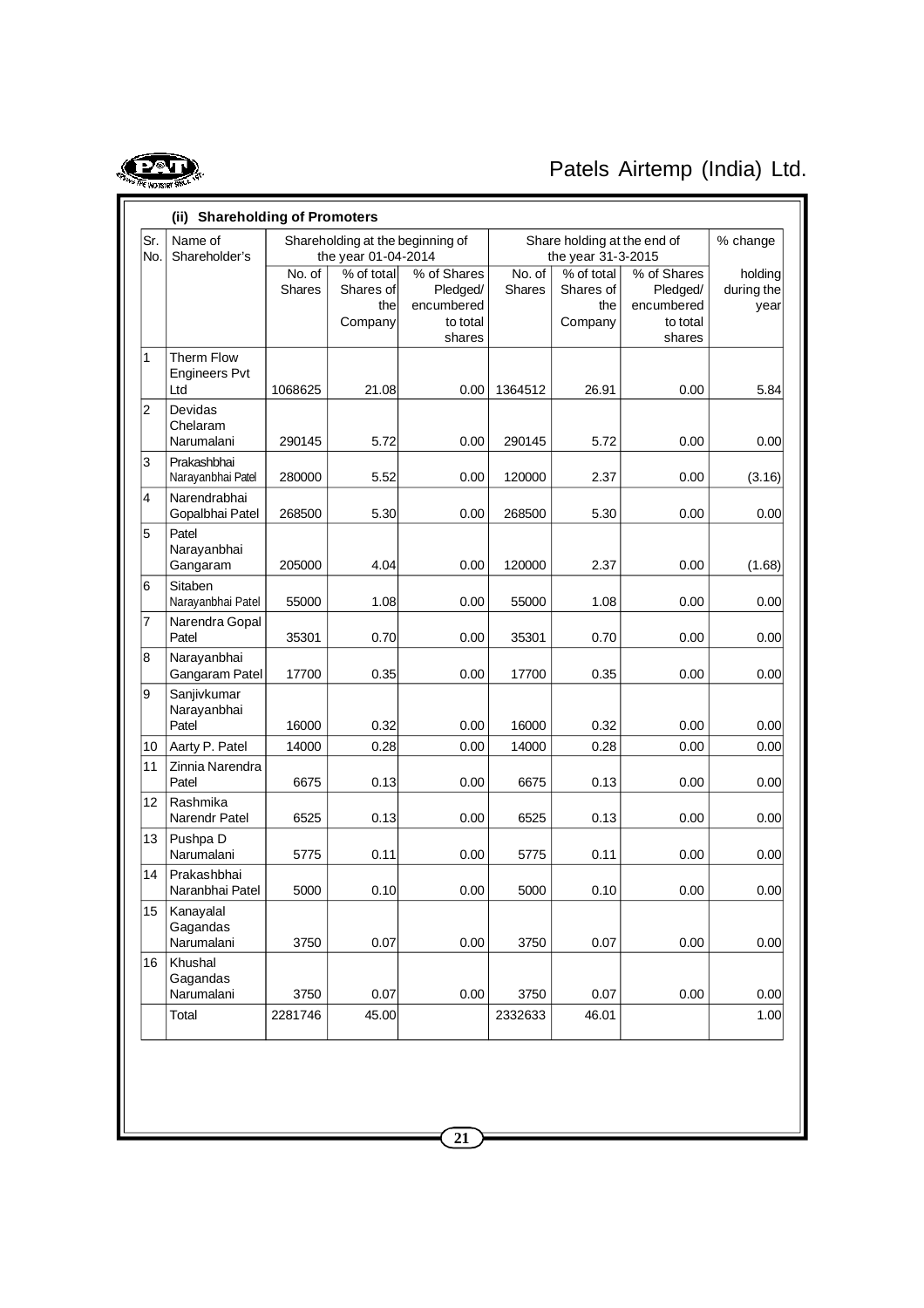### (ii) Shareholding of Promoters

| Sr. No. | Name of Shareholder's | Shareholding at the beginning of the year 01-04-2014 | | | Share holding at the end of the year 31-3-2015 | | | % change |
|---|---|---|---|---|---|---|---|---|
| | | No. of Shares | % of total Shares of the Company | % of Shares Pledged/ encumbered to total shares | No. of Shares | % of total Shares of the Company | % of Shares Pledged/ encumbered to total shares | holding during the year |
| 1 | Therm Flow Engineers Pvt Ltd | 1068625 | 21.08 | 0.00 | 1364512 | 26.91 | 0.00 | 5.84 |
| 2 | Devidas Chelaram Narumalani | 290145 | 5.72 | 0.00 | 290145 | 5.72 | 0.00 | 0.00 |
| 3 | Prakashbhai Narayanbhai Patel | 280000 | 5.52 | 0.00 | 120000 | 2.37 | 0.00 | (3.16) |
| 4 | Narendrabhai Gopalbhai Patel | 268500 | 5.30 | 0.00 | 268500 | 5.30 | 0.00 | 0.00 |
| 5 | Patel Narayanbhai Gangaram | 205000 | 4.04 | 0.00 | 120000 | 2.37 | 0.00 | (1.68) |
| 6 | Sitaben Narayanbhai Patel | 55000 | 1.08 | 0.00 | 55000 | 1.08 | 0.00 | 0.00 |
| 7 | Narendra Gopal Patel | 35301 | 0.70 | 0.00 | 35301 | 0.70 | 0.00 | 0.00 |
| 8 | Narayanbhai Gangaram Patel | 17700 | 0.35 | 0.00 | 17700 | 0.35 | 0.00 | 0.00 |
| 9 | Sanjivkumar Narayanbhai Patel | 16000 | 0.32 | 0.00 | 16000 | 0.32 | 0.00 | 0.00 |
| 10 | Aarty P. Patel | 14000 | 0.28 | 0.00 | 14000 | 0.28 | 0.00 | 0.00 |
| 11 | Zinnia Narendra Patel | 6675 | 0.13 | 0.00 | 6675 | 0.13 | 0.00 | 0.00 |
| 12 | Rashmika Narendr Patel | 6525 | 0.13 | 0.00 | 6525 | 0.13 | 0.00 | 0.00 |
| 13 | Pushpa D Narumalani | 5775 | 0.11 | 0.00 | 5775 | 0.11 | 0.00 | 0.00 |
| 14 | Prakashbhai Naranbhai Patel | 5000 | 0.10 | 0.00 | 5000 | 0.10 | 0.00 | 0.00 |
| 15 | Kanayalal Gagandas Narumalani | 3750 | 0.07 | 0.00 | 3750 | 0.07 | 0.00 | 0.00 |
| 16 | Khushal Gagandas Narumalani | 3750 | 0.07 | 0.00 | 3750 | 0.07 | 0.00 | 0.00 |
| | Total | 2281746 | 45.00 | | 2332633 | 46.01 | | 1.00 |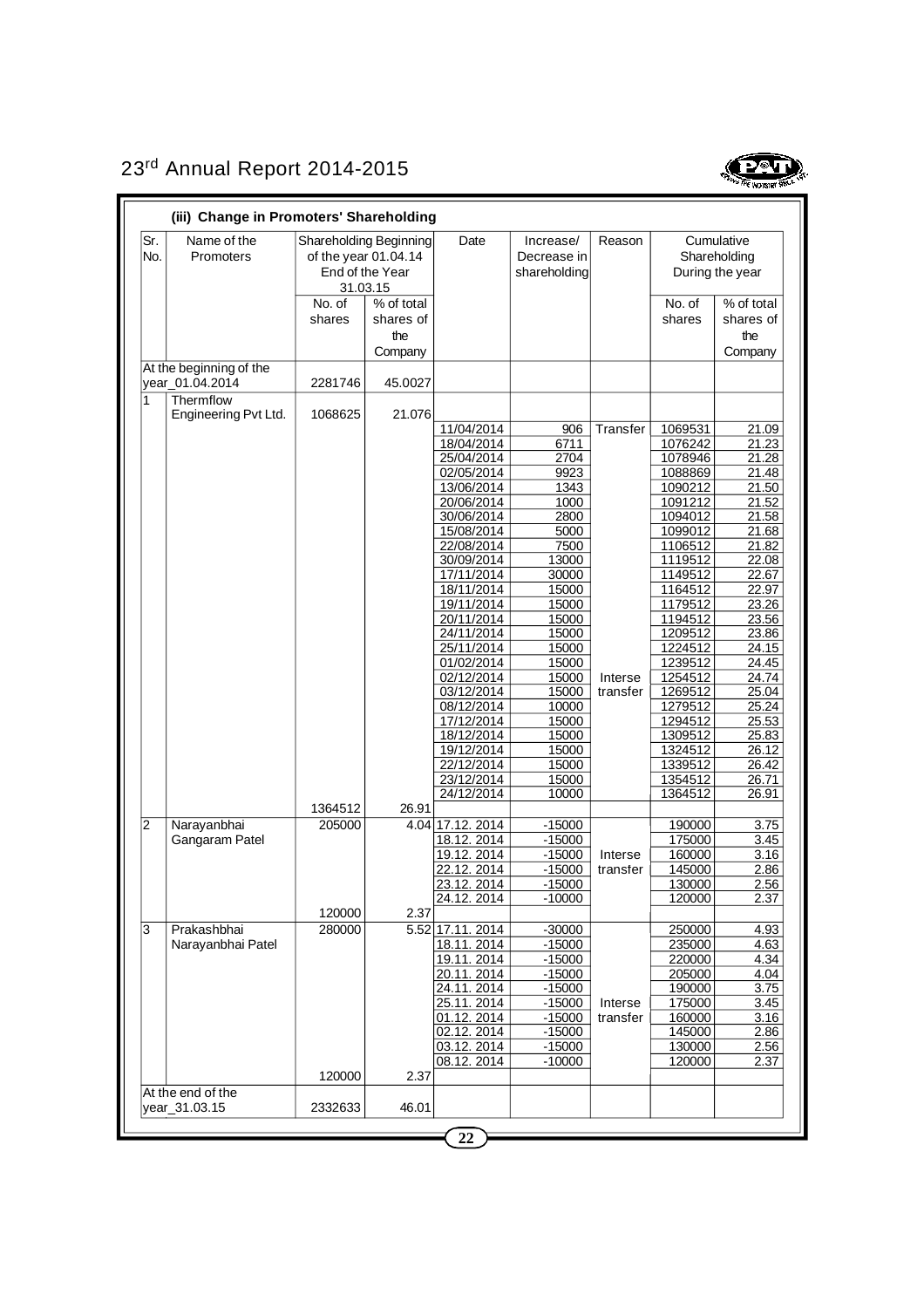### (iii) Change in Promoters' Shareholding

| Sr. No. | Name of the Promoters | Shareholding Beginning of the year 01.04.14 End of the Year 31.03.15 | | Date | Increase/ Decrease in shareholding | Reason | Cumulative Shareholding During the year | |
|---|---|---|---|---|---|---|---|---|
| | | No. of shares | % of total shares of the Company | | | | No. of shares | % of total shares of the Company |
| At the beginning of the year_01.04.2014 | | 2281746 | 45.0027 | | | | | |
| 1 | Thermflow Engineering Pvt Ltd. | 1068625 | 21.076 | | | | | |
| | | | | 11/04/2014 | 906 | Transfer | 1069531 | 21.09 |
| | | | | 18/04/2014 | 6711 | | 1076242 | 21.23 |
| | | | | 25/04/2014 | 2704 | | 1078946 | 21.28 |
| | | | | 02/05/2014 | 9923 | | 1088869 | 21.48 |
| | | | | 13/06/2014 | 1343 | | 1090212 | 21.50 |
| | | | | 20/06/2014 | 1000 | | 1091212 | 21.52 |
| | | | | 30/06/2014 | 2800 | | 1094012 | 21.58 |
| | | | | 15/08/2014 | 5000 | | 1099012 | 21.68 |
| | | | | 22/08/2014 | 7500 | | 1106512 | 21.82 |
| | | | | 30/09/2014 | 13000 | | 1119512 | 22.08 |
| | | | | 17/11/2014 | 30000 | | 1149512 | 22.67 |
| | | | | 18/11/2014 | 15000 | | 1164512 | 22.97 |
| | | | | 19/11/2014 | 15000 | | 1179512 | 23.26 |
| | | | | 20/11/2014 | 15000 | | 1194512 | 23.56 |
| | | | | 24/11/2014 | 15000 | | 1209512 | 23.86 |
| | | | | 25/11/2014 | 15000 | | 1224512 | 24.15 |
| | | | | 01/02/2014 | 15000 | | 1239512 | 24.45 |
| | | | | 02/12/2014 | 15000 | Interse transfer | 1254512 | 24.74 |
| | | | | 03/12/2014 | 15000 | | 1269512 | 25.04 |
| | | | | 08/12/2014 | 10000 | | 1279512 | 25.24 |
| | | | | 17/12/2014 | 15000 | | 1294512 | 25.53 |
| | | | | 18/12/2014 | 15000 | | 1309512 | 25.83 |
| | | | | 19/12/2014 | 15000 | | 1324512 | 26.12 |
| | | | | 22/12/2014 | 15000 | | 1339512 | 26.42 |
| | | | | 23/12/2014 | 15000 | | 1354512 | 26.71 |
| | | | | 24/12/2014 | 10000 | | 1364512 | 26.91 |
| | | 1364512 | 26.91 | | | | | |
| 2 | Narayanbhai Gangaram Patel | 205000 | 4.04 | 17.12. 2014 | -15000 | | 190000 | 3.75 |
| | | | | 18.12. 2014 | -15000 | | 175000 | 3.45 |
| | | | | 19.12. 2014 | -15000 | Interse transfer | 160000 | 3.16 |
| | | | | 22.12. 2014 | -15000 | | 145000 | 2.86 |
| | | | | 23.12. 2014 | -15000 | | 130000 | 2.56 |
| | | | | 24.12. 2014 | -10000 | | 120000 | 2.37 |
| | | 120000 | 2.37 | | | | | |
| 3 | Prakashbhai Narayanbhai Patel | 280000 | 5.52 | 17.11. 2014 | -30000 | | 250000 | 4.93 |
| | | | | 18.11. 2014 | -15000 | | 235000 | 4.63 |
| | | | | 19.11. 2014 | -15000 | | 220000 | 4.34 |
| | | | | 20.11. 2014 | -15000 | | 205000 | 4.04 |
| | | | | 24.11. 2014 | -15000 | | 190000 | 3.75 |
| | | | | 25.11. 2014 | -15000 | Interse transfer | 175000 | 3.45 |
| | | | | 01.12. 2014 | -15000 | | 160000 | 3.16 |
| | | | | 02.12. 2014 | -15000 | | 145000 | 2.86 |
| | | | | 03.12. 2014 | -15000 | | 130000 | 2.56 |
| | | | | 08.12. 2014 | -10000 | | 120000 | 2.37 |
| | | 120000 | 2.37 | | | | | |
| At the end of the year_31.03.15 | | 2332633 | 46.01 | | | | | |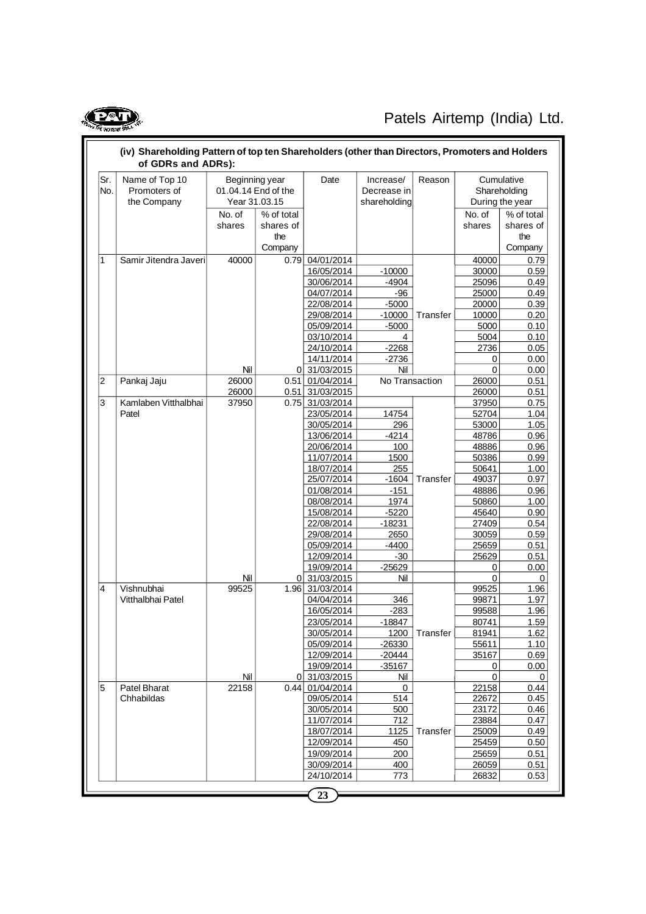### (iv) Shareholding Pattern of top ten Shareholders (other than Directors, Promoters and Holders of GDRs and ADRs):

| Sr. No. | Name of Top 10 Promoters of the Company | Beginning year 01.04.14 End of the Year 31.03.15 | | Date | Increase/ Decrease in shareholding | Reason | Cumulative Shareholding During the year | |
|---|---|---|---|---|---|---|---|---|
| | | No. of shares | % of total shares of the Company | | | | No. of shares | % of total shares of the Company |
| 1 | Samir Jitendra Javeri | 40000 | 0.79 | 04/01/2014 | | | 40000 | 0.79 |
| | | | | 16/05/2014 | -10000 | | 30000 | 0.59 |
| | | | | 30/06/2014 | -4904 | | 25096 | 0.49 |
| | | | | 04/07/2014 | -96 | | 25000 | 0.49 |
| | | | | 22/08/2014 | -5000 | | 20000 | 0.39 |
| | | | | 29/08/2014 | -10000 | Transfer | 10000 | 0.20 |
| | | | | 05/09/2014 | -5000 | | 5000 | 0.10 |
| | | | | 03/10/2014 | 4 | | 5004 | 0.10 |
| | | | | 24/10/2014 | -2268 | | 2736 | 0.05 |
| | | | | 14/11/2014 | -2736 | | 0 | 0.00 |
| | | Nil | 0 | 31/03/2015 | Nil | | 0 | 0.00 |
| 2 | Pankaj Jaju | 26000 | 0.51 | 01/04/2014 | No Transaction | | 26000 | 0.51 |
| | | 26000 | 0.51 | 31/03/2015 | | | 26000 | 0.51 |
| 3 | Kamlaben Vitthalbhai Patel | 37950 | 0.75 | 31/03/2014 | | | 37950 | 0.75 |
| | | | | 23/05/2014 | 14754 | | 52704 | 1.04 |
| | | | | 30/05/2014 | 296 | | 53000 | 1.05 |
| | | | | 13/06/2014 | -4214 | | 48786 | 0.96 |
| | | | | 20/06/2014 | 100 | | 48886 | 0.96 |
| | | | | 11/07/2014 | 1500 | | 50386 | 0.99 |
| | | | | 18/07/2014 | 255 | | 50641 | 1.00 |
| | | | | 25/07/2014 | -1604 | Transfer | 49037 | 0.97 |
| | | | | 01/08/2014 | -151 | | 48886 | 0.96 |
| | | | | 08/08/2014 | 1974 | | 50860 | 1.00 |
| | | | | 15/08/2014 | -5220 | | 45640 | 0.90 |
| | | | | 22/08/2014 | -18231 | | 27409 | 0.54 |
| | | | | 29/08/2014 | 2650 | | 30059 | 0.59 |
| | | | | 05/09/2014 | -4400 | | 25659 | 0.51 |
| | | | | 12/09/2014 | -30 | | 25629 | 0.51 |
| | | | | 19/09/2014 | -25629 | | 0 | 0.00 |
| | | Nil | 0 | 31/03/2015 | Nil | | 0 | 0 |
| 4 | Vishnubhai Vitthalbhai Patel | 99525 | 1.96 | 31/03/2014 | | | 99525 | 1.96 |
| | | | | 04/04/2014 | 346 | | 99871 | 1.97 |
| | | | | 16/05/2014 | -283 | | 99588 | 1.96 |
| | | | | 23/05/2014 | -18847 | | 80741 | 1.59 |
| | | | | 30/05/2014 | 1200 | Transfer | 81941 | 1.62 |
| | | | | 05/09/2014 | -26330 | | 55611 | 1.10 |
| | | | | 12/09/2014 | -20444 | | 35167 | 0.69 |
| | | | | 19/09/2014 | -35167 | | 0 | 0.00 |
| | | Nil | 0 | 31/03/2015 | Nil | | 0 | 0 |
| 5 | Patel Bharat Chhabildas | 22158 | 0.44 | 01/04/2014 | 0 | | 22158 | 0.44 |
| | | | | 09/05/2014 | 514 | | 22672 | 0.45 |
| | | | | 30/05/2014 | 500 | | 23172 | 0.46 |
| | | | | 11/07/2014 | 712 | | 23884 | 0.47 |
| | | | | 18/07/2014 | 1125 | Transfer | 25009 | 0.49 |
| | | | | 12/09/2014 | 450 | | 25459 | 0.50 |
| | | | | 19/09/2014 | 200 | | 25659 | 0.51 |
| | | | | 30/09/2014 | 400 | | 26059 | 0.51 |
| | | | | 24/10/2014 | 773 | | 26832 | 0.53 |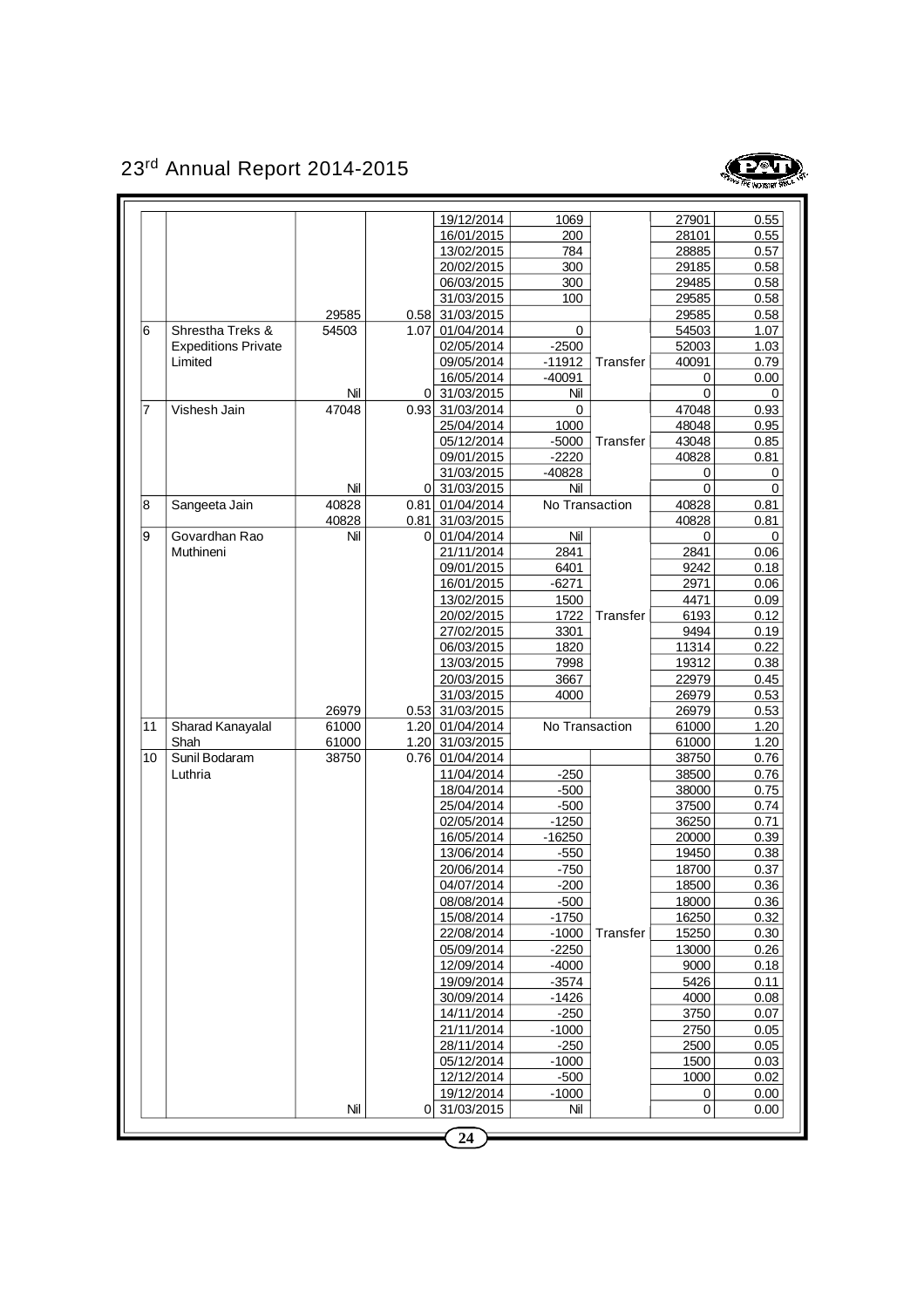| | | | | 19/12/2014 | 1069 | | 27901 | 0.55 |
|---|---|---|---|---|---|---|---|---|
| | | | | 16/01/2015 | 200 | | 28101 | 0.55 |
| | | | | 13/02/2015 | 784 | | 28885 | 0.57 |
| | | | | 20/02/2015 | 300 | | 29185 | 0.58 |
| | | | | 06/03/2015 | 300 | | 29485 | 0.58 |
| | | | | 31/03/2015 | 100 | | 29585 | 0.58 |
| | | 29585 | 0.58 | 31/03/2015 | | | 29585 | 0.58 |
| 6 | Shrestha Treks & | 54503 | 1.07 | 01/04/2014 | 0 | | 54503 | 1.07 |
| | Expeditions Private | | | 02/05/2014 | -2500 | | 52003 | 1.03 |
| | Limited | | | 09/05/2014 | -11912 | Transfer | 40091 | 0.79 |
| | | | | 16/05/2014 | -40091 | | 0 | 0.00 |
| | | Nil | 0 | 31/03/2015 | Nil | | 0 | 0 |
| 7 | Vishesh Jain | 47048 | 0.93 | 31/03/2014 | 0 | | 47048 | 0.93 |
| | | | | 25/04/2014 | 1000 | | 48048 | 0.95 |
| | | | | 05/12/2014 | -5000 | Transfer | 43048 | 0.85 |
| | | | | 09/01/2015 | -2220 | | 40828 | 0.81 |
| | | | | 31/03/2015 | -40828 | | 0 | 0 |
| | | Nil | 0 | 31/03/2015 | Nil | | 0 | 0 |
| 8 | Sangeeta Jain | 40828 | 0.81 | 01/04/2014 | No Transaction | | 40828 | 0.81 |
| | | 40828 | 0.81 | 31/03/2015 | | | 40828 | 0.81 |
| 9 | Govardhan Rao | Nil | 0 | 01/04/2014 | Nil | | 0 | 0 |
| | Muthineni | | | 21/11/2014 | 2841 | | 2841 | 0.06 |
| | | | | 09/01/2015 | 6401 | | 9242 | 0.18 |
| | | | | 16/01/2015 | -6271 | | 2971 | 0.06 |
| | | | | 13/02/2015 | 1500 | | 4471 | 0.09 |
| | | | | 20/02/2015 | 1722 | Transfer | 6193 | 0.12 |
| | | | | 27/02/2015 | 3301 | | 9494 | 0.19 |
| | | | | 06/03/2015 | 1820 | | 11314 | 0.22 |
| | | | | 13/03/2015 | 7998 | | 19312 | 0.38 |
| | | | | 20/03/2015 | 3667 | | 22979 | 0.45 |
| | | | | 31/03/2015 | 4000 | | 26979 | 0.53 |
| | | 26979 | 0.53 | 31/03/2015 | | | 26979 | 0.53 |
| 11 | Sharad Kanayalal | 61000 | 1.20 | 01/04/2014 | No Transaction | | 61000 | 1.20 |
| | Shah | 61000 | 1.20 | 31/03/2015 | | | 61000 | 1.20 |
| 10 | Sunil Bodaram | 38750 | 0.76 | 01/04/2014 | | | 38750 | 0.76 |
| | Luthria | | | 11/04/2014 | -250 | | 38500 | 0.76 |
| | | | | 18/04/2014 | -500 | | 38000 | 0.75 |
| | | | | 25/04/2014 | -500 | | 37500 | 0.74 |
| | | | | 02/05/2014 | -1250 | | 36250 | 0.71 |
| | | | | 16/05/2014 | -16250 | | 20000 | 0.39 |
| | | | | 13/06/2014 | -550 | | 19450 | 0.38 |
| | | | | 20/06/2014 | -750 | | 18700 | 0.37 |
| | | | | 04/07/2014 | -200 | | 18500 | 0.36 |
| | | | | 08/08/2014 | -500 | | 18000 | 0.36 |
| | | | | 15/08/2014 | -1750 | | 16250 | 0.32 |
| | | | | 22/08/2014 | -1000 | Transfer | 15250 | 0.30 |
| | | | | 05/09/2014 | -2250 | | 13000 | 0.26 |
| | | | | 12/09/2014 | -4000 | | 9000 | 0.18 |
| | | | | 19/09/2014 | -3574 | | 5426 | 0.11 |
| | | | | 30/09/2014 | -1426 | | 4000 | 0.08 |
| | | | | 14/11/2014 | -250 | | 3750 | 0.07 |
| | | | | 21/11/2014 | -1000 | | 2750 | 0.05 |
| | | | | 28/11/2014 | -250 | | 2500 | 0.05 |
| | | | | 05/12/2014 | -1000 | | 1500 | 0.03 |
| | | | | 12/12/2014 | -500 | | 1000 | 0.02 |
| | | | | 19/12/2014 | -1000 | | 0 | 0.00 |
| | | Nil | 0 | 31/03/2015 | Nil | | 0 | 0.00 |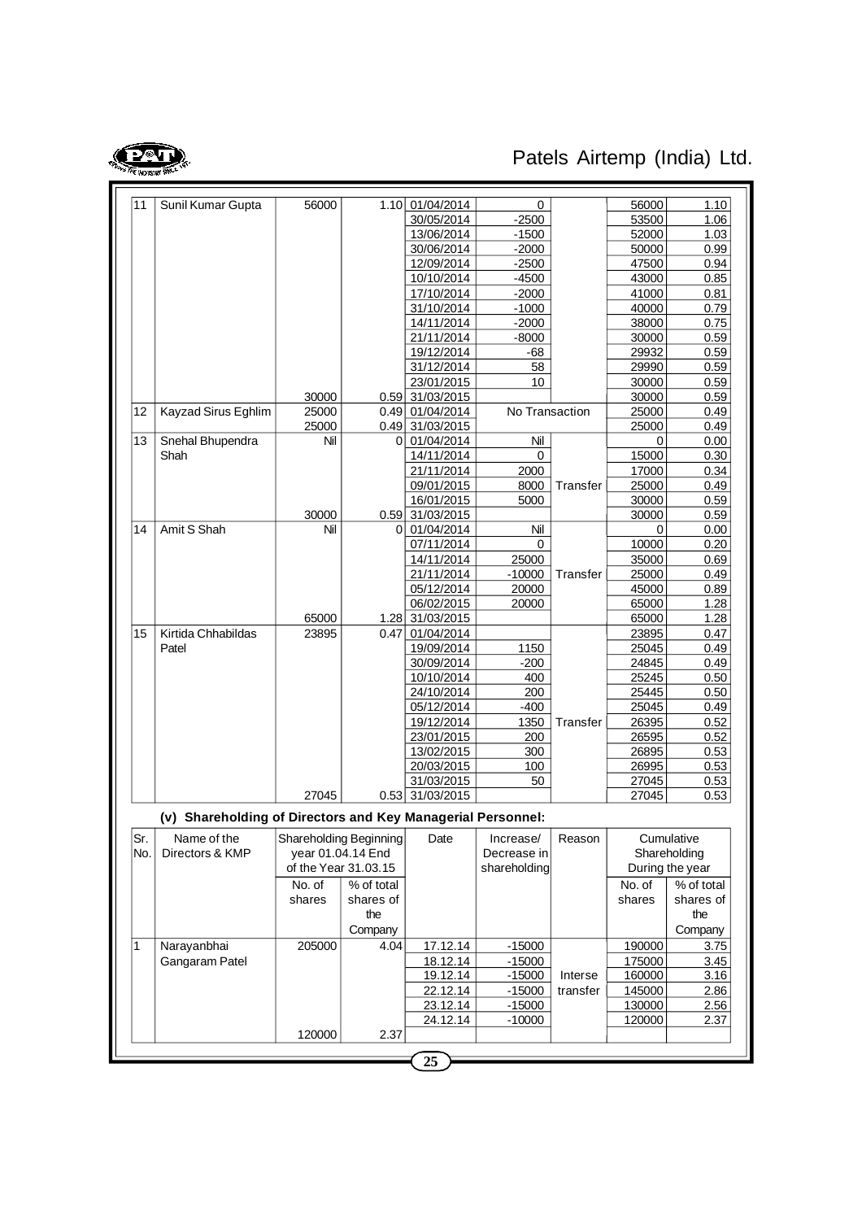| 11 | Sunil Kumar Gupta | 56000 | 1.10 | 01/04/2014 | 0 | | 56000 | 1.10 |
|---|---|---|---|---|---|---|---|---|
| | | | | 30/05/2014 | -2500 | | 53500 | 1.06 |
| | | | | 13/06/2014 | -1500 | | 52000 | 1.03 |
| | | | | 30/06/2014 | -2000 | | 50000 | 0.99 |
| | | | | 12/09/2014 | -2500 | | 47500 | 0.94 |
| | | | | 10/10/2014 | -4500 | | 43000 | 0.85 |
| | | | | 17/10/2014 | -2000 | | 41000 | 0.81 |
| | | | | 31/10/2014 | -1000 | | 40000 | 0.79 |
| | | | | 14/11/2014 | -2000 | | 38000 | 0.75 |
| | | | | 21/11/2014 | -8000 | | 30000 | 0.59 |
| | | | | 19/12/2014 | -68 | | 29932 | 0.59 |
| | | | | 31/12/2014 | 58 | | 29990 | 0.59 |
| | | | | 23/01/2015 | 10 | | 30000 | 0.59 |
| | | 30000 | 0.59 | 31/03/2015 | | | 30000 | 0.59 |
| 12 | Kayzad Sirus Eghlim | 25000 | 0.49 | 01/04/2014 | No Transaction | | 25000 | 0.49 |
| | | 25000 | 0.49 | 31/03/2015 | | | 25000 | 0.49 |
| 13 | Snehal Bhupendra Shah | Nil | 0 | 01/04/2014 | Nil | | 0 | 0.00 |
| | | | | 14/11/2014 | 0 | | 15000 | 0.30 |
| | | | | 21/11/2014 | 2000 | | 17000 | 0.34 |
| | | | | 09/01/2015 | 8000 | Transfer | 25000 | 0.49 |
| | | | | 16/01/2015 | 5000 | | 30000 | 0.59 |
| | | 30000 | 0.59 | 31/03/2015 | | | 30000 | 0.59 |
| 14 | Amit S Shah | Nil | 0 | 01/04/2014 | Nil | | 0 | 0.00 |
| | | | | 07/11/2014 | 0 | | 10000 | 0.20 |
| | | | | 14/11/2014 | 25000 | | 35000 | 0.69 |
| | | | | 21/11/2014 | -10000 | Transfer | 25000 | 0.49 |
| | | | | 05/12/2014 | 20000 | | 45000 | 0.89 |
| | | | | 06/02/2015 | 20000 | | 65000 | 1.28 |
| | | 65000 | 1.28 | 31/03/2015 | | | 65000 | 1.28 |
| 15 | Kirtida Chhabildas Patel | 23895 | 0.47 | 01/04/2014 | | | 23895 | 0.47 |
| | | | | 19/09/2014 | 1150 | | 25045 | 0.49 |
| | | | | 30/09/2014 | -200 | | 24845 | 0.49 |
| | | | | 10/10/2014 | 400 | | 25245 | 0.50 |
| | | | | 24/10/2014 | 200 | | 25445 | 0.50 |
| | | | | 05/12/2014 | -400 | | 25045 | 0.49 |
| | | | | 19/12/2014 | 1350 | Transfer | 26395 | 0.52 |
| | | | | 23/01/2015 | 200 | | 26595 | 0.52 |
| | | | | 13/02/2015 | 300 | | 26895 | 0.53 |
| | | | | 20/03/2015 | 100 | | 26995 | 0.53 |
| | | | | 31/03/2015 | 50 | | 27045 | 0.53 |
| | | 27045 | 0.53 | 31/03/2015 | | | 27045 | 0.53 |

### (v) Shareholding of Directors and Key Managerial Personnel:

| Sr. No. | Name of the Directors & KMP | Shareholding Beginning year 01.04.14 End of the Year 31.03.15 | | Date | Increase/ Decrease in shareholding | Reason | Cumulative Shareholding During the year | |
|---|---|---|---|---|---|---|---|---|
| | | No. of shares | % of total shares of the Company | | | | No. of shares | % of total shares of the Company |
| 1 | Narayanbhai Gangaram Patel | 205000 | 4.04 | 17.12.14 | -15000 | | 190000 | 3.75 |
| | | | | 18.12.14 | -15000 | | 175000 | 3.45 |
| | | | | 19.12.14 | -15000 | Interse transfer | 160000 | 3.16 |
| | | | | 22.12.14 | -15000 | | 145000 | 2.86 |
| | | | | 23.12.14 | -15000 | | 130000 | 2.56 |
| | | | | 24.12.14 | -10000 | | 120000 | 2.37 |
| | | 120000 | 2.37 | | | | | |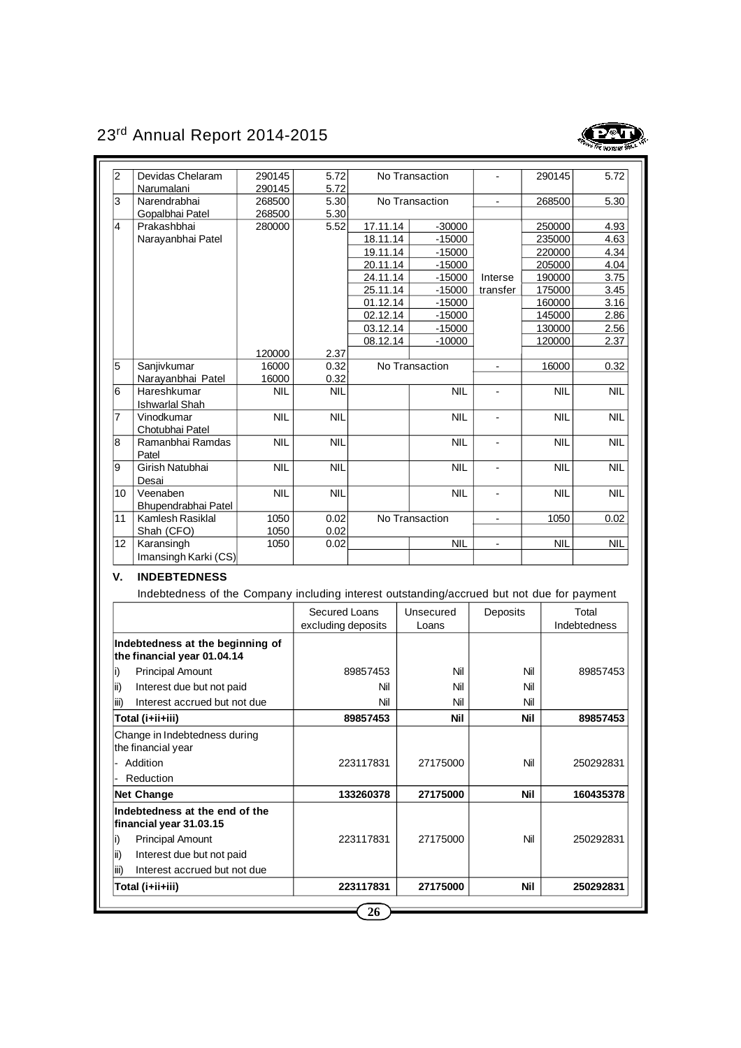| | | | | | | | | |
|---|---|---|---|---|---|---|---|---|
| 2 | Devidas Chelaram Narumalani | 290145 | 5.72 | No Transaction | | - | 290145 | 5.72 |
| | | 290145 | 5.72 | | | | | |
| 3 | Narendrabhai Gopalbhai Patel | 268500 | 5.30 | No Transaction | | - | 268500 | 5.30 |
| | | 268500 | 5.30 | | | | | |
| 4 | Prakashbhai Narayanbhai Patel | 280000 | 5.52 | 17.11.14 | -30000 | Interse transfer | 250000 | 4.93 |
| | | | | 18.11.14 | -15000 | | 235000 | 4.63 |
| | | | | 19.11.14 | -15000 | | 220000 | 4.34 |
| | | | | 20.11.14 | -15000 | | 205000 | 4.04 |
| | | | | 24.11.14 | -15000 | | 190000 | 3.75 |
| | | | | 25.11.14 | -15000 | | 175000 | 3.45 |
| | | | | 01.12.14 | -15000 | | 160000 | 3.16 |
| | | | | 02.12.14 | -15000 | | 145000 | 2.86 |
| | | | | 03.12.14 | -15000 | | 130000 | 2.56 |
| | | | | 08.12.14 | -10000 | | 120000 | 2.37 |
| | | 120000 | 2.37 | | | | | |
| 5 | Sanjivkumar Narayanbhai Patel | 16000 | 0.32 | No Transaction | | - | 16000 | 0.32 |
| | | 16000 | 0.32 | | | | | |
| 6 | Hareshkumar Ishwarlal Shah | NIL | NIL | | NIL | - | NIL | NIL |
| 7 | Vinodkumar Chotubhai Patel | NIL | NIL | | NIL | - | NIL | NIL |
| 8 | Ramanbhai Ramdas Patel | NIL | NIL | | NIL | - | NIL | NIL |
| 9 | Girish Natubhai Desai | NIL | NIL | | NIL | - | NIL | NIL |
| 10 | Veenaben Bhupendrabhai Patel | NIL | NIL | | NIL | - | NIL | NIL |
| 11 | Kamlesh Rasiklal Shah (CFO) | 1050 | 0.02 | No Transaction | | - | 1050 | 0.02 |
| | | 1050 | 0.02 | | | | | |
| 12 | Karansingh Imansingh Karki (CS) | 1050 | 0.02 | | NIL | - | NIL | NIL |

## V. INDEBTEDNESS

Indebtedness of the Company including interest outstanding/accrued but not due for payment

| | Secured Loans excluding deposits | Unsecured Loans | Deposits | Total Indebtedness |
|---|---|---|---|---|
| **Indebtedness at the beginning of the financial year 01.04.14** | | | | |
| i) Principal Amount | 89857453 | Nil | Nil | 89857453 |
| ii) Interest due but not paid | Nil | Nil | Nil | |
| iii) Interest accrued but not due | Nil | Nil | Nil | |
| **Total (i+ii+iii)** | **89857453** | **Nil** | **Nil** | **89857453** |
| Change in Indebtedness during the financial year | | | | |
| - Addition | 223117831 | 27175000 | Nil | 250292831 |
| - Reduction | | | | |
| **Net Change** | **133260378** | **27175000** | **Nil** | **160435378** |
| **Indebtedness at the end of the financial year 31.03.15** | | | | |
| i) Principal Amount | 223117831 | 27175000 | Nil | 250292831 |
| ii) Interest due but not paid | | | | |
| iii) Interest accrued but not due | | | | |
| **Total (i+ii+iii)** | **223117831** | **27175000** | **Nil** | **250292831** |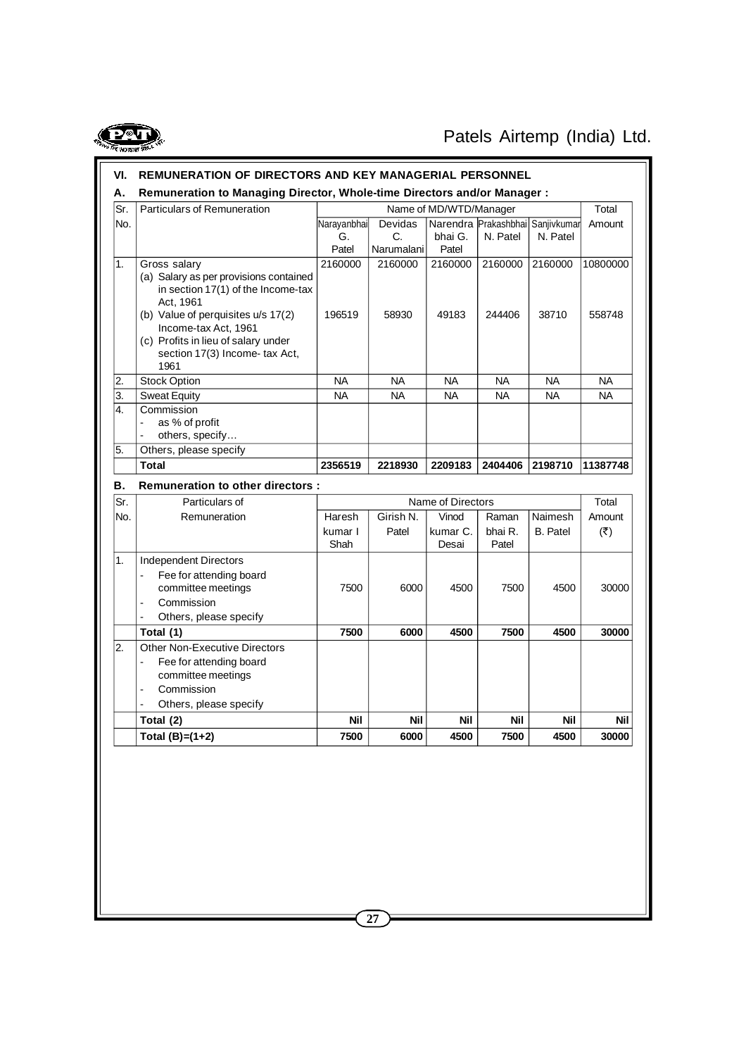## VI. REMUNERATION OF DIRECTORS AND KEY MANAGERIAL PERSONNEL

### A. Remuneration to Managing Director, Whole-time Directors and/or Manager :

| Sr. No. | Particulars of Remuneration | Name of MD/WTD/Manager | | | | | Total Amount |
|---|---|---|---|---|---|---|---|
| | | Narayanbhai G. Patel | Devidas C. Narumalani | Narendra bhai G. Patel | Prakashbhai N. Patel | Sanjivkumar N. Patel | |
| 1. | Gross salary<br>(a) Salary as per provisions contained in section 17(1) of the Income-tax Act, 1961 | 2160000 | 2160000 | 2160000 | 2160000 | 2160000 | 10800000 |
| | (b) Value of perquisites u/s 17(2) Income-tax Act, 1961 | 196519 | 58930 | 49183 | 244406 | 38710 | 558748 |
| | (c) Profits in lieu of salary under section 17(3) Income- tax Act, 1961 | | | | | | |
| 2. | Stock Option | NA | NA | NA | NA | NA | NA |
| 3. | Sweat Equity | NA | NA | NA | NA | NA | NA |
| 4. | Commission<br>- as % of profit<br>- others, specify… | | | | | | |
| 5. | Others, please specify | | | | | | |
| | **Total** | **2356519** | **2218930** | **2209183** | **2404406** | **2198710** | **11387748** |

### B. Remuneration to other directors :

| Sr. No. | Particulars of Remuneration | Name of Directors | | | | | Total Amount (₹) |
|---|---|---|---|---|---|---|---|
| | | Haresh kumar I Shah | Girish N. Patel | Vinod kumar C. Desai | Raman bhai R. Patel | Naimesh B. Patel | |
| 1. | Independent Directors<br>- Fee for attending board committee meetings<br>- Commission<br>- Others, please specify | 7500 | 6000 | 4500 | 7500 | 4500 | 30000 |
| | **Total (1)** | **7500** | **6000** | **4500** | **7500** | **4500** | **30000** |
| 2. | Other Non-Executive Directors<br>- Fee for attending board committee meetings<br>- Commission<br>- Others, please specify | | | | | | |
| | **Total (2)** | **Nil** | **Nil** | **Nil** | **Nil** | **Nil** | **Nil** |
| | **Total (B)=(1+2)** | **7500** | **6000** | **4500** | **7500** | **4500** | **30000** |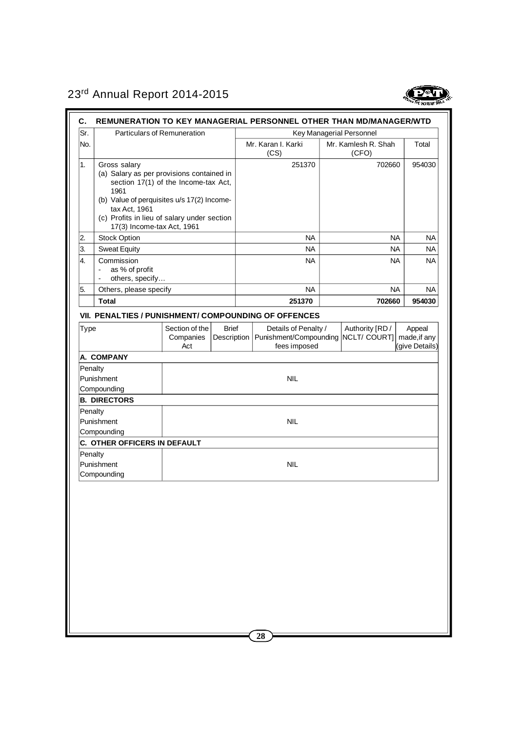## C. REMUNERATION TO KEY MANAGERIAL PERSONNEL OTHER THAN MD/MANAGER/WTD

| Sr. No. | Particulars of Remuneration | Key Managerial Personnel | | |
|---|---|---|---|---|
| | | Mr. Karan I. Karki (CS) | Mr. Kamlesh R. Shah (CFO) | Total |
| 1. | Gross salary<br>(a) Salary as per provisions contained in section 17(1) of the Income-tax Act, 1961<br>(b) Value of perquisites u/s 17(2) Income-tax Act, 1961<br>(c) Profits in lieu of salary under section 17(3) Income-tax Act, 1961 | 251370 | 702660 | 954030 |
| 2. | Stock Option | NA | NA | NA |
| 3. | Sweat Equity | NA | NA | NA |
| 4. | Commission<br>- as % of profit<br>- others, specify… | NA | NA | NA |
| 5. | Others, please specify | NA | NA | NA |
| | **Total** | **251370** | **702660** | **954030** |

## VII. PENALTIES / PUNISHMENT/ COMPOUNDING OF OFFENCES

| Type | Section of the Companies Act | Brief Description | Details of Penalty / Punishment/Compounding fees imposed | Authority [RD / NCLT/ COURT] | Appeal made,if any (give Details) |
|---|---|---|---|---|---|
| **A. COMPANY** | | | | | |
| Penalty<br>Punishment<br>Compounding | | | NIL | | |
| **B. DIRECTORS** | | | | | |
| Penalty<br>Punishment<br>Compounding | | | NIL | | |
| **C. OTHER OFFICERS IN DEFAULT** | | | | | |
| Penalty<br>Punishment<br>Compounding | | | NIL | | |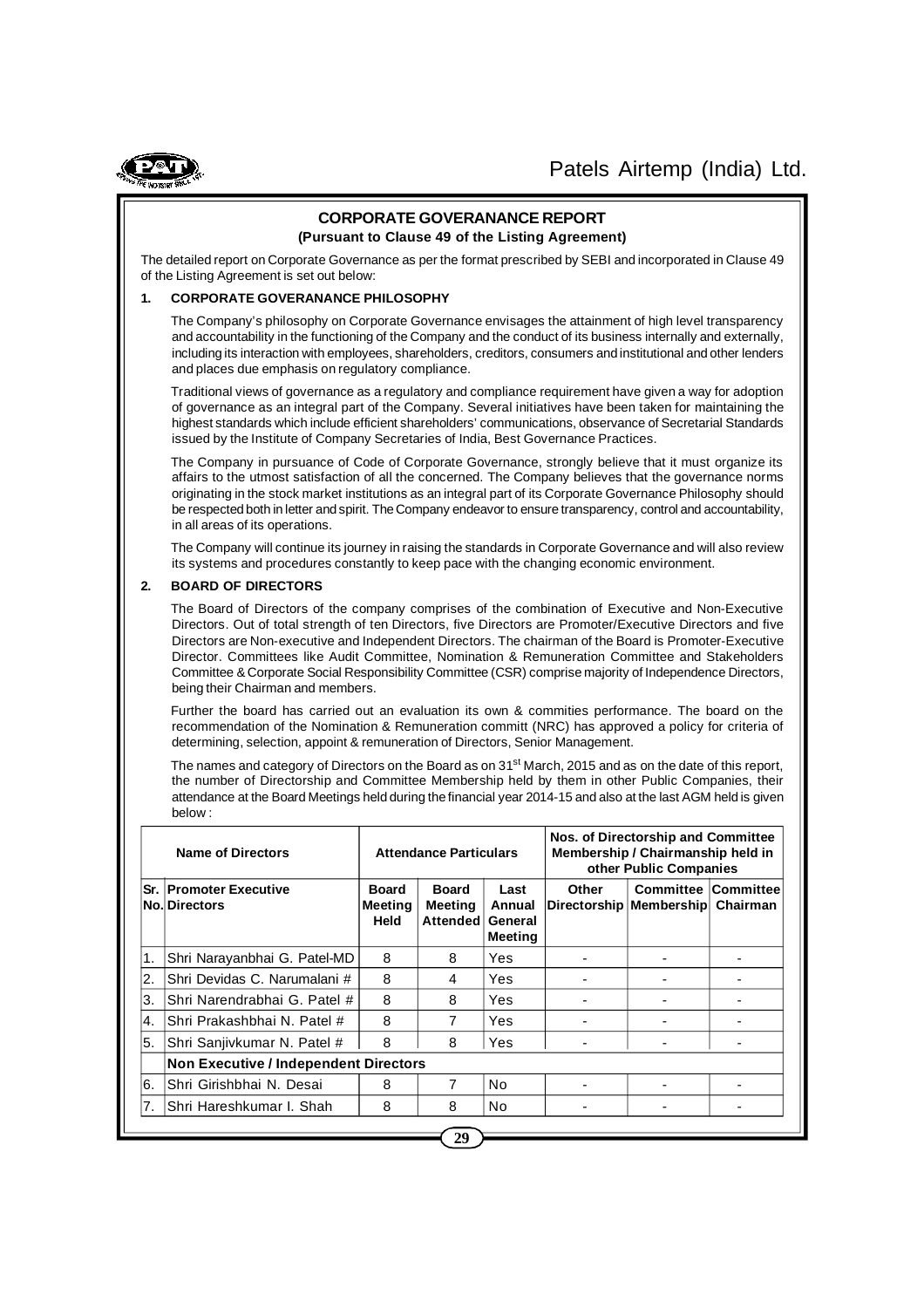## CORPORATE GOVERANANCE REPORT

**(Pursuant to Clause 49 of the Listing Agreement)**

The detailed report on Corporate Governance as per the format prescribed by SEBI and incorporated in Clause 49 of the Listing Agreement is set out below:

### 1. CORPORATE GOVERANANCE PHILOSOPHY

The Company's philosophy on Corporate Governance envisages the attainment of high level transparency and accountability in the functioning of the Company and the conduct of its business internally and externally, including its interaction with employees, shareholders, creditors, consumers and institutional and other lenders and places due emphasis on regulatory compliance.

Traditional views of governance as a regulatory and compliance requirement have given a way for adoption of governance as an integral part of the Company. Several initiatives have been taken for maintaining the highest standards which include efficient shareholders' communications, observance of Secretarial Standards issued by the Institute of Company Secretaries of India, Best Governance Practices.

The Company in pursuance of Code of Corporate Governance, strongly believe that it must organize its affairs to the utmost satisfaction of all the concerned. The Company believes that the governance norms originating in the stock market institutions as an integral part of its Corporate Governance Philosophy should be respected both in letter and spirit. The Company endeavor to ensure transparency, control and accountability, in all areas of its operations.

The Company will continue its journey in raising the standards in Corporate Governance and will also review its systems and procedures constantly to keep pace with the changing economic environment.

### 2. BOARD OF DIRECTORS

The Board of Directors of the company comprises of the combination of Executive and Non-Executive Directors. Out of total strength of ten Directors, five Directors are Promoter/Executive Directors and five Directors are Non-executive and Independent Directors. The chairman of the Board is Promoter-Executive Director. Committees like Audit Committee, Nomination & Remuneration Committee and Stakeholders Committee & Corporate Social Responsibility Committee (CSR) comprise majority of Independence Directors, being their Chairman and members.

Further the board has carried out an evaluation its own & commities performance. The board on the recommendation of the Nomination & Remuneration committ (NRC) has approved a policy for criteria of determining, selection, appoint & remuneration of Directors, Senior Management.

The names and category of Directors on the Board as on 31st March, 2015 and as on the date of this report, the number of Directorship and Committee Membership held by them in other Public Companies, their attendance at the Board Meetings held during the financial year 2014-15 and also at the last AGM held is given below :

| Name of Directors | | Attendance Particulars | | | Nos. of Directorship and Committee Membership / Chairmanship held in other Public Companies | | |
|---|---|---|---|---|---|---|---|
| Sr. No. | Promoter Executive Directors | Board Meeting Held | Board Meeting Attended | Last Annual General Meeting | Other Directorship | Committee Membership | Committee Chairman |
| 1. | Shri Narayanbhai G. Patel-MD | 8 | 8 | Yes | - | - | - |
| 2. | Shri Devidas C. Narumalani # | 8 | 4 | Yes | - | - | - |
| 3. | Shri Narendrabhai G. Patel # | 8 | 8 | Yes | - | - | - |
| 4. | Shri Prakashbhai N. Patel # | 8 | 7 | Yes | - | - | - |
| 5. | Shri Sanjivkumar N. Patel # | 8 | 8 | Yes | - | - | - |
| | **Non Executive / Independent Directors** | | | | | | |
| 6. | Shri Girishbhai N. Desai | 8 | 7 | No | - | - | - |
| 7. | Shri Hareshkumar I. Shah | 8 | 8 | No | - | - | - |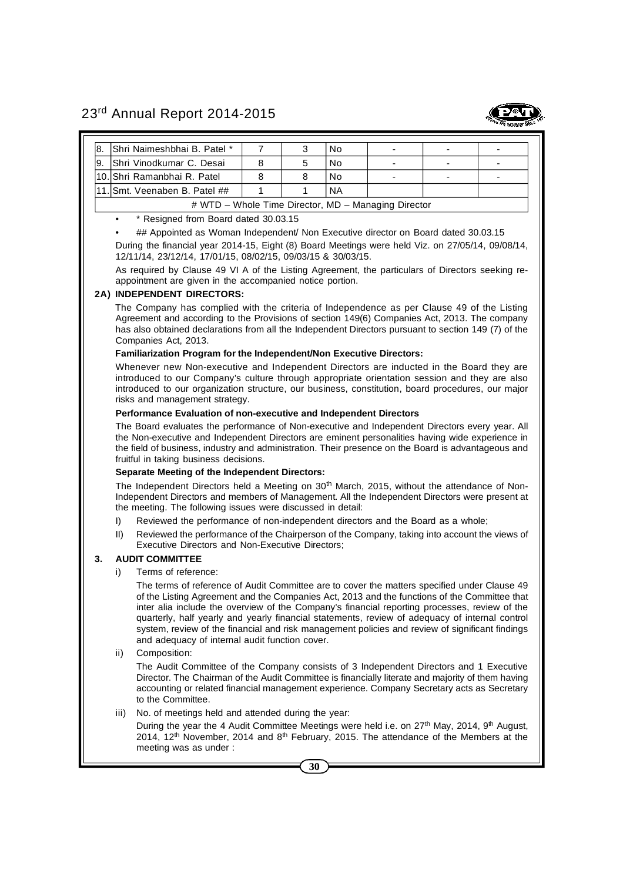| 8. | Shri Naimeshbhai B. Patel * | 7 | 3 | No | - | - | - |
|---|---|---|---|---|---|---|---|
| 9. | Shri Vinodkumar C. Desai | 8 | 5 | No | - | - | - |
| 10. | Shri Ramanbhai R. Patel | 8 | 8 | No | - | - | - |
| 11. | Smt. Veenaben B. Patel ## | 1 | 1 | NA | | | |

# WTD – Whole Time Director, MD – Managing Director

- * Resigned from Board dated 30.03.15
- ## Appointed as Woman Independent/ Non Executive director on Board dated 30.03.15

During the financial year 2014-15, Eight (8) Board Meetings were held Viz. on 27/05/14, 09/08/14, 12/11/14, 23/12/14, 17/01/15, 08/02/15, 09/03/15 & 30/03/15.

As required by Clause 49 VI A of the Listing Agreement, the particulars of Directors seeking re-appointment are given in the accompanied notice portion.

**2A) INDEPENDENT DIRECTORS:**

The Company has complied with the criteria of Independence as per Clause 49 of the Listing Agreement and according to the Provisions of section 149(6) Companies Act, 2013. The company has also obtained declarations from all the Independent Directors pursuant to section 149 (7) of the Companies Act, 2013.

**Familiarization Program for the Independent/Non Executive Directors:**

Whenever new Non-executive and Independent Directors are inducted in the Board they are introduced to our Company's culture through appropriate orientation session and they are also introduced to our organization structure, our business, constitution, board procedures, our major risks and management strategy.

**Performance Evaluation of non-executive and Independent Directors**

The Board evaluates the performance of Non-executive and Independent Directors every year. All the Non-executive and Independent Directors are eminent personalities having wide experience in the field of business, industry and administration. Their presence on the Board is advantageous and fruitful in taking business decisions.

**Separate Meeting of the Independent Directors:**

The Independent Directors held a Meeting on 30th March, 2015, without the attendance of Non-Independent Directors and members of Management. All the Independent Directors were present at the meeting. The following issues were discussed in detail:

I) Reviewed the performance of non-independent directors and the Board as a whole;

II) Reviewed the performance of the Chairperson of the Company, taking into account the views of Executive Directors and Non-Executive Directors;

**3. AUDIT COMMITTEE**

i) Terms of reference:

The terms of reference of Audit Committee are to cover the matters specified under Clause 49 of the Listing Agreement and the Companies Act, 2013 and the functions of the Committee that inter alia include the overview of the Company's financial reporting processes, review of the quarterly, half yearly and yearly financial statements, review of adequacy of internal control system, review of the financial and risk management policies and review of significant findings and adequacy of internal audit function cover.

ii) Composition:

The Audit Committee of the Company consists of 3 Independent Directors and 1 Executive Director. The Chairman of the Audit Committee is financially literate and majority of them having accounting or related financial management experience. Company Secretary acts as Secretary to the Committee.

iii) No. of meetings held and attended during the year:

During the year the 4 Audit Committee Meetings were held i.e. on 27th May, 2014, 9th August, 2014, 12th November, 2014 and 8th February, 2015. The attendance of the Members at the meeting was as under :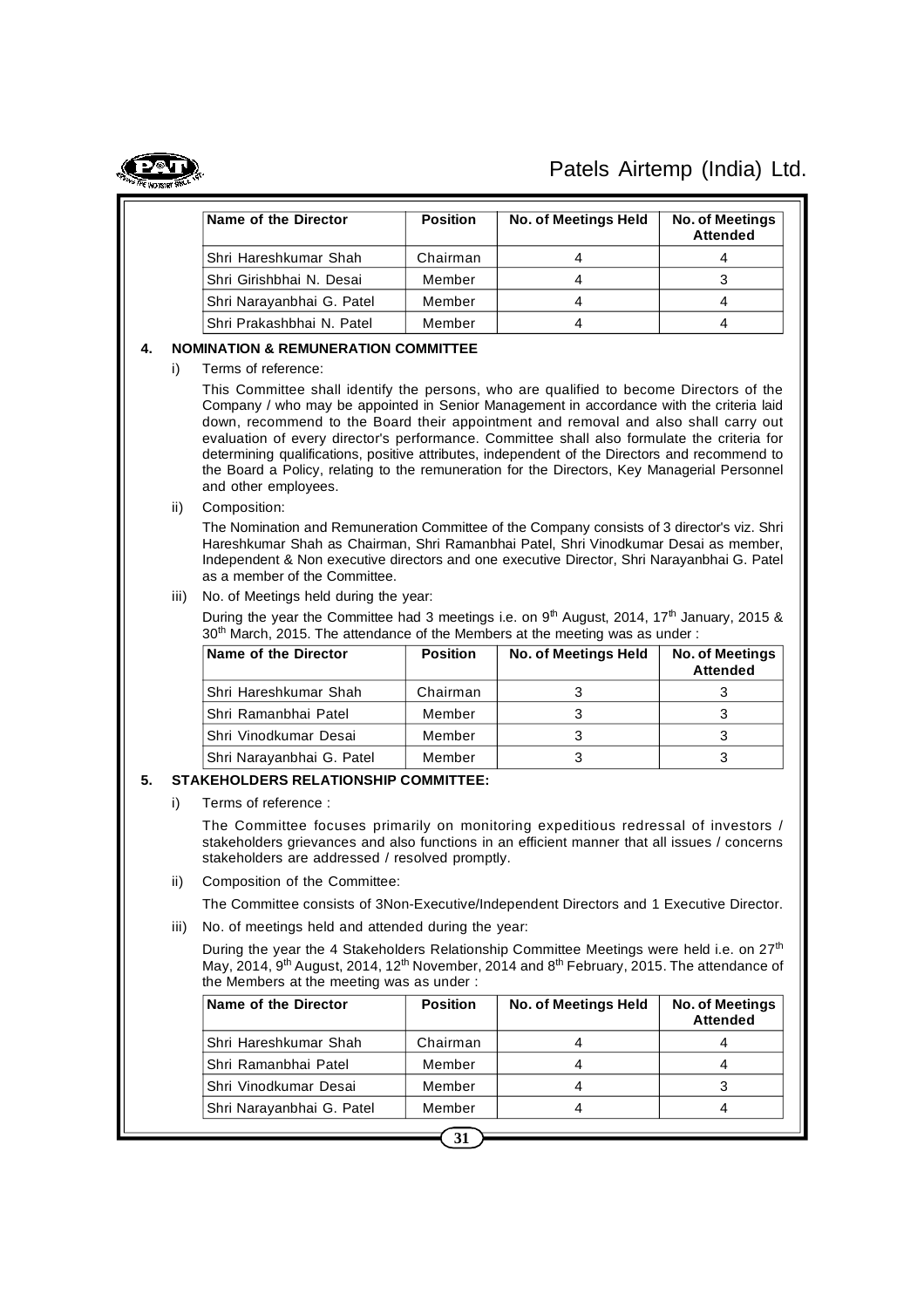| Name of the Director | Position | No. of Meetings Held | No. of Meetings Attended |
|---|---|---|---|
| Shri Hareshkumar Shah | Chairman | 4 | 4 |
| Shri Girishbhai N. Desai | Member | 4 | 3 |
| Shri Narayanbhai G. Patel | Member | 4 | 4 |
| Shri Prakashbhai N. Patel | Member | 4 | 4 |

**4. NOMINATION & REMUNERATION COMMITTEE**

i) Terms of reference:

This Committee shall identify the persons, who are qualified to become Directors of the Company / who may be appointed in Senior Management in accordance with the criteria laid down, recommend to the Board their appointment and removal and also shall carry out evaluation of every director's performance. Committee shall also formulate the criteria for determining qualifications, positive attributes, independent of the Directors and recommend to the Board a Policy, relating to the remuneration for the Directors, Key Managerial Personnel and other employees.

ii) Composition:

The Nomination and Remuneration Committee of the Company consists of 3 director's viz. Shri Hareshkumar Shah as Chairman, Shri Ramanbhai Patel, Shri Vinodkumar Desai as member, Independent & Non executive directors and one executive Director, Shri Narayanbhai G. Patel as a member of the Committee.

iii) No. of Meetings held during the year:

During the year the Committee had 3 meetings i.e. on 9th August, 2014, 17th January, 2015 & 30th March, 2015. The attendance of the Members at the meeting was as under :

| Name of the Director | Position | No. of Meetings Held | No. of Meetings Attended |
|---|---|---|---|
| Shri Hareshkumar Shah | Chairman | 3 | 3 |
| Shri Ramanbhai Patel | Member | 3 | 3 |
| Shri Vinodkumar Desai | Member | 3 | 3 |
| Shri Narayanbhai G. Patel | Member | 3 | 3 |

**5. STAKEHOLDERS RELATIONSHIP COMMITTEE:**

i) Terms of reference :

The Committee focuses primarily on monitoring expeditious redressal of investors / stakeholders grievances and also functions in an efficient manner that all issues / concerns stakeholders are addressed / resolved promptly.

ii) Composition of the Committee:

The Committee consists of 3Non-Executive/Independent Directors and 1 Executive Director.

iii) No. of meetings held and attended during the year:

During the year the 4 Stakeholders Relationship Committee Meetings were held i.e. on 27th May, 2014, 9th August, 2014, 12th November, 2014 and 8th February, 2015. The attendance of the Members at the meeting was as under :

| Name of the Director | Position | No. of Meetings Held | No. of Meetings Attended |
|---|---|---|---|
| Shri Hareshkumar Shah | Chairman | 4 | 4 |
| Shri Ramanbhai Patel | Member | 4 | 4 |
| Shri Vinodkumar Desai | Member | 4 | 3 |
| Shri Narayanbhai G. Patel | Member | 4 | 4 |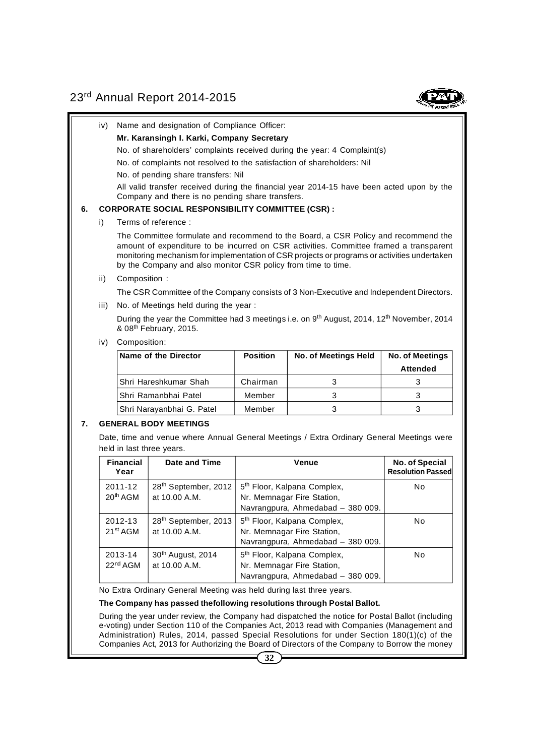iv) Name and designation of Compliance Officer:

**Mr. Karansingh I. Karki, Company Secretary**

No. of shareholders' complaints received during the year: 4 Complaint(s)

No. of complaints not resolved to the satisfaction of shareholders: Nil

No. of pending share transfers: Nil

All valid transfer received during the financial year 2014-15 have been acted upon by the Company and there is no pending share transfers.

## 6. CORPORATE SOCIAL RESPONSIBILITY COMMITTEE (CSR) :

i) Terms of reference :

The Committee formulate and recommend to the Board, a CSR Policy and recommend the amount of expenditure to be incurred on CSR activities. Committee framed a transparent monitoring mechanism for implementation of CSR projects or programs or activities undertaken by the Company and also monitor CSR policy from time to time.

ii) Composition :

The CSR Committee of the Company consists of 3 Non-Executive and Independent Directors.

iii) No. of Meetings held during the year :

During the year the Committee had 3 meetings i.e. on 9th August, 2014, 12th November, 2014 & 08th February, 2015.

iv) Composition:

| Name of the Director | Position | No. of Meetings Held | No. of Meetings Attended |
|---|---|---|---|
| Shri Hareshkumar Shah | Chairman | 3 | 3 |
| Shri Ramanbhai Patel | Member | 3 | 3 |
| Shri Narayanbhai G. Patel | Member | 3 | 3 |

## 7. GENERAL BODY MEETINGS

Date, time and venue where Annual General Meetings / Extra Ordinary General Meetings were held in last three years.

| Financial Year | Date and Time | Venue | No. of Special Resolution Passed |
|---|---|---|---|
| 2011-12 20th AGM | 28th September, 2012 at 10.00 A.M. | 5th Floor, Kalpana Complex, Nr. Memnagar Fire Station, Navrangpura, Ahmedabad – 380 009. | No |
| 2012-13 21st AGM | 28th September, 2013 at 10.00 A.M. | 5th Floor, Kalpana Complex, Nr. Memnagar Fire Station, Navrangpura, Ahmedabad – 380 009. | No |
| 2013-14 22nd AGM | 30th August, 2014 at 10.00 A.M. | 5th Floor, Kalpana Complex, Nr. Memnagar Fire Station, Navrangpura, Ahmedabad – 380 009. | No |

No Extra Ordinary General Meeting was held during last three years.

**The Company has passed thefollowing resolutions through Postal Ballot.**

During the year under review, the Company had dispatched the notice for Postal Ballot (including e-voting) under Section 110 of the Companies Act, 2013 read with Companies (Management and Administration) Rules, 2014, passed Special Resolutions for under Section 180(1)(c) of the Companies Act, 2013 for Authorizing the Board of Directors of the Company to Borrow the money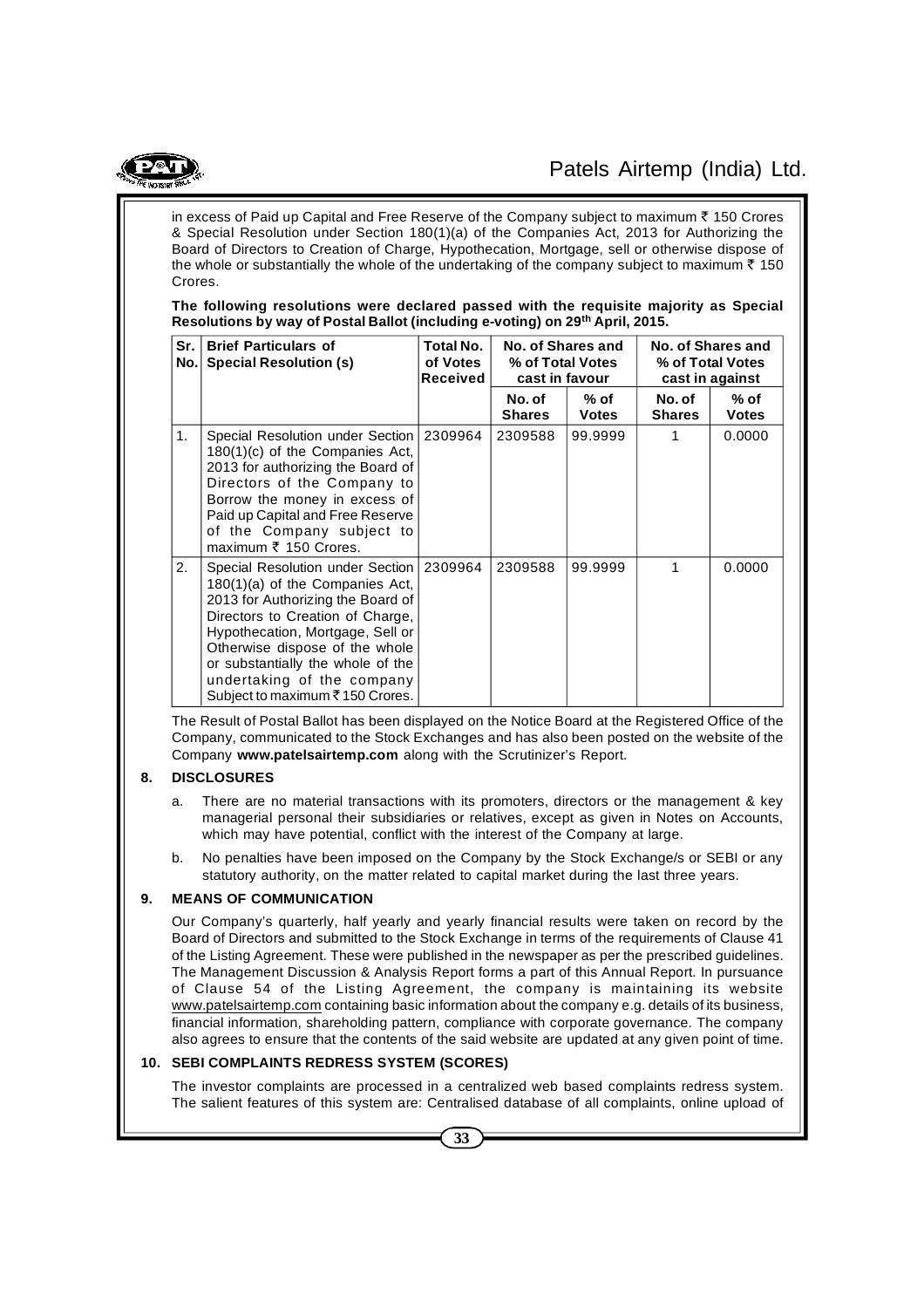in excess of Paid up Capital and Free Reserve of the Company subject to maximum ₹ 150 Crores & Special Resolution under Section 180(1)(a) of the Companies Act, 2013 for Authorizing the Board of Directors to Creation of Charge, Hypothecation, Mortgage, sell or otherwise dispose of the whole or substantially the whole of the undertaking of the company subject to maximum ₹ 150 Crores.

**The following resolutions were declared passed with the requisite majority as Special Resolutions by way of Postal Ballot (including e-voting) on 29th April, 2015.**

| Sr. No. | Brief Particulars of Special Resolution (s) | Total No. of Votes Received | No. of Shares and % of Total Votes cast in favour | | No. of Shares and % of Total Votes cast in against | |
|---|---|---|---|---|---|---|
| | | | No. of Shares | % of Votes | No. of Shares | % of Votes |
| 1. | Special Resolution under Section 180(1)(c) of the Companies Act, 2013 for authorizing the Board of Directors of the Company to Borrow the money in excess of Paid up Capital and Free Reserve of the Company subject to maximum ₹ 150 Crores. | 2309964 | 2309588 | 99.9999 | 1 | 0.0000 |
| 2. | Special Resolution under Section 180(1)(a) of the Companies Act, 2013 for Authorizing the Board of Directors to Creation of Charge, Hypothecation, Mortgage, Sell or Otherwise dispose of the whole or substantially the whole of the undertaking of the company Subject to maximum ₹ 150 Crores. | 2309964 | 2309588 | 99.9999 | 1 | 0.0000 |

The Result of Postal Ballot has been displayed on the Notice Board at the Registered Office of the Company, communicated to the Stock Exchanges and has also been posted on the website of the Company **www.patelsairtemp.com** along with the Scrutinizer's Report.

## 8. DISCLOSURES

a. There are no material transactions with its promoters, directors or the management & key managerial personal their subsidiaries or relatives, except as given in Notes on Accounts, which may have potential, conflict with the interest of the Company at large.

b. No penalties have been imposed on the Company by the Stock Exchange/s or SEBI or any statutory authority, on the matter related to capital market during the last three years.

## 9. MEANS OF COMMUNICATION

Our Company's quarterly, half yearly and yearly financial results were taken on record by the Board of Directors and submitted to the Stock Exchange in terms of the requirements of Clause 41 of the Listing Agreement. These were published in the newspaper as per the prescribed guidelines. The Management Discussion & Analysis Report forms a part of this Annual Report. In pursuance of Clause 54 of the Listing Agreement, the company is maintaining its website www.patelsairtemp.com containing basic information about the company e.g. details of its business, financial information, shareholding pattern, compliance with corporate governance. The company also agrees to ensure that the contents of the said website are updated at any given point of time.

## 10. SEBI COMPLAINTS REDRESS SYSTEM (SCORES)

The investor complaints are processed in a centralized web based complaints redress system. The salient features of this system are: Centralised database of all complaints, online upload of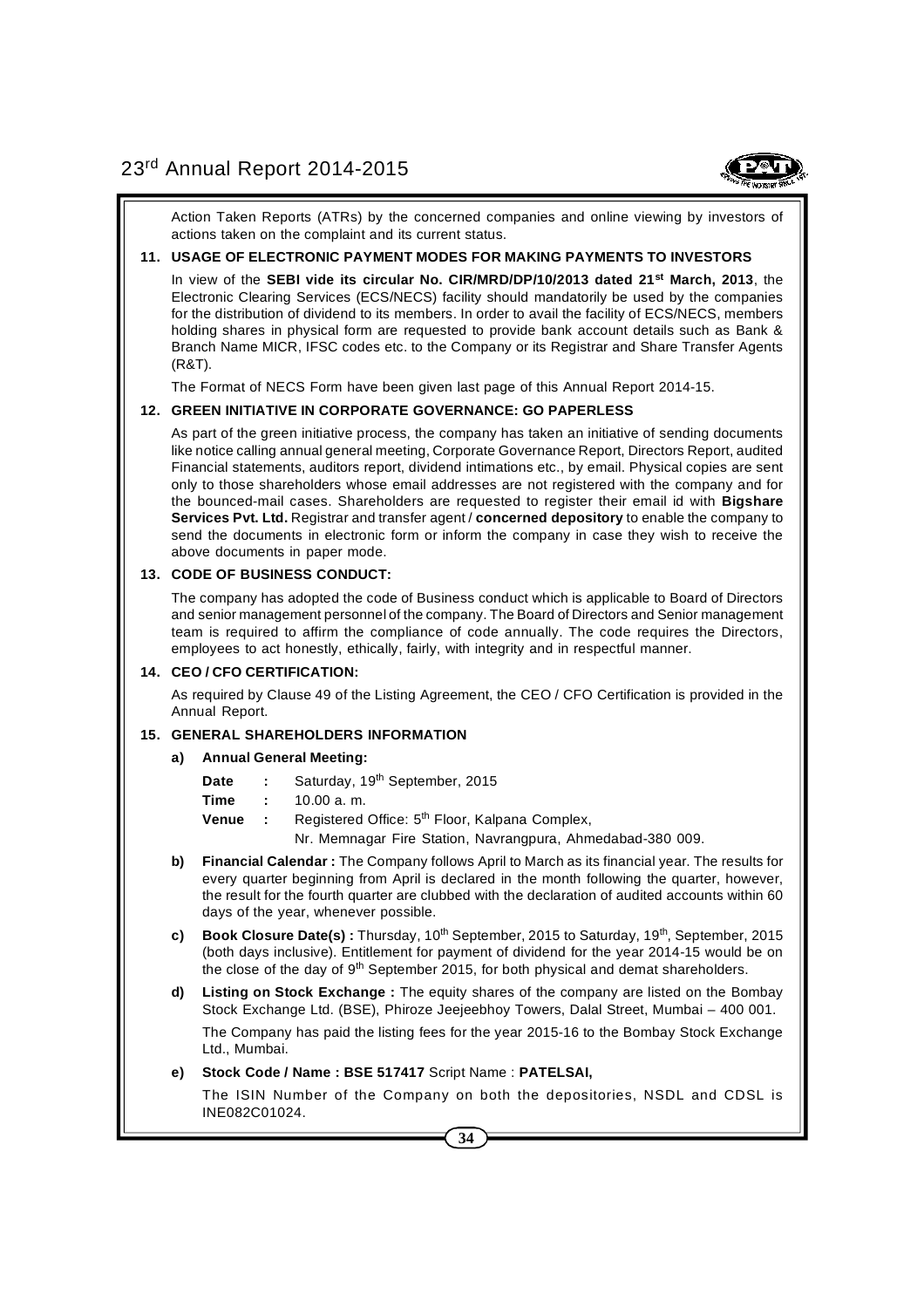Action Taken Reports (ATRs) by the concerned companies and online viewing by investors of actions taken on the complaint and its current status.

### 11. USAGE OF ELECTRONIC PAYMENT MODES FOR MAKING PAYMENTS TO INVESTORS

In view of the **SEBI vide its circular No. CIR/MRD/DP/10/2013 dated 21st March, 2013**, the Electronic Clearing Services (ECS/NECS) facility should mandatorily be used by the companies for the distribution of dividend to its members. In order to avail the facility of ECS/NECS, members holding shares in physical form are requested to provide bank account details such as Bank & Branch Name MICR, IFSC codes etc. to the Company or its Registrar and Share Transfer Agents (R&T).

The Format of NECS Form have been given last page of this Annual Report 2014-15.

### 12. GREEN INITIATIVE IN CORPORATE GOVERNANCE: GO PAPERLESS

As part of the green initiative process, the company has taken an initiative of sending documents like notice calling annual general meeting, Corporate Governance Report, Directors Report, audited Financial statements, auditors report, dividend intimations etc., by email. Physical copies are sent only to those shareholders whose email addresses are not registered with the company and for the bounced-mail cases. Shareholders are requested to register their email id with **Bigshare Services Pvt. Ltd.** Registrar and transfer agent / **concerned depository** to enable the company to send the documents in electronic form or inform the company in case they wish to receive the above documents in paper mode.

### 13. CODE OF BUSINESS CONDUCT:

The company has adopted the code of Business conduct which is applicable to Board of Directors and senior management personnel of the company. The Board of Directors and Senior management team is required to affirm the compliance of code annually. The code requires the Directors, employees to act honestly, ethically, fairly, with integrity and in respectful manner.

### 14. CEO / CFO CERTIFICATION:

As required by Clause 49 of the Listing Agreement, the CEO / CFO Certification is provided in the Annual Report.

### 15. GENERAL SHAREHOLDERS INFORMATION

**a) Annual General Meeting:**

**Date** : Saturday, 19th September, 2015

**Time** : 10.00 a. m.

**Venue** : Registered Office: 5th Floor, Kalpana Complex,
Nr. Memnagar Fire Station, Navrangpura, Ahmedabad-380 009.

**b) Financial Calendar :** The Company follows April to March as its financial year. The results for every quarter beginning from April is declared in the month following the quarter, however, the result for the fourth quarter are clubbed with the declaration of audited accounts within 60 days of the year, whenever possible.

**c) Book Closure Date(s) :** Thursday, 10th September, 2015 to Saturday, 19th, September, 2015 (both days inclusive). Entitlement for payment of dividend for the year 2014-15 would be on the close of the day of 9th September 2015, for both physical and demat shareholders.

**d) Listing on Stock Exchange :** The equity shares of the company are listed on the Bombay Stock Exchange Ltd. (BSE), Phiroze Jeejeebhoy Towers, Dalal Street, Mumbai – 400 001.

The Company has paid the listing fees for the year 2015-16 to the Bombay Stock Exchange Ltd., Mumbai.

**e) Stock Code / Name : BSE 517417** Script Name : **PATELSAI,**

The ISIN Number of the Company on both the depositories, NSDL and CDSL is INE082C01024.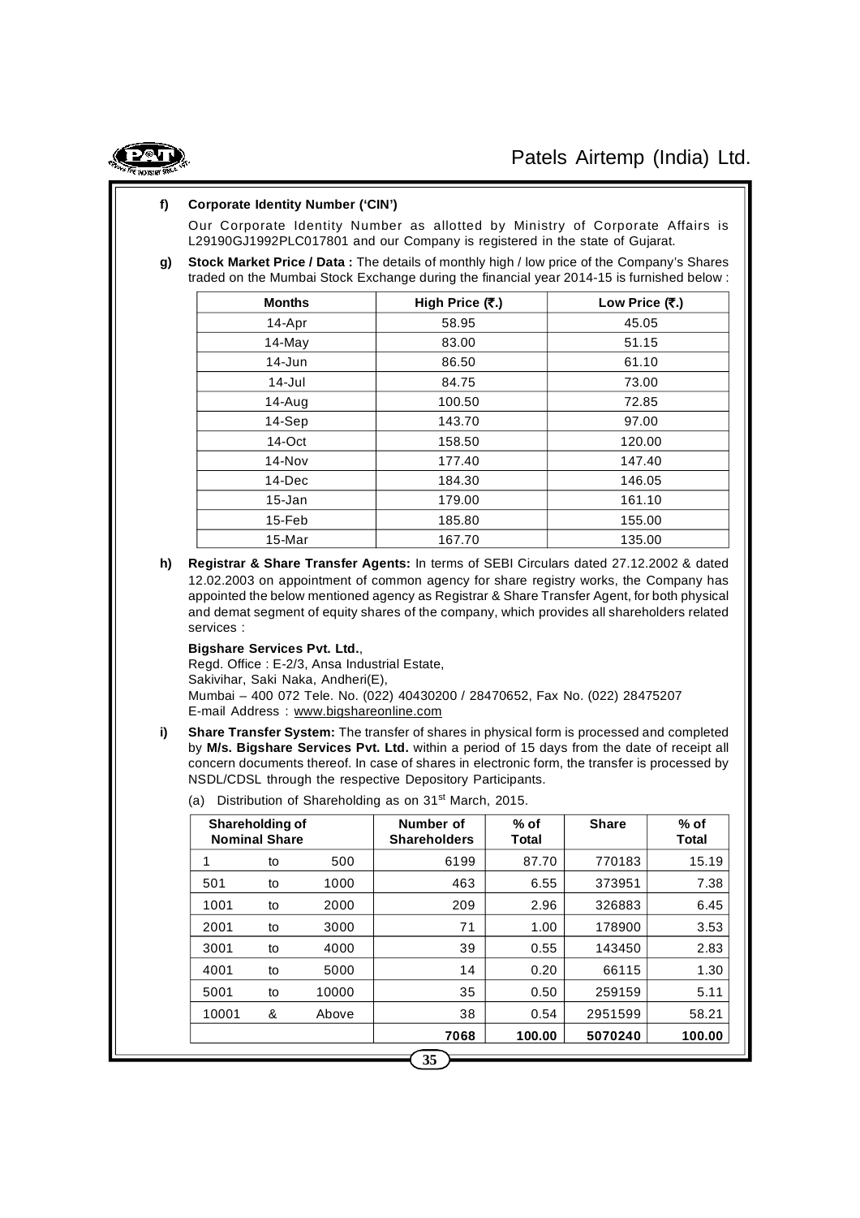**f) Corporate Identity Number ('CIN')**

Our Corporate Identity Number as allotted by Ministry of Corporate Affairs is L29190GJ1992PLC017801 and our Company is registered in the state of Gujarat.

**g) Stock Market Price / Data :** The details of monthly high / low price of the Company's Shares traded on the Mumbai Stock Exchange during the financial year 2014-15 is furnished below :

| Months | High Price (₹.) | Low Price (₹.) |
|---|---|---|
| 14-Apr | 58.95 | 45.05 |
| 14-May | 83.00 | 51.15 |
| 14-Jun | 86.50 | 61.10 |
| 14-Jul | 84.75 | 73.00 |
| 14-Aug | 100.50 | 72.85 |
| 14-Sep | 143.70 | 97.00 |
| 14-Oct | 158.50 | 120.00 |
| 14-Nov | 177.40 | 147.40 |
| 14-Dec | 184.30 | 146.05 |
| 15-Jan | 179.00 | 161.10 |
| 15-Feb | 185.80 | 155.00 |
| 15-Mar | 167.70 | 135.00 |

**h) Registrar & Share Transfer Agents:** In terms of SEBI Circulars dated 27.12.2002 & dated 12.02.2003 on appointment of common agency for share registry works, the Company has appointed the below mentioned agency as Registrar & Share Transfer Agent, for both physical and demat segment of equity shares of the company, which provides all shareholders related services :

**Bigshare Services Pvt. Ltd.**,
Regd. Office : E-2/3, Ansa Industrial Estate,
Sakivihar, Saki Naka, Andheri(E),
Mumbai – 400 072 Tele. No. (022) 40430200 / 28470652, Fax No. (022) 28475207
E-mail Address : www.bigshareonline.com

**i) Share Transfer System:** The transfer of shares in physical form is processed and completed by **M/s. Bigshare Services Pvt. Ltd.** within a period of 15 days from the date of receipt all concern documents thereof. In case of shares in electronic form, the transfer is processed by NSDL/CDSL through the respective Depository Participants.

(a) Distribution of Shareholding as on 31st March, 2015.

| Shareholding of Nominal Share | | | Number of Shareholders | % of Total | Share | % of Total |
|---|---|---|---|---|---|---|
| 1 | to | 500 | 6199 | 87.70 | 770183 | 15.19 |
| 501 | to | 1000 | 463 | 6.55 | 373951 | 7.38 |
| 1001 | to | 2000 | 209 | 2.96 | 326883 | 6.45 |
| 2001 | to | 3000 | 71 | 1.00 | 178900 | 3.53 |
| 3001 | to | 4000 | 39 | 0.55 | 143450 | 2.83 |
| 4001 | to | 5000 | 14 | 0.20 | 66115 | 1.30 |
| 5001 | to | 10000 | 35 | 0.50 | 259159 | 5.11 |
| 10001 | & | Above | 38 | 0.54 | 2951599 | 58.21 |
| | | | **7068** | **100.00** | **5070240** | **100.00** |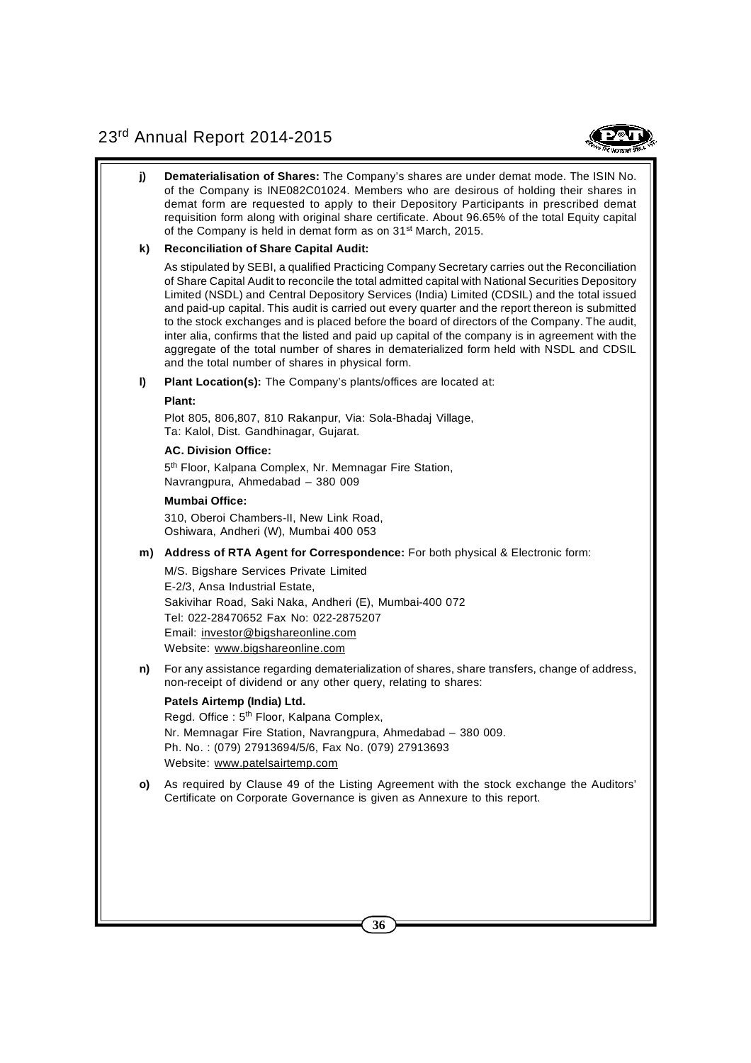**j) Dematerialisation of Shares:** The Company's shares are under demat mode. The ISIN No. of the Company is INE082C01024. Members who are desirous of holding their shares in demat form are requested to apply to their Depository Participants in prescribed demat requisition form along with original share certificate. About 96.65% of the total Equity capital of the Company is held in demat form as on 31st March, 2015.

**k) Reconciliation of Share Capital Audit:**

As stipulated by SEBI, a qualified Practicing Company Secretary carries out the Reconciliation of Share Capital Audit to reconcile the total admitted capital with National Securities Depository Limited (NSDL) and Central Depository Services (India) Limited (CDSIL) and the total issued and paid-up capital. This audit is carried out every quarter and the report thereon is submitted to the stock exchanges and is placed before the board of directors of the Company. The audit, inter alia, confirms that the listed and paid up capital of the company is in agreement with the aggregate of the total number of shares in dematerialized form held with NSDL and CDSIL and the total number of shares in physical form.

**l) Plant Location(s):** The Company's plants/offices are located at:

**Plant:**

Plot 805, 806,807, 810 Rakanpur, Via: Sola-Bhadaj Village,
Ta: Kalol, Dist. Gandhinagar, Gujarat.

**AC. Division Office:**

5th Floor, Kalpana Complex, Nr. Memnagar Fire Station,
Navrangpura, Ahmedabad – 380 009

**Mumbai Office:**

310, Oberoi Chambers-II, New Link Road,
Oshiwara, Andheri (W), Mumbai 400 053

**m) Address of RTA Agent for Correspondence:** For both physical & Electronic form:

M/S. Bigshare Services Private Limited
E-2/3, Ansa Industrial Estate,
Sakivihar Road, Saki Naka, Andheri (E), Mumbai-400 072
Tel: 022-28470652 Fax No: 022-2875207
Email: investor@bigshareonline.com
Website: www.bigshareonline.com

**n)** For any assistance regarding dematerialization of shares, share transfers, change of address, non-receipt of dividend or any other query, relating to shares:

**Patels Airtemp (India) Ltd.**
Regd. Office : 5th Floor, Kalpana Complex,
Nr. Memnagar Fire Station, Navrangpura, Ahmedabad – 380 009.
Ph. No. : (079) 27913694/5/6, Fax No. (079) 27913693
Website: www.patelsairtemp.com

**o)** As required by Clause 49 of the Listing Agreement with the stock exchange the Auditors' Certificate on Corporate Governance is given as Annexure to this report.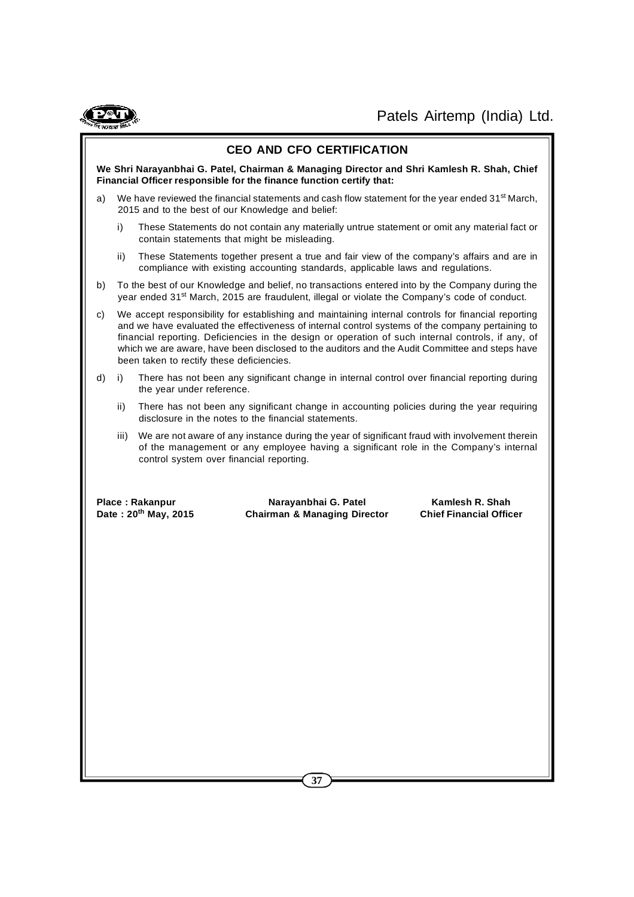# CEO AND CFO CERTIFICATION

**We Shri Narayanbhai G. Patel, Chairman & Managing Director and Shri Kamlesh R. Shah, Chief Financial Officer responsible for the finance function certify that:**

a) We have reviewed the financial statements and cash flow statement for the year ended 31st March, 2015 and to the best of our Knowledge and belief:

   i) These Statements do not contain any materially untrue statement or omit any material fact or contain statements that might be misleading.

   ii) These Statements together present a true and fair view of the company's affairs and are in compliance with existing accounting standards, applicable laws and regulations.

b) To the best of our Knowledge and belief, no transactions entered into by the Company during the year ended 31st March, 2015 are fraudulent, illegal or violate the Company's code of conduct.

c) We accept responsibility for establishing and maintaining internal controls for financial reporting and we have evaluated the effectiveness of internal control systems of the company pertaining to financial reporting. Deficiencies in the design or operation of such internal controls, if any, of which we are aware, have been disclosed to the auditors and the Audit Committee and steps have been taken to rectify these deficiencies.

d) i) There has not been any significant change in internal control over financial reporting during the year under reference.

   ii) There has not been any significant change in accounting policies during the year requiring disclosure in the notes to the financial statements.

   iii) We are not aware of any instance during the year of significant fraud with involvement therein of the management or any employee having a significant role in the Company's internal control system over financial reporting.

| **Place : Rakanpur** | **Narayanbhai G. Patel** | **Kamlesh R. Shah** |
|---|---|---|
| **Date : 20th May, 2015** | **Chairman & Managing Director** | **Chief Financial Officer** |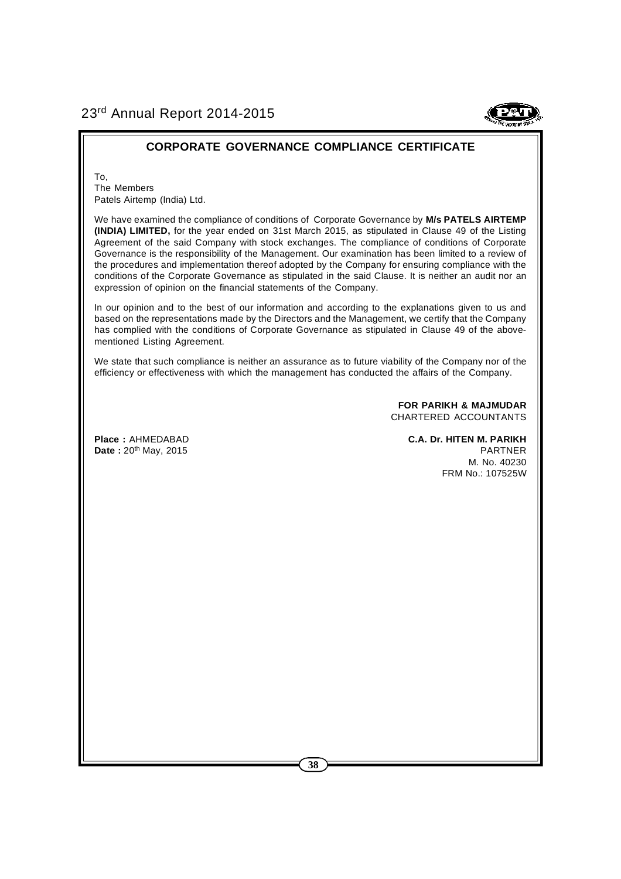## CORPORATE GOVERNANCE COMPLIANCE CERTIFICATE

To,
The Members
Patels Airtemp (India) Ltd.

We have examined the compliance of conditions of Corporate Governance by **M/s PATELS AIRTEMP (INDIA) LIMITED,** for the year ended on 31st March 2015, as stipulated in Clause 49 of the Listing Agreement of the said Company with stock exchanges. The compliance of conditions of Corporate Governance is the responsibility of the Management. Our examination has been limited to a review of the procedures and implementation thereof adopted by the Company for ensuring compliance with the conditions of the Corporate Governance as stipulated in the said Clause. It is neither an audit nor an expression of opinion on the financial statements of the Company.

In our opinion and to the best of our information and according to the explanations given to us and based on the representations made by the Directors and the Management, we certify that the Company has complied with the conditions of Corporate Governance as stipulated in Clause 49 of the above-mentioned Listing Agreement.

We state that such compliance is neither an assurance as to future viability of the Company nor of the efficiency or effectiveness with which the management has conducted the affairs of the Company.

**FOR PARIKH & MAJMUDAR**
CHARTERED ACCOUNTANTS

**Place :** AHMEDABAD
**Date :** 20th May, 2015

**C.A. Dr. HITEN M. PARIKH**
PARTNER
M. No. 40230
FRM No.: 107525W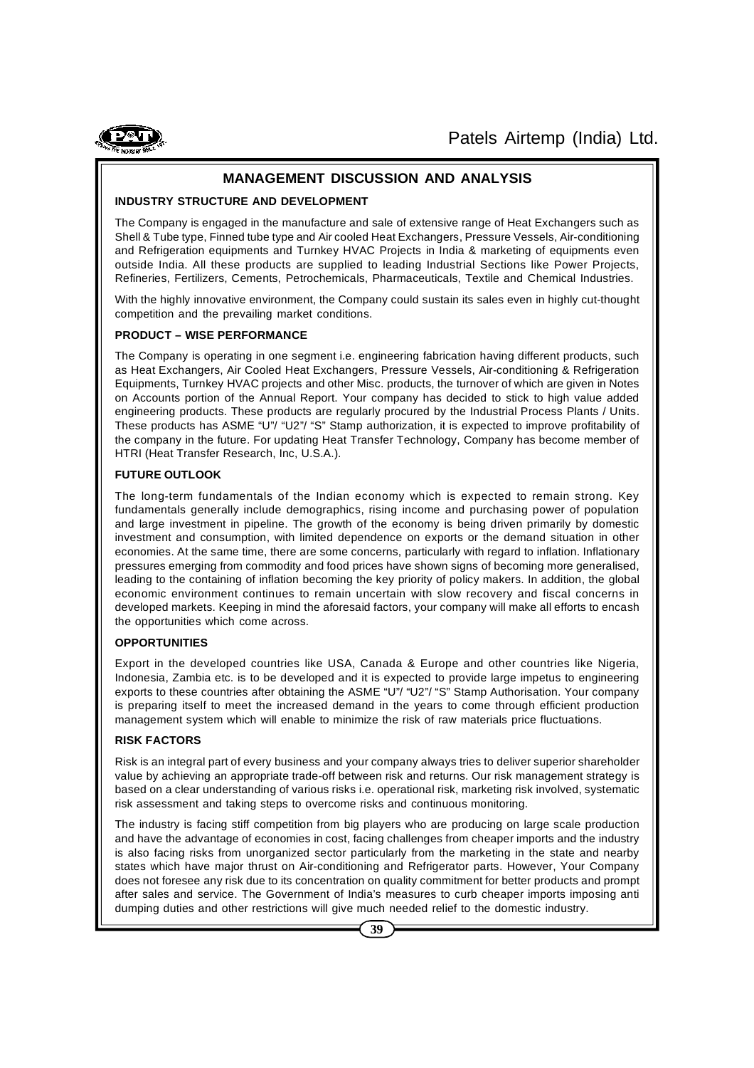# MANAGEMENT DISCUSSION AND ANALYSIS

## INDUSTRY STRUCTURE AND DEVELOPMENT

The Company is engaged in the manufacture and sale of extensive range of Heat Exchangers such as Shell & Tube type, Finned tube type and Air cooled Heat Exchangers, Pressure Vessels, Air-conditioning and Refrigeration equipments and Turnkey HVAC Projects in India & marketing of equipments even outside India. All these products are supplied to leading Industrial Sections like Power Projects, Refineries, Fertilizers, Cements, Petrochemicals, Pharmaceuticals, Textile and Chemical Industries.

With the highly innovative environment, the Company could sustain its sales even in highly cut-thought competition and the prevailing market conditions.

## PRODUCT – WISE PERFORMANCE

The Company is operating in one segment i.e. engineering fabrication having different products, such as Heat Exchangers, Air Cooled Heat Exchangers, Pressure Vessels, Air-conditioning & Refrigeration Equipments, Turnkey HVAC projects and other Misc. products, the turnover of which are given in Notes on Accounts portion of the Annual Report. Your company has decided to stick to high value added engineering products. These products are regularly procured by the Industrial Process Plants / Units. These products has ASME "U"/ "U2"/ "S" Stamp authorization, it is expected to improve profitability of the company in the future. For updating Heat Transfer Technology, Company has become member of HTRI (Heat Transfer Research, Inc, U.S.A.).

## FUTURE OUTLOOK

The long-term fundamentals of the Indian economy which is expected to remain strong. Key fundamentals generally include demographics, rising income and purchasing power of population and large investment in pipeline. The growth of the economy is being driven primarily by domestic investment and consumption, with limited dependence on exports or the demand situation in other economies. At the same time, there are some concerns, particularly with regard to inflation. Inflationary pressures emerging from commodity and food prices have shown signs of becoming more generalised, leading to the containing of inflation becoming the key priority of policy makers. In addition, the global economic environment continues to remain uncertain with slow recovery and fiscal concerns in developed markets. Keeping in mind the aforesaid factors, your company will make all efforts to encash the opportunities which come across.

## OPPORTUNITIES

Export in the developed countries like USA, Canada & Europe and other countries like Nigeria, Indonesia, Zambia etc. is to be developed and it is expected to provide large impetus to engineering exports to these countries after obtaining the ASME "U"/ "U2"/ "S" Stamp Authorisation. Your company is preparing itself to meet the increased demand in the years to come through efficient production management system which will enable to minimize the risk of raw materials price fluctuations.

## RISK FACTORS

Risk is an integral part of every business and your company always tries to deliver superior shareholder value by achieving an appropriate trade-off between risk and returns. Our risk management strategy is based on a clear understanding of various risks i.e. operational risk, marketing risk involved, systematic risk assessment and taking steps to overcome risks and continuous monitoring.

The industry is facing stiff competition from big players who are producing on large scale production and have the advantage of economies in cost, facing challenges from cheaper imports and the industry is also facing risks from unorganized sector particularly from the marketing in the state and nearby states which have major thrust on Air-conditioning and Refrigerator parts. However, Your Company does not foresee any risk due to its concentration on quality commitment for better products and prompt after sales and service. The Government of India's measures to curb cheaper imports imposing anti dumping duties and other restrictions will give much needed relief to the domestic industry.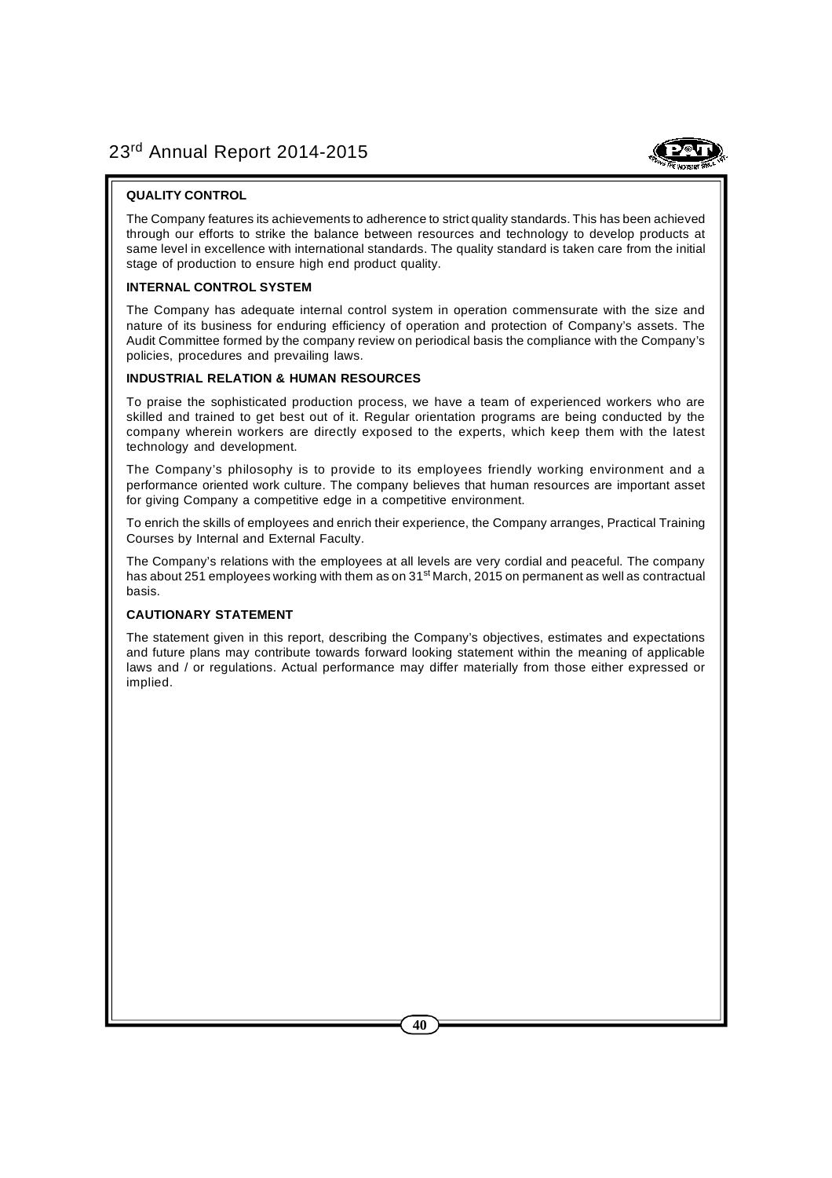### QUALITY CONTROL

The Company features its achievements to adherence to strict quality standards. This has been achieved through our efforts to strike the balance between resources and technology to develop products at same level in excellence with international standards. The quality standard is taken care from the initial stage of production to ensure high end product quality.

### INTERNAL CONTROL SYSTEM

The Company has adequate internal control system in operation commensurate with the size and nature of its business for enduring efficiency of operation and protection of Company's assets. The Audit Committee formed by the company review on periodical basis the compliance with the Company's policies, procedures and prevailing laws.

### INDUSTRIAL RELATION & HUMAN RESOURCES

To praise the sophisticated production process, we have a team of experienced workers who are skilled and trained to get best out of it. Regular orientation programs are being conducted by the company wherein workers are directly exposed to the experts, which keep them with the latest technology and development.

The Company's philosophy is to provide to its employees friendly working environment and a performance oriented work culture. The company believes that human resources are important asset for giving Company a competitive edge in a competitive environment.

To enrich the skills of employees and enrich their experience, the Company arranges, Practical Training Courses by Internal and External Faculty.

The Company's relations with the employees at all levels are very cordial and peaceful. The company has about 251 employees working with them as on 31st March, 2015 on permanent as well as contractual basis.

### CAUTIONARY STATEMENT

The statement given in this report, describing the Company's objectives, estimates and expectations and future plans may contribute towards forward looking statement within the meaning of applicable laws and / or regulations. Actual performance may differ materially from those either expressed or implied.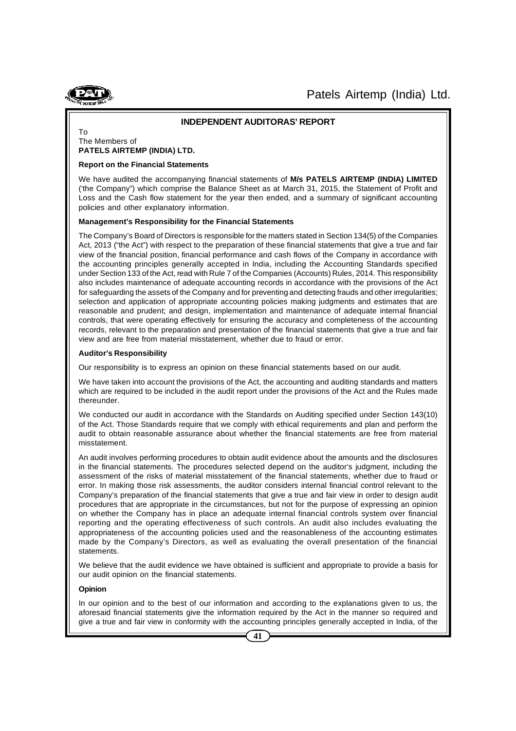## INDEPENDENT AUDITORAS' REPORT

To
The Members of
**PATELS AIRTEMP (INDIA) LTD.**

**Report on the Financial Statements**

We have audited the accompanying financial statements of **M/s PATELS AIRTEMP (INDIA) LIMITED** ('the Company") which comprise the Balance Sheet as at March 31, 2015, the Statement of Profit and Loss and the Cash flow statement for the year then ended, and a summary of significant accounting policies and other explanatory information.

**Management's Responsibility for the Financial Statements**

The Company's Board of Directors is responsible for the matters stated in Section 134(5) of the Companies Act, 2013 ("the Act") with respect to the preparation of these financial statements that give a true and fair view of the financial position, financial performance and cash flows of the Company in accordance with the accounting principles generally accepted in India, including the Accounting Standards specified under Section 133 of the Act, read with Rule 7 of the Companies (Accounts) Rules, 2014. This responsibility also includes maintenance of adequate accounting records in accordance with the provisions of the Act for safeguarding the assets of the Company and for preventing and detecting frauds and other irregularities; selection and application of appropriate accounting policies making judgments and estimates that are reasonable and prudent; and design, implementation and maintenance of adequate internal financial controls, that were operating effectively for ensuring the accuracy and completeness of the accounting records, relevant to the preparation and presentation of the financial statements that give a true and fair view and are free from material misstatement, whether due to fraud or error.

**Auditor's Responsibility**

Our responsibility is to express an opinion on these financial statements based on our audit.

We have taken into account the provisions of the Act, the accounting and auditing standards and matters which are required to be included in the audit report under the provisions of the Act and the Rules made thereunder.

We conducted our audit in accordance with the Standards on Auditing specified under Section 143(10) of the Act. Those Standards require that we comply with ethical requirements and plan and perform the audit to obtain reasonable assurance about whether the financial statements are free from material misstatement.

An audit involves performing procedures to obtain audit evidence about the amounts and the disclosures in the financial statements. The procedures selected depend on the auditor's judgment, including the assessment of the risks of material misstatement of the financial statements, whether due to fraud or error. In making those risk assessments, the auditor considers internal financial control relevant to the Company's preparation of the financial statements that give a true and fair view in order to design audit procedures that are appropriate in the circumstances, but not for the purpose of expressing an opinion on whether the Company has in place an adequate internal financial controls system over financial reporting and the operating effectiveness of such controls. An audit also includes evaluating the appropriateness of the accounting policies used and the reasonableness of the accounting estimates made by the Company's Directors, as well as evaluating the overall presentation of the financial statements.

We believe that the audit evidence we have obtained is sufficient and appropriate to provide a basis for our audit opinion on the financial statements.

**Opinion**

In our opinion and to the best of our information and according to the explanations given to us, the aforesaid financial statements give the information required by the Act in the manner so required and give a true and fair view in conformity with the accounting principles generally accepted in India, of the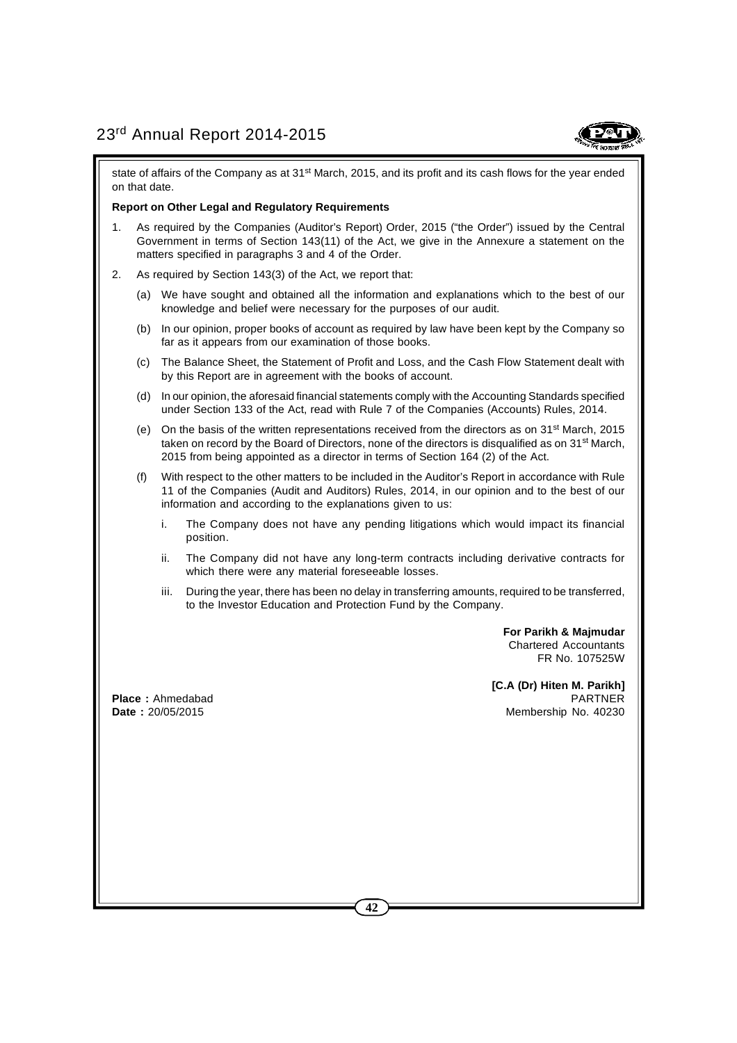state of affairs of the Company as at 31st March, 2015, and its profit and its cash flows for the year ended on that date.

**Report on Other Legal and Regulatory Requirements**

1. As required by the Companies (Auditor's Report) Order, 2015 ("the Order") issued by the Central Government in terms of Section 143(11) of the Act, we give in the Annexure a statement on the matters specified in paragraphs 3 and 4 of the Order.

2. As required by Section 143(3) of the Act, we report that:

   (a) We have sought and obtained all the information and explanations which to the best of our knowledge and belief were necessary for the purposes of our audit.

   (b) In our opinion, proper books of account as required by law have been kept by the Company so far as it appears from our examination of those books.

   (c) The Balance Sheet, the Statement of Profit and Loss, and the Cash Flow Statement dealt with by this Report are in agreement with the books of account.

   (d) In our opinion, the aforesaid financial statements comply with the Accounting Standards specified under Section 133 of the Act, read with Rule 7 of the Companies (Accounts) Rules, 2014.

   (e) On the basis of the written representations received from the directors as on 31st March, 2015 taken on record by the Board of Directors, none of the directors is disqualified as on 31st March, 2015 from being appointed as a director in terms of Section 164 (2) of the Act.

   (f) With respect to the other matters to be included in the Auditor's Report in accordance with Rule 11 of the Companies (Audit and Auditors) Rules, 2014, in our opinion and to the best of our information and according to the explanations given to us:

      i. The Company does not have any pending litigations which would impact its financial position.

      ii. The Company did not have any long-term contracts including derivative contracts for which there were any material foreseeable losses.

      iii. During the year, there has been no delay in transferring amounts, required to be transferred, to the Investor Education and Protection Fund by the Company.

**For Parikh & Majmudar**
Chartered Accountants
FR No. 107525W

**[C.A (Dr) Hiten M. Parikh]**
PARTNER
Membership No. 40230

**Place :** Ahmedabad
**Date :** 20/05/2015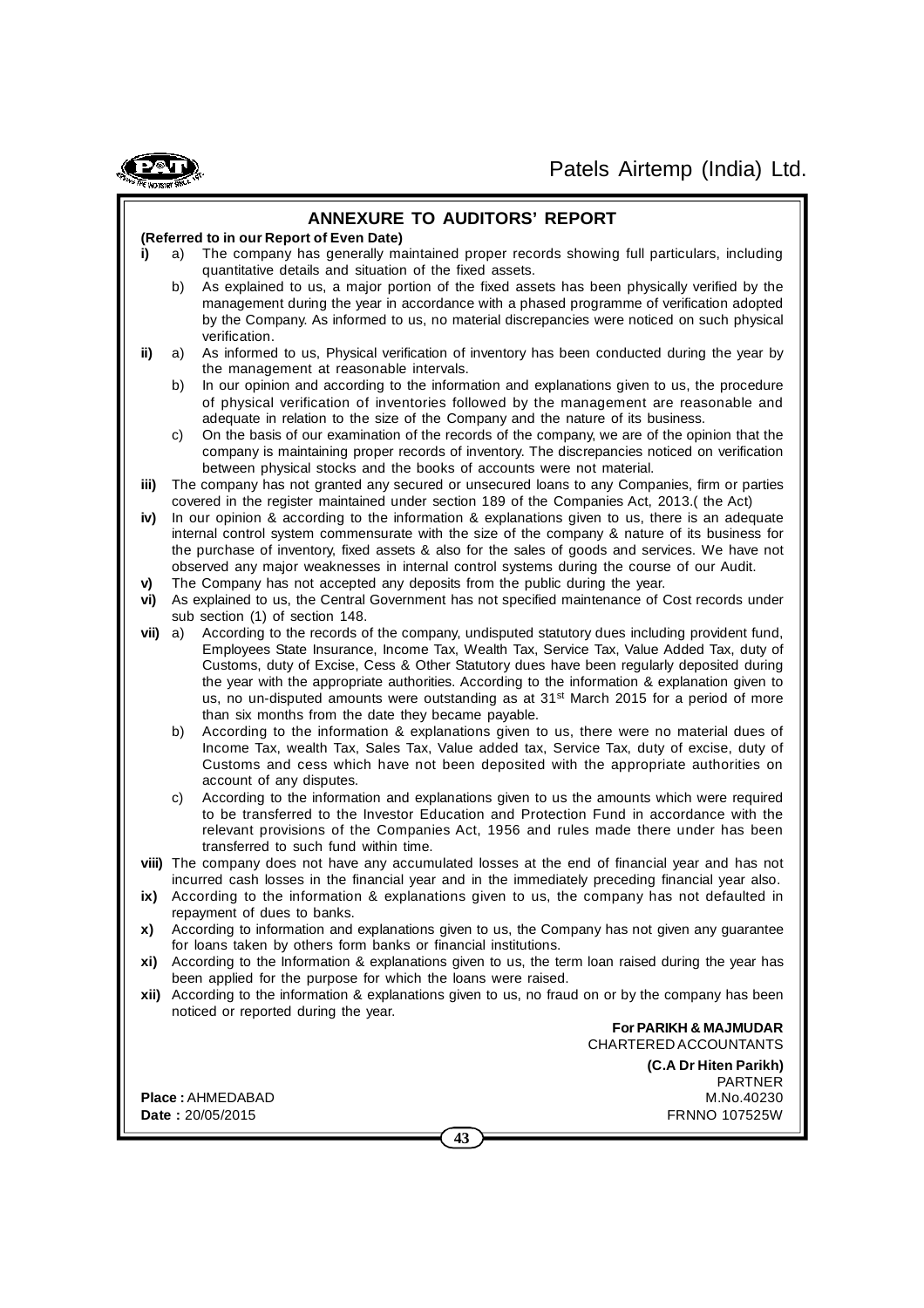## ANNEXURE TO AUDITORS' REPORT

**(Referred to in our Report of Even Date)**

**i)** a) The company has generally maintained proper records showing full particulars, including quantitative details and situation of the fixed assets.

b) As explained to us, a major portion of the fixed assets has been physically verified by the management during the year in accordance with a phased programme of verification adopted by the Company. As informed to us, no material discrepancies were noticed on such physical verification.

**ii)** a) As informed to us, Physical verification of inventory has been conducted during the year by the management at reasonable intervals.

b) In our opinion and according to the information and explanations given to us, the procedure of physical verification of inventories followed by the management are reasonable and adequate in relation to the size of the Company and the nature of its business.

c) On the basis of our examination of the records of the company, we are of the opinion that the company is maintaining proper records of inventory. The discrepancies noticed on verification between physical stocks and the books of accounts were not material.

**iii)** The company has not granted any secured or unsecured loans to any Companies, firm or parties covered in the register maintained under section 189 of the Companies Act, 2013.( the Act)

**iv)** In our opinion & according to the information & explanations given to us, there is an adequate internal control system commensurate with the size of the company & nature of its business for the purchase of inventory, fixed assets & also for the sales of goods and services. We have not observed any major weaknesses in internal control systems during the course of our Audit.

**v)** The Company has not accepted any deposits from the public during the year.

**vi)** As explained to us, the Central Government has not specified maintenance of Cost records under sub section (1) of section 148.

**vii)** a) According to the records of the company, undisputed statutory dues including provident fund, Employees State Insurance, Income Tax, Wealth Tax, Service Tax, Value Added Tax, duty of Customs, duty of Excise, Cess & Other Statutory dues have been regularly deposited during the year with the appropriate authorities. According to the information & explanation given to us, no un-disputed amounts were outstanding as at 31st March 2015 for a period of more than six months from the date they became payable.

b) According to the information & explanations given to us, there were no material dues of Income Tax, wealth Tax, Sales Tax, Value added tax, Service Tax, duty of excise, duty of Customs and cess which have not been deposited with the appropriate authorities on account of any disputes.

c) According to the information and explanations given to us the amounts which were required to be transferred to the Investor Education and Protection Fund in accordance with the relevant provisions of the Companies Act, 1956 and rules made there under has been transferred to such fund within time.

**viii)** The company does not have any accumulated losses at the end of financial year and has not incurred cash losses in the financial year and in the immediately preceding financial year also.

**ix)** According to the information & explanations given to us, the company has not defaulted in repayment of dues to banks.

**x)** According to information and explanations given to us, the Company has not given any guarantee for loans taken by others form banks or financial institutions.

**xi)** According to the Information & explanations given to us, the term loan raised during the year has been applied for the purpose for which the loans were raised.

**xii)** According to the information & explanations given to us, no fraud on or by the company has been noticed or reported during the year.

**For PARIKH & MAJMUDAR**
CHARTERED ACCOUNTANTS

**(C.A Dr Hiten Parikh)**
PARTNER
M.No.40230
FRNNO 107525W

**Place :** AHMEDABAD
**Date :** 20/05/2015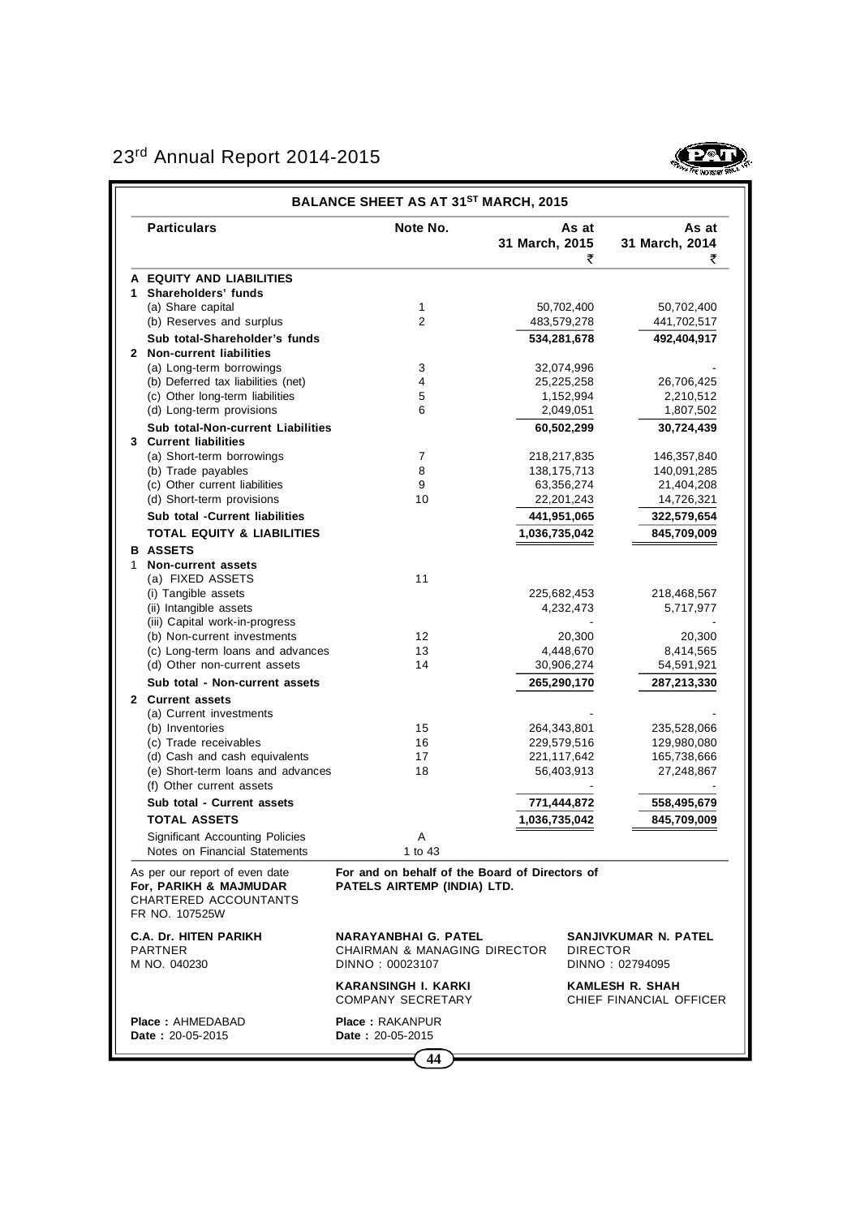## BALANCE SHEET AS AT 31ST MARCH, 2015

| | Particulars | Note No. | As at 31 March, 2015 ₹ | As at 31 March, 2014 ₹ |
|---|---|---|---|---|
| **A** | **EQUITY AND LIABILITIES** | | | |
| **1** | **Shareholders' funds** | | | |
| | (a) Share capital | 1 | 50,702,400 | 50,702,400 |
| | (b) Reserves and surplus | 2 | 483,579,278 | 441,702,517 |
| | **Sub total-Shareholder's funds** | | **534,281,678** | **492,404,917** |
| **2** | **Non-current liabilities** | | | |
| | (a) Long-term borrowings | 3 | 32,074,996 | - |
| | (b) Deferred tax liabilities (net) | 4 | 25,225,258 | 26,706,425 |
| | (c) Other long-term liabilities | 5 | 1,152,994 | 2,210,512 |
| | (d) Long-term provisions | 6 | 2,049,051 | 1,807,502 |
| | **Sub total-Non-current Liabilities** | | **60,502,299** | **30,724,439** |
| **3** | **Current liabilities** | | | |
| | (a) Short-term borrowings | 7 | 218,217,835 | 146,357,840 |
| | (b) Trade payables | 8 | 138,175,713 | 140,091,285 |
| | (c) Other current liabilities | 9 | 63,356,274 | 21,404,208 |
| | (d) Short-term provisions | 10 | 22,201,243 | 14,726,321 |
| | **Sub total -Current liabilities** | | **441,951,065** | **322,579,654** |
| | **TOTAL EQUITY & LIABILITIES** | | **1,036,735,042** | **845,709,009** |
| **B** | **ASSETS** | | | |
| 1 | **Non-current assets** | | | |
| | (a) FIXED ASSETS | 11 | | |
| | (i) Tangible assets | | 225,682,453 | 218,468,567 |
| | (ii) Intangible assets | | 4,232,473 | 5,717,977 |
| | (iii) Capital work-in-progress | | - | - |
| | (b) Non-current investments | 12 | 20,300 | 20,300 |
| | (c) Long-term loans and advances | 13 | 4,448,670 | 8,414,565 |
| | (d) Other non-current assets | 14 | 30,906,274 | 54,591,921 |
| | **Sub total - Non-current assets** | | **265,290,170** | **287,213,330** |
| **2** | **Current assets** | | | |
| | (a) Current investments | | - | - |
| | (b) Inventories | 15 | 264,343,801 | 235,528,066 |
| | (c) Trade receivables | 16 | 229,579,516 | 129,980,080 |
| | (d) Cash and cash equivalents | 17 | 221,117,642 | 165,738,666 |
| | (e) Short-term loans and advances | 18 | 56,403,913 | 27,248,867 |
| | (f) Other current assets | | - | - |
| | **Sub total - Current assets** | | **771,444,872** | **558,495,679** |
| | **TOTAL ASSETS** | | **1,036,735,042** | **845,709,009** |
| | Significant Accounting Policies | A | | |
| | Notes on Financial Statements | 1 to 43 | | |

As per our report of even date
**For, PARIKH & MAJMUDAR**
CHARTERED ACCOUNTANTS
FR NO. 107525W

**For and on behalf of the Board of Directors of PATELS AIRTEMP (INDIA) LTD.**

**C.A. Dr. HITEN PARIKH**
PARTNER
M NO. 040230

**NARAYANBHAI G. PATEL**
CHAIRMAN & MANAGING DIRECTOR
DINNO : 00023107

**SANJIVKUMAR N. PATEL**
DIRECTOR
DINNO : 02794095

**KARANSINGH I. KARKI**
COMPANY SECRETARY

**KAMLESH R. SHAH**
CHIEF FINANCIAL OFFICER

**Place :** AHMEDABAD
**Date :** 20-05-2015

**Place :** RAKANPUR
**Date :** 20-05-2015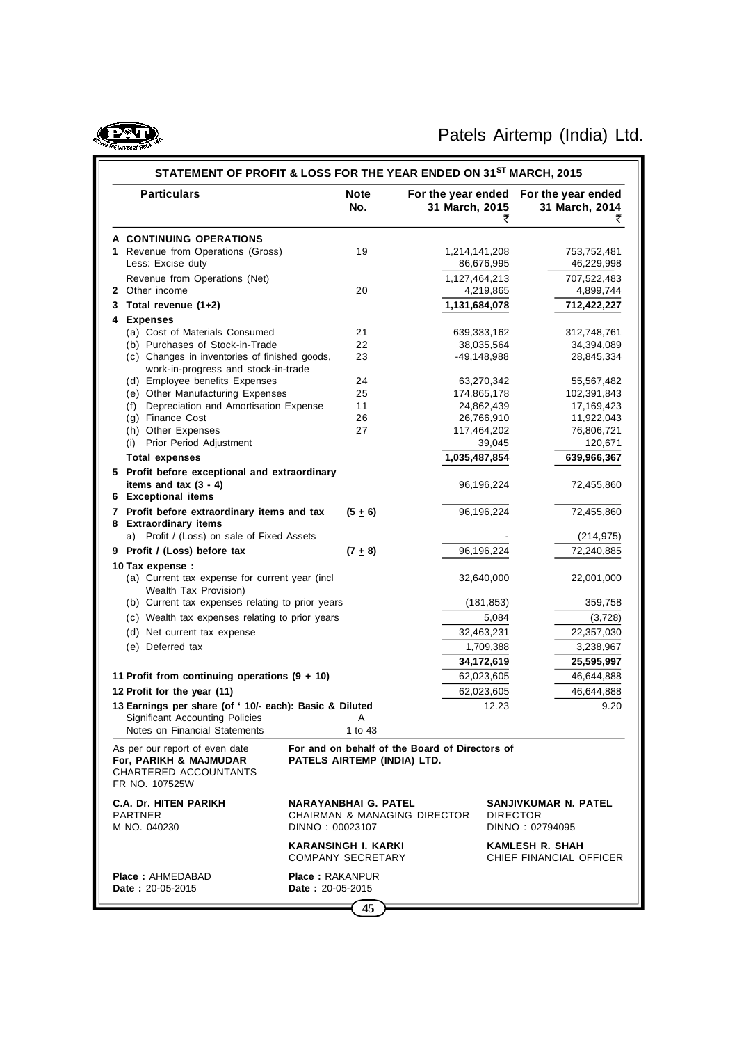## STATEMENT OF PROFIT & LOSS FOR THE YEAR ENDED ON 31ST MARCH, 2015

| Particulars | Note No. | For the year ended 31 March, 2015 ₹ | For the year ended 31 March, 2014 ₹ |
|---|---|---|---|
| **A CONTINUING OPERATIONS** | | | |
| 1 Revenue from Operations (Gross) | 19 | 1,214,141,208 | 753,752,481 |
| Less: Excise duty | | 86,676,995 | 46,229,998 |
| Revenue from Operations (Net) | | 1,127,464,213 | 707,522,483 |
| 2 Other income | 20 | 4,219,865 | 4,899,744 |
| **3 Total revenue (1+2)** | | **1,131,684,078** | **712,422,227** |
| **4 Expenses** | | | |
| (a) Cost of Materials Consumed | 21 | 639,333,162 | 312,748,761 |
| (b) Purchases of Stock-in-Trade | 22 | 38,035,564 | 34,394,089 |
| (c) Changes in inventories of finished goods, work-in-progress and stock-in-trade | 23 | -49,148,988 | 28,845,334 |
| (d) Employee benefits Expenses | 24 | 63,270,342 | 55,567,482 |
| (e) Other Manufacturing Expenses | 25 | 174,865,178 | 102,391,843 |
| (f) Depreciation and Amortisation Expense | 11 | 24,862,439 | 17,169,423 |
| (g) Finance Cost | 26 | 26,766,910 | 11,922,043 |
| (h) Other Expenses | 27 | 117,464,202 | 76,806,721 |
| (i) Prior Period Adjustment | | 39,045 | 120,671 |
| **Total expenses** | | **1,035,487,854** | **639,966,367** |
| **5 Profit before exceptional and extraordinary items and tax (3 - 4)** | | 96,196,224 | 72,455,860 |
| **6 Exceptional items** | | | |
| **7 Profit before extraordinary items and tax** | **(5 ± 6)** | 96,196,224 | 72,455,860 |
| **8 Extraordinary items** | | | |
| a) Profit / (Loss) on sale of Fixed Assets | | - | (214,975) |
| **9 Profit / (Loss) before tax** | **(7 ± 8)** | 96,196,224 | 72,240,885 |
| **10 Tax expense :** | | | |
| (a) Current tax expense for current year (incl Wealth Tax Provision) | | 32,640,000 | 22,001,000 |
| (b) Current tax expenses relating to prior years | | (181,853) | 359,758 |
| (c) Wealth tax expenses relating to prior years | | 5,084 | (3,728) |
| (d) Net current tax expense | | 32,463,231 | 22,357,030 |
| (e) Deferred tax | | 1,709,388 | 3,238,967 |
| | | **34,172,619** | **25,595,997** |
| **11 Profit from continuing operations (9 ± 10)** | | 62,023,605 | 46,644,888 |
| **12 Profit for the year (11)** | | 62,023,605 | 46,644,888 |
| **13 Earnings per share (of ' 10/- each): Basic & Diluted** | | 12.23 | 9.20 |
| Significant Accounting Policies | A | | |
| Notes on Financial Statements | 1 to 43 | | |

As per our report of even date
**For, PARIKH & MAJMUDAR**
CHARTERED ACCOUNTANTS
FR NO. 107525W

**C.A. Dr. HITEN PARIKH**
PARTNER
M NO. 040230

**Place :** AHMEDABAD
**Date :** 20-05-2015

**For and on behalf of the Board of Directors of PATELS AIRTEMP (INDIA) LTD.**

**NARAYANBHAI G. PATEL**
CHAIRMAN & MANAGING DIRECTOR
DINNO : 00023107

**SANJIVKUMAR N. PATEL**
DIRECTOR
DINNO : 02794095

**KARANSINGH I. KARKI**
COMPANY SECRETARY

**KAMLESH R. SHAH**
CHIEF FINANCIAL OFFICER

**Place :** RAKANPUR
**Date :** 20-05-2015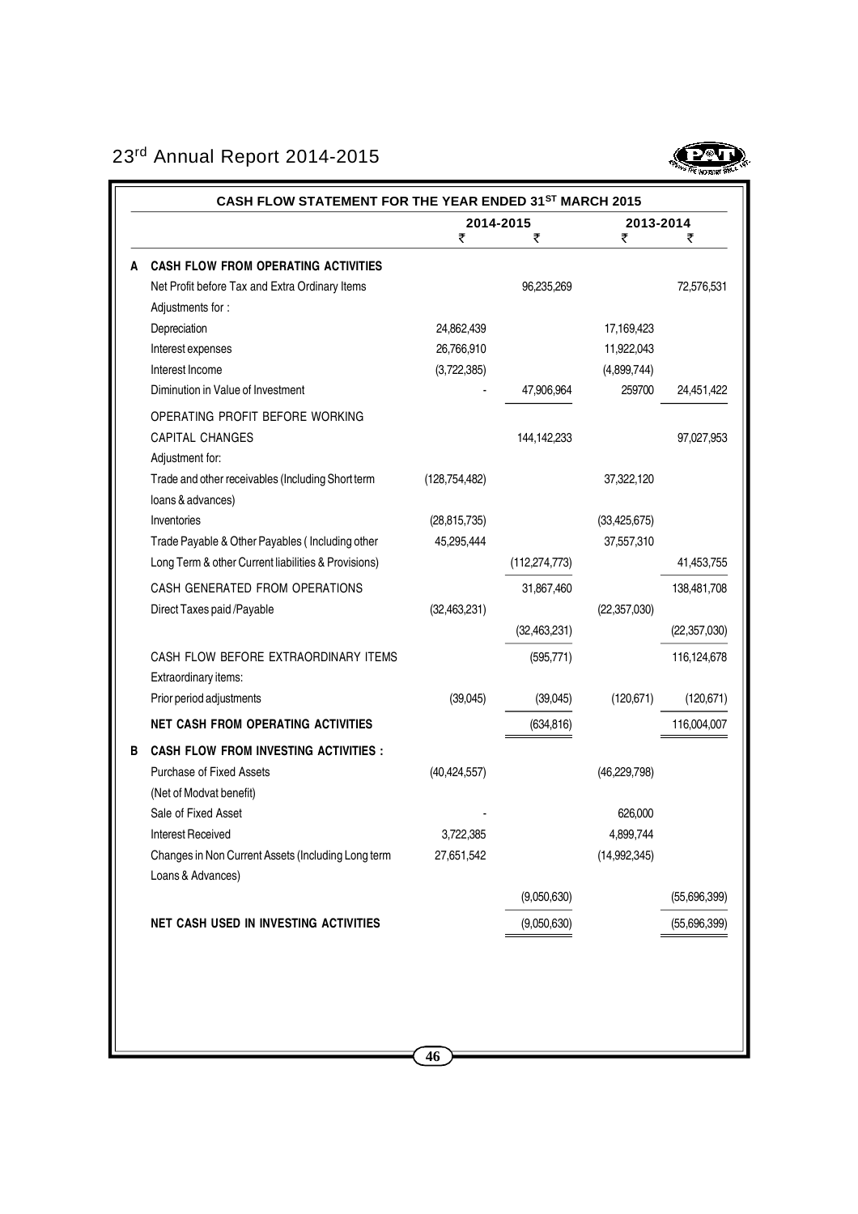## CASH FLOW STATEMENT FOR THE YEAR ENDED 31ST MARCH 2015

| | | 2014-2015 | | 2013-2014 | |
|---|---|---|---|---|---|
| | | ₹ | ₹ | ₹ | ₹ |
| **A** | **CASH FLOW FROM OPERATING ACTIVITIES** | | | | |
| | Net Profit before Tax and Extra Ordinary Items | | 96,235,269 | | 72,576,531 |
| | Adjustments for : | | | | |
| | Depreciation | 24,862,439 | | 17,169,423 | |
| | Interest expenses | 26,766,910 | | 11,922,043 | |
| | Interest Income | (3,722,385) | | (4,899,744) | |
| | Diminution in Value of Investment | - | 47,906,964 | 259700 | 24,451,422 |
| | OPERATING PROFIT BEFORE WORKING CAPITAL CHANGES | | 144,142,233 | | 97,027,953 |
| | Adjustment for: | | | | |
| | Trade and other receivables (Including Short term loans & advances) | (128,754,482) | | 37,322,120 | |
| | Inventories | (28,815,735) | | (33,425,675) | |
| | Trade Payable & Other Payables ( Including other Long Term & other Current liabilities & Provisions) | 45,295,444 | (112,274,773) | 37,557,310 | 41,453,755 |
| | CASH GENERATED FROM OPERATIONS | | 31,867,460 | | 138,481,708 |
| | Direct Taxes paid /Payable | (32,463,231) | | (22,357,030) | |
| | | | (32,463,231) | | (22,357,030) |
| | CASH FLOW BEFORE EXTRAORDINARY ITEMS | | (595,771) | | 116,124,678 |
| | Extraordinary items: | | | | |
| | Prior period adjustments | (39,045) | (39,045) | (120,671) | (120,671) |
| | **NET CASH FROM OPERATING ACTIVITIES** | | (634,816) | | 116,004,007 |
| **B** | **CASH FLOW FROM INVESTING ACTIVITIES :** | | | | |
| | Purchase of Fixed Assets (Net of Modvat benefit) | (40,424,557) | | (46,229,798) | |
| | Sale of Fixed Asset | - | | 626,000 | |
| | Interest Received | 3,722,385 | | 4,899,744 | |
| | Changes in Non Current Assets (Including Long term Loans & Advances) | 27,651,542 | | (14,992,345) | |
| | | | (9,050,630) | | (55,696,399) |
| | **NET CASH USED IN INVESTING ACTIVITIES** | | (9,050,630) | | (55,696,399) |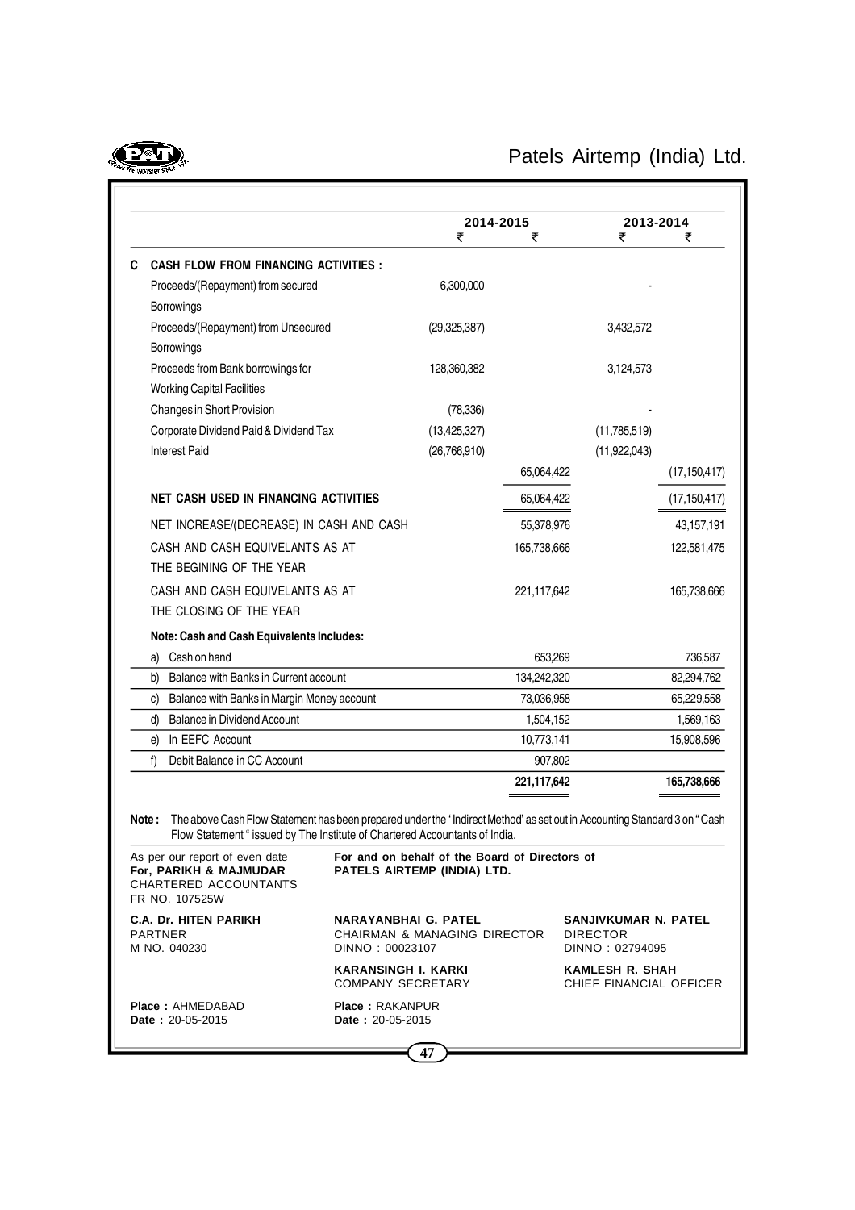| | 2014-2015 | | 2013-2014 | |
|---|---|---|---|---|
| | ₹ | ₹ | ₹ | ₹ |
| **C CASH FLOW FROM FINANCING ACTIVITIES :** | | | | |
| Proceeds/(Repayment) from secured Borrowings | 6,300,000 | | - | |
| Proceeds/(Repayment) from Unsecured Borrowings | (29,325,387) | | 3,432,572 | |
| Proceeds from Bank borrowings for Working Capital Facilities | 128,360,382 | | 3,124,573 | |
| Changes in Short Provision | (78,336) | | - | |
| Corporate Dividend Paid & Dividend Tax | (13,425,327) | | (11,785,519) | |
| Interest Paid | (26,766,910) | | (11,922,043) | |
| | | 65,064,422 | | (17,150,417) |
| **NET CASH USED IN FINANCING ACTIVITIES** | | 65,064,422 | | (17,150,417) |
| NET INCREASE/(DECREASE) IN CASH AND CASH | | 55,378,976 | | 43,157,191 |
| CASH AND CASH EQUIVELANTS AS AT THE BEGINING OF THE YEAR | | 165,738,666 | | 122,581,475 |
| CASH AND CASH EQUIVELANTS AS AT THE CLOSING OF THE YEAR | | 221,117,642 | | 165,738,666 |
| **Note: Cash and Cash Equivalents Includes:** | | | | |
| a) Cash on hand | | 653,269 | | 736,587 |
| b) Balance with Banks in Current account | | 134,242,320 | | 82,294,762 |
| c) Balance with Banks in Margin Money account | | 73,036,958 | | 65,229,558 |
| d) Balance in Dividend Account | | 1,504,152 | | 1,569,163 |
| e) In EEFC Account | | 10,773,141 | | 15,908,596 |
| f) Debit Balance in CC Account | | 907,802 | | |
| | | **221,117,642** | | **165,738,666** |

**Note :** The above Cash Flow Statement has been prepared under the 'Indirect Method' as set out in Accounting Standard 3 on "Cash Flow Statement " issued by The Institute of Chartered Accountants of India.

As per our report of even date
**For, PARIKH & MAJMUDAR**
CHARTERED ACCOUNTANTS
FR NO. 107525W

**For and on behalf of the Board of Directors of PATELS AIRTEMP (INDIA) LTD.**

**C.A. Dr. HITEN PARIKH**
PARTNER
M NO. 040230

**NARAYANBHAI G. PATEL**
CHAIRMAN & MANAGING DIRECTOR
DINNO : 00023107

**SANJIVKUMAR N. PATEL**
DIRECTOR
DINNO : 02794095

**KARANSINGH I. KARKI**
COMPANY SECRETARY

**KAMLESH R. SHAH**
CHIEF FINANCIAL OFFICER

**Place :** AHMEDABAD
**Date :** 20-05-2015

**Place :** RAKANPUR
**Date :** 20-05-2015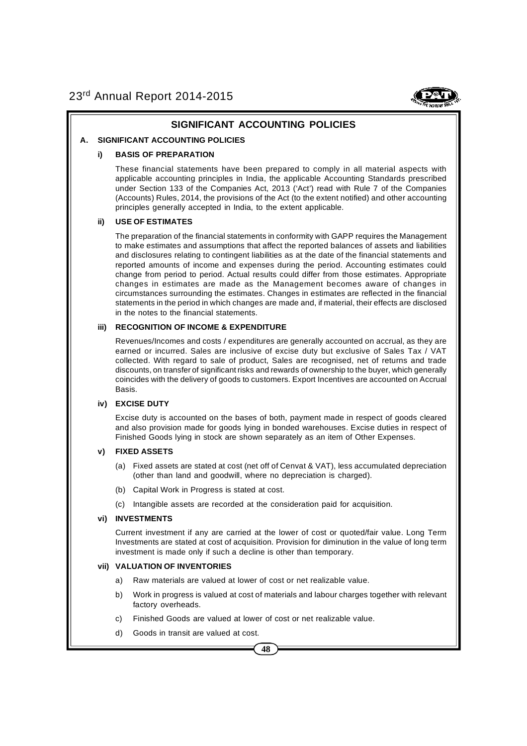# SIGNIFICANT ACCOUNTING POLICIES

## A. SIGNIFICANT ACCOUNTING POLICIES

### i) BASIS OF PREPARATION

These financial statements have been prepared to comply in all material aspects with applicable accounting principles in India, the applicable Accounting Standards prescribed under Section 133 of the Companies Act, 2013 ('Act') read with Rule 7 of the Companies (Accounts) Rules, 2014, the provisions of the Act (to the extent notified) and other accounting principles generally accepted in India, to the extent applicable.

### ii) USE OF ESTIMATES

The preparation of the financial statements in conformity with GAPP requires the Management to make estimates and assumptions that affect the reported balances of assets and liabilities and disclosures relating to contingent liabilities as at the date of the financial statements and reported amounts of income and expenses during the period. Accounting estimates could change from period to period. Actual results could differ from those estimates. Appropriate changes in estimates are made as the Management becomes aware of changes in circumstances surrounding the estimates. Changes in estimates are reflected in the financial statements in the period in which changes are made and, if material, their effects are disclosed in the notes to the financial statements.

### iii) RECOGNITION OF INCOME & EXPENDITURE

Revenues/Incomes and costs / expenditures are generally accounted on accrual, as they are earned or incurred. Sales are inclusive of excise duty but exclusive of Sales Tax / VAT collected. With regard to sale of product, Sales are recognised, net of returns and trade discounts, on transfer of significant risks and rewards of ownership to the buyer, which generally coincides with the delivery of goods to customers. Export Incentives are accounted on Accrual Basis.

### iv) EXCISE DUTY

Excise duty is accounted on the bases of both, payment made in respect of goods cleared and also provision made for goods lying in bonded warehouses. Excise duties in respect of Finished Goods lying in stock are shown separately as an item of Other Expenses.

### v) FIXED ASSETS

(a) Fixed assets are stated at cost (net off of Cenvat & VAT), less accumulated depreciation (other than land and goodwill, where no depreciation is charged).

(b) Capital Work in Progress is stated at cost.

(c) Intangible assets are recorded at the consideration paid for acquisition.

### vi) INVESTMENTS

Current investment if any are carried at the lower of cost or quoted/fair value. Long Term Investments are stated at cost of acquisition. Provision for diminution in the value of long term investment is made only if such a decline is other than temporary.

### vii) VALUATION OF INVENTORIES

a) Raw materials are valued at lower of cost or net realizable value.

b) Work in progress is valued at cost of materials and labour charges together with relevant factory overheads.

c) Finished Goods are valued at lower of cost or net realizable value.

d) Goods in transit are valued at cost.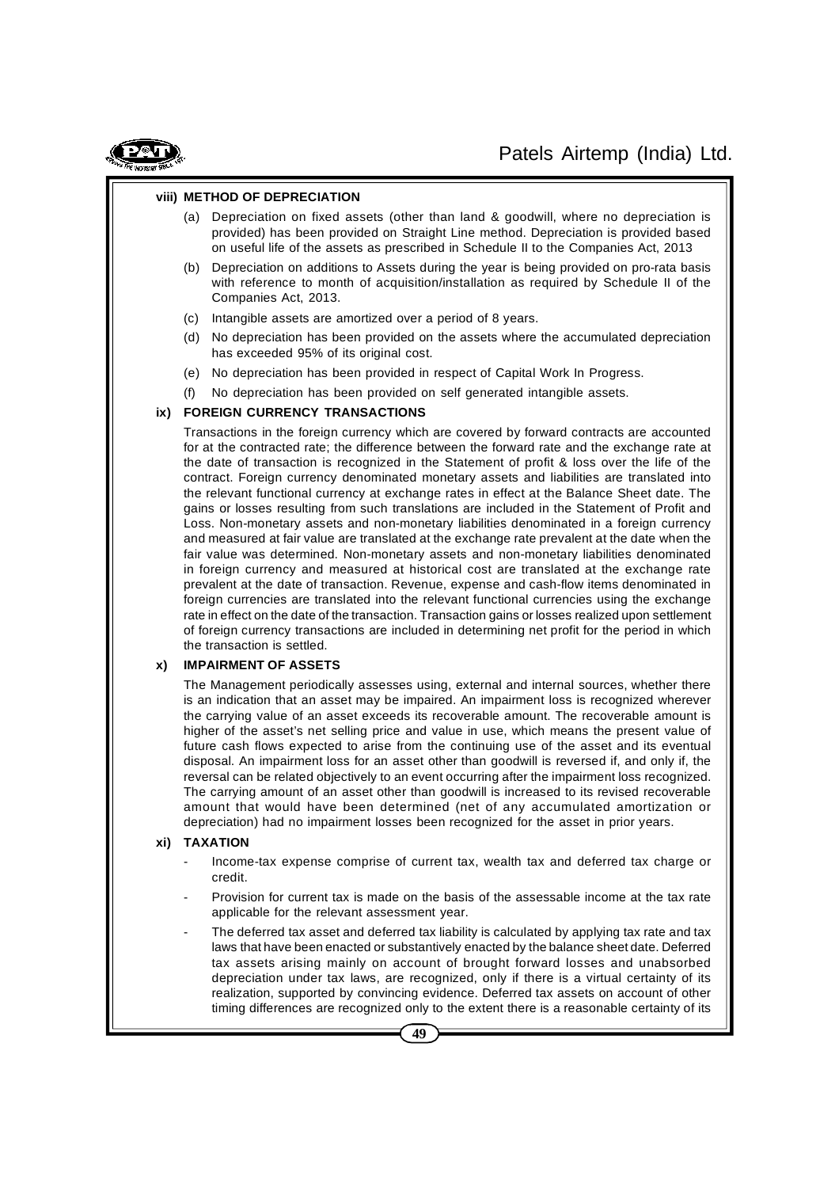### viii) METHOD OF DEPRECIATION

(a) Depreciation on fixed assets (other than land & goodwill, where no depreciation is provided) has been provided on Straight Line method. Depreciation is provided based on useful life of the assets as prescribed in Schedule II to the Companies Act, 2013

(b) Depreciation on additions to Assets during the year is being provided on pro-rata basis with reference to month of acquisition/installation as required by Schedule II of the Companies Act, 2013.

(c) Intangible assets are amortized over a period of 8 years.

(d) No depreciation has been provided on the assets where the accumulated depreciation has exceeded 95% of its original cost.

(e) No depreciation has been provided in respect of Capital Work In Progress.

(f) No depreciation has been provided on self generated intangible assets.

### ix) FOREIGN CURRENCY TRANSACTIONS

Transactions in the foreign currency which are covered by forward contracts are accounted for at the contracted rate; the difference between the forward rate and the exchange rate at the date of transaction is recognized in the Statement of profit & loss over the life of the contract. Foreign currency denominated monetary assets and liabilities are translated into the relevant functional currency at exchange rates in effect at the Balance Sheet date. The gains or losses resulting from such translations are included in the Statement of Profit and Loss. Non-monetary assets and non-monetary liabilities denominated in a foreign currency and measured at fair value are translated at the exchange rate prevalent at the date when the fair value was determined. Non-monetary assets and non-monetary liabilities denominated in foreign currency and measured at historical cost are translated at the exchange rate prevalent at the date of transaction. Revenue, expense and cash-flow items denominated in foreign currencies are translated into the relevant functional currencies using the exchange rate in effect on the date of the transaction. Transaction gains or losses realized upon settlement of foreign currency transactions are included in determining net profit for the period in which the transaction is settled.

### x) IMPAIRMENT OF ASSETS

The Management periodically assesses using, external and internal sources, whether there is an indication that an asset may be impaired. An impairment loss is recognized wherever the carrying value of an asset exceeds its recoverable amount. The recoverable amount is higher of the asset's net selling price and value in use, which means the present value of future cash flows expected to arise from the continuing use of the asset and its eventual disposal. An impairment loss for an asset other than goodwill is reversed if, and only if, the reversal can be related objectively to an event occurring after the impairment loss recognized. The carrying amount of an asset other than goodwill is increased to its revised recoverable amount that would have been determined (net of any accumulated amortization or depreciation) had no impairment losses been recognized for the asset in prior years.

### xi) TAXATION

- Income-tax expense comprise of current tax, wealth tax and deferred tax charge or credit.
- Provision for current tax is made on the basis of the assessable income at the tax rate applicable for the relevant assessment year.
- The deferred tax asset and deferred tax liability is calculated by applying tax rate and tax laws that have been enacted or substantively enacted by the balance sheet date. Deferred tax assets arising mainly on account of brought forward losses and unabsorbed depreciation under tax laws, are recognized, only if there is a virtual certainty of its realization, supported by convincing evidence. Deferred tax assets on account of other timing differences are recognized only to the extent there is a reasonable certainty of its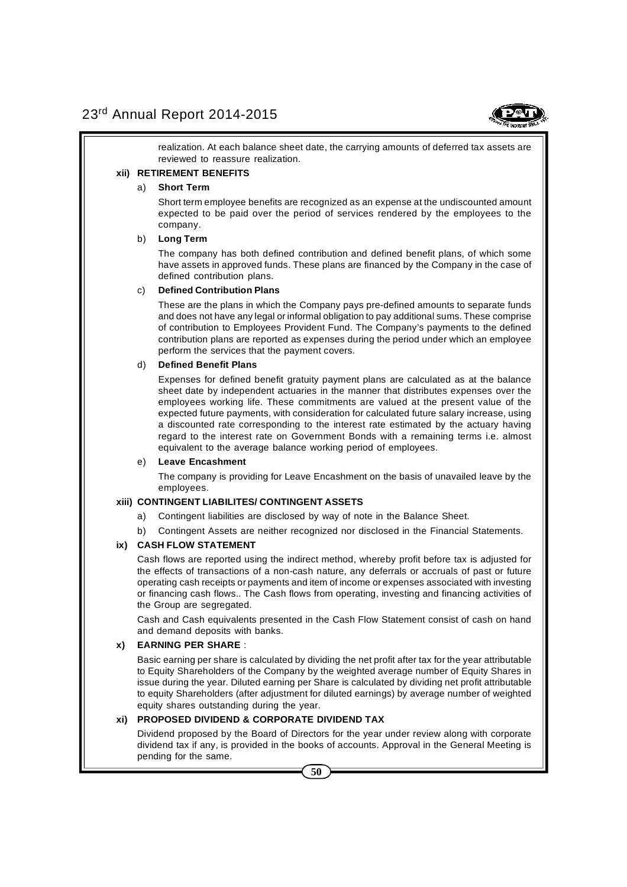realization. At each balance sheet date, the carrying amounts of deferred tax assets are reviewed to reassure realization.

**xii) RETIREMENT BENEFITS**

a) **Short Term**

Short term employee benefits are recognized as an expense at the undiscounted amount expected to be paid over the period of services rendered by the employees to the company.

b) **Long Term**

The company has both defined contribution and defined benefit plans, of which some have assets in approved funds. These plans are financed by the Company in the case of defined contribution plans.

c) **Defined Contribution Plans**

These are the plans in which the Company pays pre-defined amounts to separate funds and does not have any legal or informal obligation to pay additional sums. These comprise of contribution to Employees Provident Fund. The Company's payments to the defined contribution plans are reported as expenses during the period under which an employee perform the services that the payment covers.

d) **Defined Benefit Plans**

Expenses for defined benefit gratuity payment plans are calculated as at the balance sheet date by independent actuaries in the manner that distributes expenses over the employees working life. These commitments are valued at the present value of the expected future payments, with consideration for calculated future salary increase, using a discounted rate corresponding to the interest rate estimated by the actuary having regard to the interest rate on Government Bonds with a remaining terms i.e. almost equivalent to the average balance working period of employees.

e) **Leave Encashment**

The company is providing for Leave Encashment on the basis of unavailed leave by the employees.

**xiii) CONTINGENT LIABILITES/ CONTINGENT ASSETS**

a) Contingent liabilities are disclosed by way of note in the Balance Sheet.

b) Contingent Assets are neither recognized nor disclosed in the Financial Statements.

**ix) CASH FLOW STATEMENT**

Cash flows are reported using the indirect method, whereby profit before tax is adjusted for the effects of transactions of a non-cash nature, any deferrals or accruals of past or future operating cash receipts or payments and item of income or expenses associated with investing or financing cash flows.. The Cash flows from operating, investing and financing activities of the Group are segregated.

Cash and Cash equivalents presented in the Cash Flow Statement consist of cash on hand and demand deposits with banks.

**x) EARNING PER SHARE** :

Basic earning per share is calculated by dividing the net profit after tax for the year attributable to Equity Shareholders of the Company by the weighted average number of Equity Shares in issue during the year. Diluted earning per Share is calculated by dividing net profit attributable to equity Shareholders (after adjustment for diluted earnings) by average number of weighted equity shares outstanding during the year.

**xi) PROPOSED DIVIDEND & CORPORATE DIVIDEND TAX**

Dividend proposed by the Board of Directors for the year under review along with corporate dividend tax if any, is provided in the books of accounts. Approval in the General Meeting is pending for the same.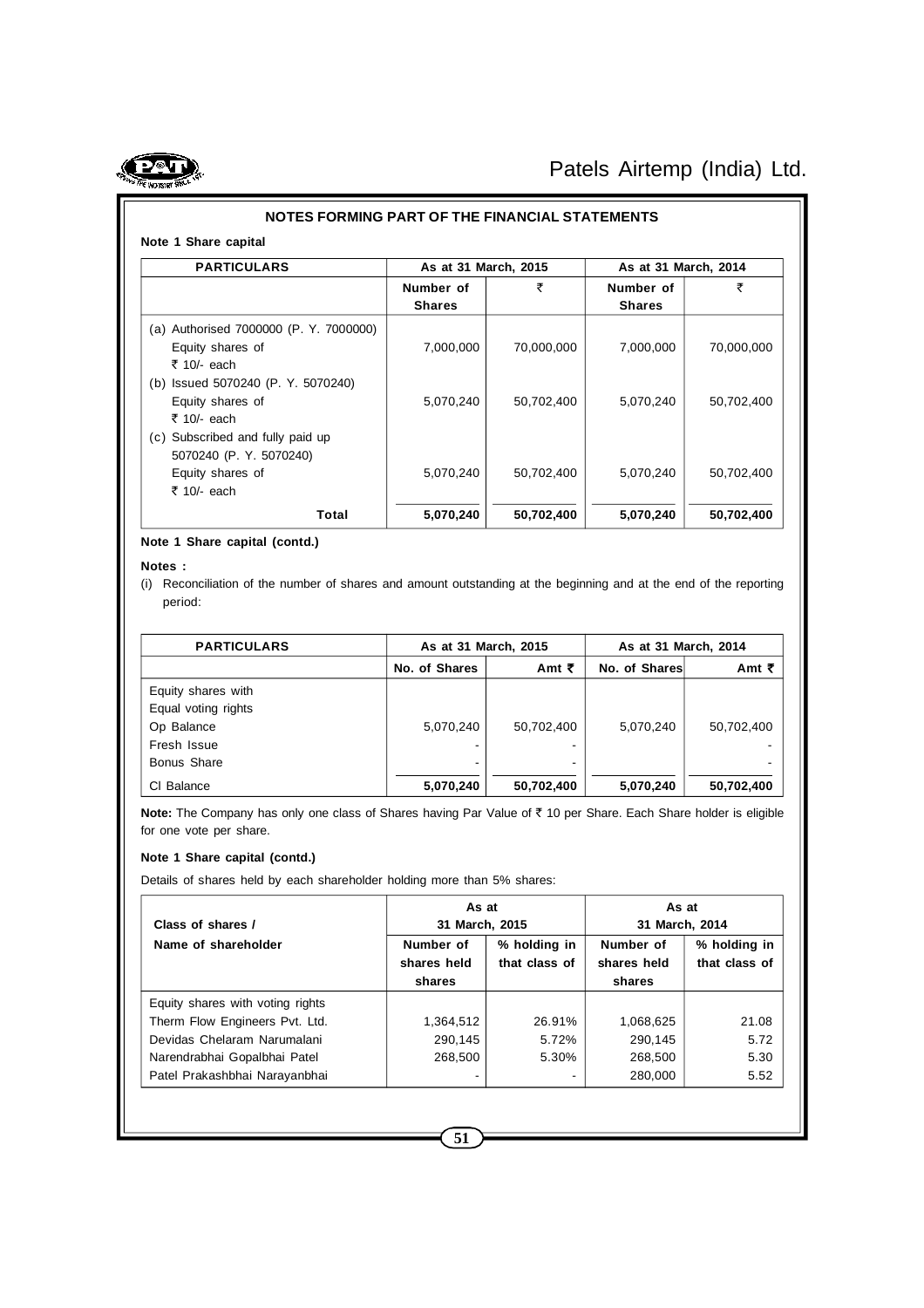## NOTES FORMING PART OF THE FINANCIAL STATEMENTS

**Note 1 Share capital**

| PARTICULARS | As at 31 March, 2015 | | As at 31 March, 2014 | |
|---|---|---|---|---|
| | Number of Shares | ₹ | Number of Shares | ₹ |
| (a) Authorised 7000000 (P. Y. 7000000) Equity shares of ₹ 10/- each | 7,000,000 | 70,000,000 | 7,000,000 | 70,000,000 |
| (b) Issued 5070240 (P. Y. 5070240) Equity shares of ₹ 10/- each | 5,070,240 | 50,702,400 | 5,070,240 | 50,702,400 |
| (c) Subscribed and fully paid up 5070240 (P. Y. 5070240) Equity shares of ₹ 10/- each | 5,070,240 | 50,702,400 | 5,070,240 | 50,702,400 |
| **Total** | **5,070,240** | **50,702,400** | **5,070,240** | **50,702,400** |

**Note 1 Share capital (contd.)**

**Notes :**

(i) Reconciliation of the number of shares and amount outstanding at the beginning and at the end of the reporting period:

| PARTICULARS | As at 31 March, 2015 | | As at 31 March, 2014 | |
|---|---|---|---|---|
| | No. of Shares | Amt ₹ | No. of Shares | Amt ₹ |
| Equity shares with Equal voting rights | | | | |
| Op Balance | 5,070,240 | 50,702,400 | 5,070,240 | 50,702,400 |
| Fresh Issue | - | - | | - |
| Bonus Share | - | - | | - |
| Cl Balance | **5,070,240** | **50,702,400** | **5,070,240** | **50,702,400** |

**Note:** The Company has only one class of Shares having Par Value of ₹ 10 per Share. Each Share holder is eligible for one vote per share.

**Note 1 Share capital (contd.)**

Details of shares held by each shareholder holding more than 5% shares:

| Class of shares / Name of shareholder | As at 31 March, 2015 | | As at 31 March, 2014 | |
|---|---|---|---|---|
| | Number of shares held | % holding in that class of shares | Number of shares held | % holding in that class of shares |
| Equity shares with voting rights | | | | |
| Therm Flow Engineers Pvt. Ltd. | 1,364,512 | 26.91% | 1,068,625 | 21.08 |
| Devidas Chelaram Narumalani | 290,145 | 5.72% | 290,145 | 5.72 |
| Narendrabhai Gopalbhai Patel | 268,500 | 5.30% | 268,500 | 5.30 |
| Patel Prakashbhai Narayanbhai | - | - | 280,000 | 5.52 |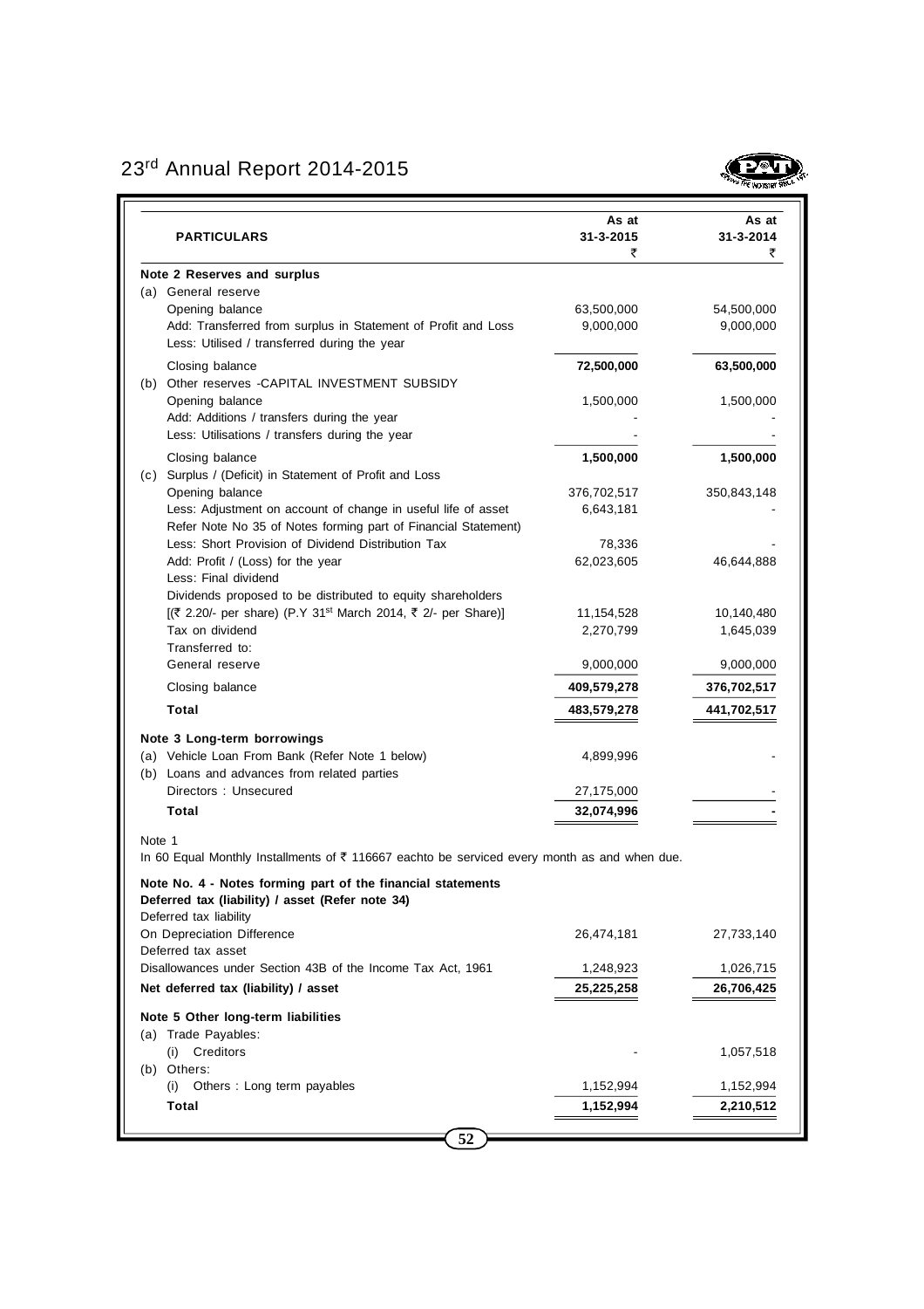| PARTICULARS | As at 31-3-2015 ₹ | As at 31-3-2014 ₹ |
|---|---|---|
| **Note 2 Reserves and surplus** | | |
| (a) General reserve | | |
| Opening balance | 63,500,000 | 54,500,000 |
| Add: Transferred from surplus in Statement of Profit and Loss | 9,000,000 | 9,000,000 |
| Less: Utilised / transferred during the year | | |
| Closing balance | **72,500,000** | **63,500,000** |
| (b) Other reserves -CAPITAL INVESTMENT SUBSIDY | | |
| Opening balance | 1,500,000 | 1,500,000 |
| Add: Additions / transfers during the year | - | - |
| Less: Utilisations / transfers during the year | - | - |
| Closing balance | **1,500,000** | **1,500,000** |
| (c) Surplus / (Deficit) in Statement of Profit and Loss | | |
| Opening balance | 376,702,517 | 350,843,148 |
| Less: Adjustment on account of change in useful life of asset Refer Note No 35 of Notes forming part of Financial Statement) | 6,643,181 | - |
| Less: Short Provision of Dividend Distribution Tax | 78,336 | - |
| Add: Profit / (Loss) for the year | 62,023,605 | 46,644,888 |
| Less: Final dividend | | |
| Dividends proposed to be distributed to equity shareholders [(₹ 2.20/- per share) (P.Y 31st March 2014, ₹ 2/- per Share)] | 11,154,528 | 10,140,480 |
| Tax on dividend | 2,270,799 | 1,645,039 |
| Transferred to: | | |
| General reserve | 9,000,000 | 9,000,000 |
| Closing balance | **409,579,278** | **376,702,517** |
| **Total** | **483,579,278** | **441,702,517** |
| **Note 3 Long-term borrowings** | | |
| (a) Vehicle Loan From Bank (Refer Note 1 below) | 4,899,996 | - |
| (b) Loans and advances from related parties | | |
| Directors : Unsecured | 27,175,000 | - |
| **Total** | **32,074,996** | **-** |

Note 1

In 60 Equal Monthly Installments of ₹ 116667 eachto be serviced every month as and when due.

| | | |
|---|---|---|
| **Note No. 4 - Notes forming part of the financial statements** | | |
| **Deferred tax (liability) / asset (Refer note 34)** | | |
| Deferred tax liability | | |
| On Depreciation Difference | 26,474,181 | 27,733,140 |
| Deferred tax asset | | |
| Disallowances under Section 43B of the Income Tax Act, 1961 | 1,248,923 | 1,026,715 |
| **Net deferred tax (liability) / asset** | **25,225,258** | **26,706,425** |
| **Note 5 Other long-term liabilities** | | |
| (a) Trade Payables: | | |
| (i) Creditors | - | 1,057,518 |
| (b) Others: | | |
| (i) Others : Long term payables | 1,152,994 | 1,152,994 |
| **Total** | **1,152,994** | **2,210,512** |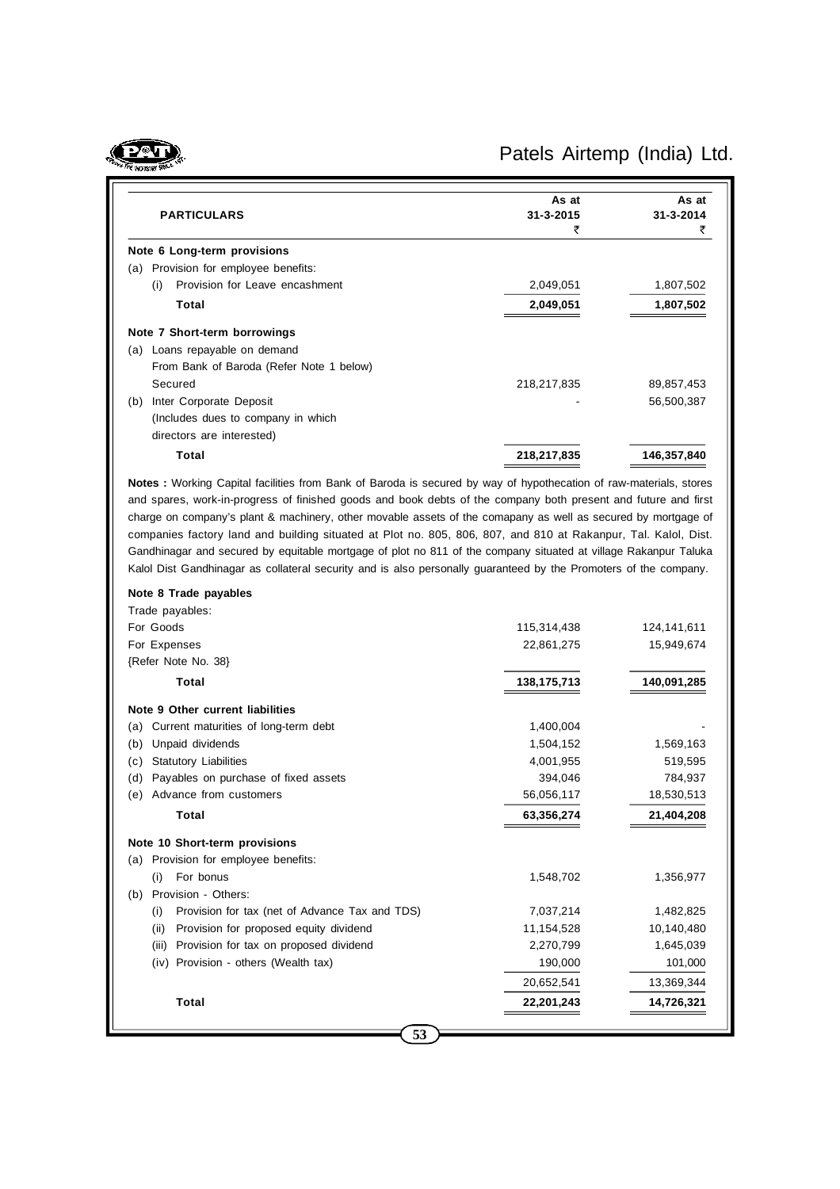| PARTICULARS | As at 31-3-2015 ₹ | As at 31-3-2014 ₹ |
|---|---|---|
| **Note 6 Long-term provisions** | | |
| (a) Provision for employee benefits: | | |
| (i) Provision for Leave encashment | 2,049,051 | 1,807,502 |
| **Total** | **2,049,051** | **1,807,502** |
| **Note 7 Short-term borrowings** | | |
| (a) Loans repayable on demand | | |
| From Bank of Baroda (Refer Note 1 below) | | |
| Secured | 218,217,835 | 89,857,453 |
| (b) Inter Corporate Deposit | - | 56,500,387 |
| (Includes dues to company in which directors are interested) | | |
| **Total** | **218,217,835** | **146,357,840** |

**Notes :** Working Capital facilities from Bank of Baroda is secured by way of hypothecation of raw-materials, stores and spares, work-in-progress of finished goods and book debts of the company both present and future and first charge on company's plant & machinery, other movable assets of the comapany as well as secured by mortgage of companies factory land and building situated at Plot no. 805, 806, 807, and 810 at Rakanpur, Tal. Kalol, Dist. Gandhinagar and secured by equitable mortgage of plot no 811 of the company situated at village Rakanpur Taluka Kalol Dist Gandhinagar as collateral security and is also personally guaranteed by the Promoters of the company.

| PARTICULARS | As at 31-3-2015 ₹ | As at 31-3-2014 ₹ |
|---|---|---|
| **Note 8 Trade payables** | | |
| Trade payables: | | |
| For Goods | 115,314,438 | 124,141,611 |
| For Expenses | 22,861,275 | 15,949,674 |
| {Refer Note No. 38} | | |
| **Total** | **138,175,713** | **140,091,285** |
| **Note 9 Other current liabilities** | | |
| (a) Current maturities of long-term debt | 1,400,004 | - |
| (b) Unpaid dividends | 1,504,152 | 1,569,163 |
| (c) Statutory Liabilities | 4,001,955 | 519,595 |
| (d) Payables on purchase of fixed assets | 394,046 | 784,937 |
| (e) Advance from customers | 56,056,117 | 18,530,513 |
| **Total** | **63,356,274** | **21,404,208** |
| **Note 10 Short-term provisions** | | |
| (a) Provision for employee benefits: | | |
| (i) For bonus | 1,548,702 | 1,356,977 |
| (b) Provision - Others: | | |
| (i) Provision for tax (net of Advance Tax and TDS) | 7,037,214 | 1,482,825 |
| (ii) Provision for proposed equity dividend | 11,154,528 | 10,140,480 |
| (iii) Provision for tax on proposed dividend | 2,270,799 | 1,645,039 |
| (iv) Provision - others (Wealth tax) | 190,000 | 101,000 |
| | 20,652,541 | 13,369,344 |
| **Total** | **22,201,243** | **14,726,321** |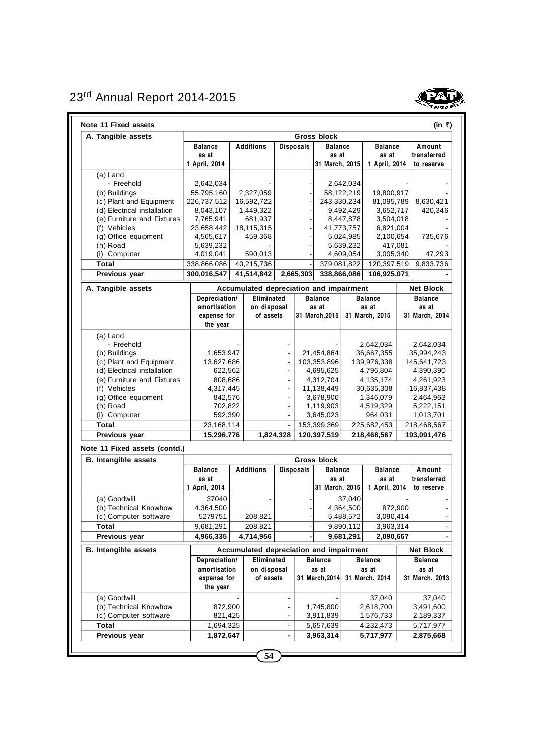**Note 11 Fixed assets** (in ₹)

| A. Tangible assets | Gross block | | | | | |
|---|---|---|---|---|---|---|
| | Balance as at 1 April, 2014 | Additions | Disposals | Balance as at 31 March, 2015 | Balance as at 1 April, 2014 | Amount transferred to reserve |
| (a) Land | | | | | | |
| - Freehold | 2,642,034 | - | - | 2,642,034 | - | - |
| (b) Buildings | 55,795,160 | 2,327,059 | - | 58,122,219 | 19,800,917 | - |
| (c) Plant and Equipment | 226,737,512 | 16,592,722 | - | 243,330,234 | 81,095,789 | 8,630,421 |
| (d) Electrical installation | 8,043,107 | 1,449,322 | - | 9,492,429 | 3,652,717 | 420,346 |
| (e) Furniture and Fixtures | 7,765,941 | 681,937 | - | 8,447,878 | 3,504,018 | - |
| (f) Vehicles | 23,658,442 | 18,115,315 | - | 41,773,757 | 6,821,004 | - |
| (g) Office equipment | 4,565,617 | 459,368 | - | 5,024,985 | 2,100,654 | 735,676 |
| (h) Road | 5,639,232 | - | - | 5,639,232 | 417,081 | - |
| (i) Computer | 4,019,041 | 590,013 | - | 4,609,054 | 3,005,340 | 47,293 |
| **Total** | 338,866,086 | 40,215,736 | - | 379,081,822 | 120,397,519 | 9,833,736 |
| **Previous year** | **300,016,547** | **41,514,842** | **2,665,303** | **338,866,086** | **106,925,071** | **-** |

| A. Tangible assets | Accumulated depreciation and impairment | | | Net Block | |
|---|---|---|---|---|---|
| | Depreciation/ amortisation expense for the year | Eliminated on disposal of assets | Balance as at 31 March,2015 | Balance as at 31 March, 2015 | Balance as at 31 March, 2014 |
| (a) Land | | | | | |
| - Freehold | - | - | - | 2,642,034 | 2,642,034 |
| (b) Buildings | 1,653,947 | - | 21,454,864 | 36,667,355 | 35,994,243 |
| (c) Plant and Equipment | 13,627,686 | - | 103,353,896 | 139,976,338 | 145,641,723 |
| (d) Electrical installation | 622,562 | - | 4,695,625 | 4,796,804 | 4,390,390 |
| (e) Furniture and Fixtures | 808,686 | - | 4,312,704 | 4,135,174 | 4,261,923 |
| (f) Vehicles | 4,317,445 | - | 11,138,449 | 30,635,308 | 16,837,438 |
| (g) Office equipment | 842,576 | - | 3,678,906 | 1,346,079 | 2,464,963 |
| (h) Road | 702,822 | - | 1,119,903 | 4,519,329 | 5,222,151 |
| (i) Computer | 592,390 | - | 3,645,023 | 964,031 | 1,013,701 |
| **Total** | 23,168,114 | - | 153,399,369 | 225,682,453 | 218,468,567 |
| **Previous year** | **15,296,776** | **1,824,328** | **120,397,519** | **218,468,567** | **193,091,476** |

**Note 11 Fixed assets (contd.)**

| B. Intangible assets | Gross block | | | | | |
|---|---|---|---|---|---|---|
| | Balance as at 1 April, 2014 | Additions | Disposals | Balance as at 31 March, 2015 | Balance as at 1 April, 2014 | Amount transferred to reserve |
| (a) Goodwill | 37040 | - | - | 37,040 | - | - |
| (b) Technical Knowhow | 4,364,500 | | - | 4,364,500 | 872,900 | - |
| (c) Computer software | 5279751 | 208,821 | - | 5,488,572 | 3,090,414 | - |
| **Total** | 9,681,291 | 208,821 | - | 9,890,112 | 3,963,314 | - |
| **Previous year** | **4,966,335** | **4,714,956** | **-** | **9,681,291** | **2,090,667** | **-** |

| B. Intangible assets | Accumulated depreciation and impairment | | | Net Block | |
|---|---|---|---|---|---|
| | Depreciation/ amortisation expense for the year | Eliminated on disposal of assets | Balance as at 31 March,2014 | Balance as at 31 March, 2014 | Balance as at 31 March, 2013 |
| (a) Goodwill | - | - | - | 37,040 | 37,040 |
| (b) Technical Knowhow | 872,900 | - | 1,745,800 | 2,618,700 | 3,491,600 |
| (c) Computer software | 821,425 | - | 3,911,839 | 1,576,733 | 2,189,337 |
| **Total** | 1,694,325 | - | 5,657,639 | 4,232,473 | 5,717,977 |
| **Previous year** | **1,872,647** | **-** | **3,963,314** | **5,717,977** | **2,875,668** |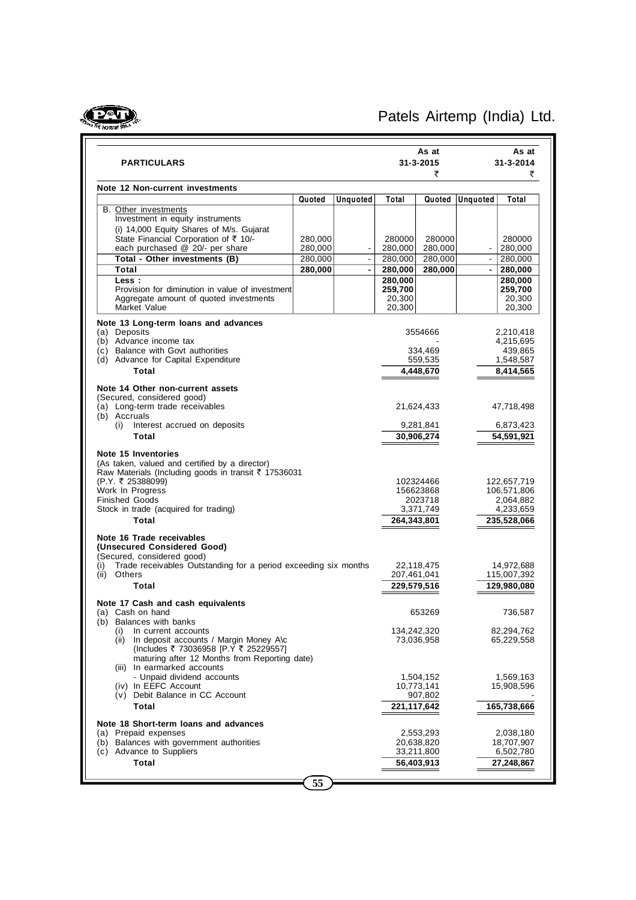| PARTICULARS | | As at 31-3-2015 ₹ | | As at 31-3-2014 ₹ |
|---|---|---|---|---|

**Note 12 Non-current investments**

| | Quoted | Unquoted | Total | Quoted | Unquoted | Total |
|---|---|---|---|---|---|---|
| B. Other investments | | | | | | |
| Investment in equity instruments | | | | | | |
| (i) 14,000 Equity Shares of M/s. Gujarat State Financial Corporation of ₹ 10/- | 280,000 | | 280000 | 280000 | | 280000 |
| each purchased @ 20/- per share | 280,000 | - | 280,000 | 280,000 | - | 280,000 |
| Total - Other investments (B) | 280,000 | - | 280,000 | 280,000 | - | 280,000 |
| **Total** | **280,000** | **-** | **280,000** | **280,000** | **-** | **280,000** |
| **Less :** | | | **280,000** | | | **280,000** |
| Provision for diminution in value of investment | | | **259,700** | | | **259,700** |
| Aggregate amount of quoted investments | | | 20,300 | | | 20,300 |
| Market Value | | | 20,300 | | | 20,300 |

**Note 13 Long-term loans and advances**

| | As at 31-3-2015 ₹ | As at 31-3-2014 ₹ |
|---|---|---|
| (a) Deposits | 3554666 | 2,210,418 |
| (b) Advance income tax | - | 4,215,695 |
| (c) Balance with Govt authorities | 334,469 | 439,865 |
| (d) Advance for Capital Expenditure | 559,535 | 1,548,587 |
| **Total** | **4,448,670** | **8,414,565** |

**Note 14 Other non-current assets**

| | As at 31-3-2015 ₹ | As at 31-3-2014 ₹ |
|---|---|---|
| (Secured, considered good) | | |
| (a) Long-term trade receivables | 21,624,433 | 47,718,498 |
| (b) Accruals | | |
| (i) Interest accrued on deposits | 9,281,841 | 6,873,423 |
| **Total** | **30,906,274** | **54,591,921** |

**Note 15 Inventories**

| | As at 31-3-2015 ₹ | As at 31-3-2014 ₹ |
|---|---|---|
| (As taken, valued and certified by a director) | | |
| Raw Materials (Including goods in transit ₹ 17536031 (P.Y. ₹ 25388099) | 102324466 | 122,657,719 |
| Work In Progress | 156623868 | 106,571,806 |
| Finished Goods | 2023718 | 2,064,882 |
| Stock in trade (acquired for trading) | 3,371,749 | 4,233,659 |
| **Total** | **264,343,801** | **235,528,066** |

**Note 16 Trade receivables**
**(Unsecured Considered Good)**

| | As at 31-3-2015 ₹ | As at 31-3-2014 ₹ |
|---|---|---|
| (Secured, considered good) | | |
| (i) Trade receivables Outstanding for a period exceeding six months | 22,118,475 | 14,972,688 |
| (ii) Others | 207,461,041 | 115,007,392 |
| **Total** | **229,579,516** | **129,980,080** |

**Note 17 Cash and cash equivalents**

| | As at 31-3-2015 ₹ | As at 31-3-2014 ₹ |
|---|---|---|
| (a) Cash on hand | 653269 | 736,587 |
| (b) Balances with banks | | |
| (i) In current accounts | 134,242,320 | 82,294,762 |
| (ii) In deposit accounts / Margin Money A\c (Includes ₹ 73036958 [P.Y ₹ 25229557] maturing after 12 Months from Reporting date) | 73,036,958 | 65,229,558 |
| (iii) In earmarked accounts | | |
| - Unpaid dividend accounts | 1,504,152 | 1,569,163 |
| (iv) In EEFC Account | 10,773,141 | 15,908,596 |
| (v) Debit Balance in CC Account | 907,802 | - |
| **Total** | **221,117,642** | **165,738,666** |

**Note 18 Short-term loans and advances**

| | As at 31-3-2015 ₹ | As at 31-3-2014 ₹ |
|---|---|---|
| (a) Prepaid expenses | 2,553,293 | 2,038,180 |
| (b) Balances with government authorities | 20,638,820 | 18,707,907 |
| (c) Advance to Suppliers | 33,211,800 | 6,502,780 |
| **Total** | **56,403,913** | **27,248,867** |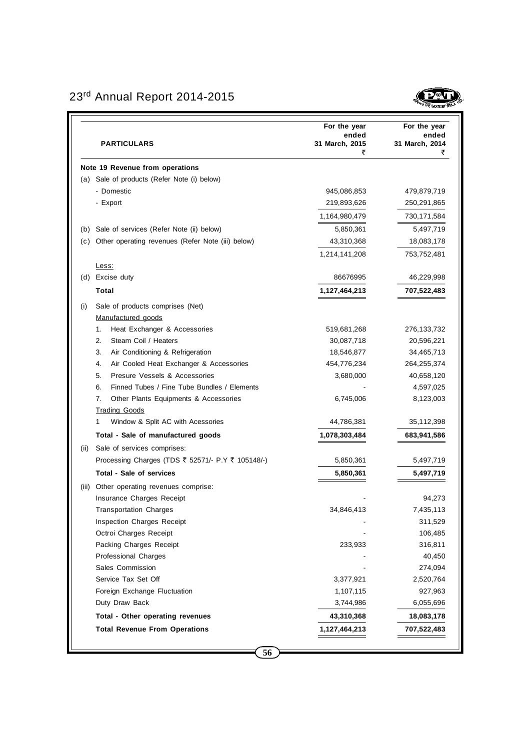| PARTICULARS | For the year ended 31 March, 2015 ₹ | For the year ended 31 March, 2014 ₹ |
|---|---|---|
| **Note 19 Revenue from operations** | | |
| (a) Sale of products (Refer Note (i) below) | | |
| - Domestic | 945,086,853 | 479,879,719 |
| - Export | 219,893,626 | 250,291,865 |
| | 1,164,980,479 | 730,171,584 |
| (b) Sale of services (Refer Note (ii) below) | 5,850,361 | 5,497,719 |
| (c) Other operating revenues (Refer Note (iii) below) | 43,310,368 | 18,083,178 |
| | 1,214,141,208 | 753,752,481 |
| Less: | | |
| (d) Excise duty | 86676995 | 46,229,998 |
| **Total** | **1,127,464,213** | **707,522,483** |
| (i) Sale of products comprises (Net) | | |
| Manufactured goods | | |
| 1. Heat Exchanger & Accessories | 519,681,268 | 276,133,732 |
| 2. Steam Coil / Heaters | 30,087,718 | 20,596,221 |
| 3. Air Conditioning & Refrigeration | 18,546,877 | 34,465,713 |
| 4. Air Cooled Heat Exchanger & Accessories | 454,776,234 | 264,255,374 |
| 5. Presure Vessels & Accessories | 3,680,000 | 40,658,120 |
| 6. Finned Tubes / Fine Tube Bundles / Elements | - | 4,597,025 |
| 7. Other Plants Equipments & Accessories | 6,745,006 | 8,123,003 |
| Trading Goods | | |
| 1 Window & Split AC with Acessories | 44,786,381 | 35,112,398 |
| **Total - Sale of manufactured goods** | **1,078,303,484** | **683,941,586** |
| (ii) Sale of services comprises: | | |
| Processing Charges (TDS ₹ 52571/- P.Y ₹ 105148/-) | 5,850,361 | 5,497,719 |
| **Total - Sale of services** | **5,850,361** | **5,497,719** |
| (iii) Other operating revenues comprise: | | |
| Insurance Charges Receipt | - | 94,273 |
| Transportation Charges | 34,846,413 | 7,435,113 |
| Inspection Charges Receipt | - | 311,529 |
| Octroi Charges Receipt | - | 106,485 |
| Packing Charges Receipt | 233,933 | 316,811 |
| Professional Charges | - | 40,450 |
| Sales Commission | - | 274,094 |
| Service Tax Set Off | 3,377,921 | 2,520,764 |
| Foreign Exchange Fluctuation | 1,107,115 | 927,963 |
| Duty Draw Back | 3,744,986 | 6,055,696 |
| **Total - Other operating revenues** | **43,310,368** | **18,083,178** |
| **Total Revenue From Operations** | **1,127,464,213** | **707,522,483** |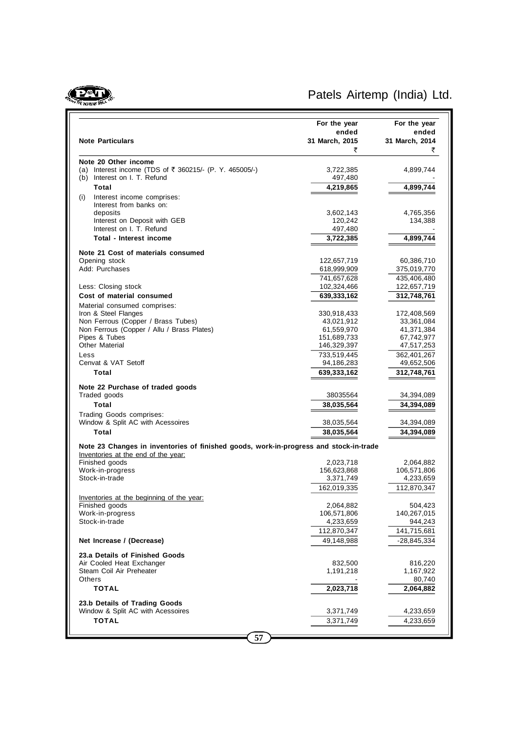| Note Particulars | For the year ended 31 March, 2015 ₹ | For the year ended 31 March, 2014 ₹ |
|---|---|---|
| **Note 20 Other income** | | |
| (a) Interest income (TDS of ₹ 360215/- (P. Y. 465005/-) | 3,722,385 | 4,899,744 |
| (b) Interest on I. T. Refund | 497,480 | - |
| **Total** | **4,219,865** | **4,899,744** |
| (i) Interest income comprises: | | |
| Interest from banks on: | | |
| deposits | 3,602,143 | 4,765,356 |
| Interest on Deposit with GEB | 120,242 | 134,388 |
| Interest on I. T. Refund | 497,480 | - |
| **Total - Interest income** | **3,722,385** | **4,899,744** |
| **Note 21 Cost of materials consumed** | | |
| Opening stock | 122,657,719 | 60,386,710 |
| Add: Purchases | 618,999,909 | 375,019,770 |
| | 741,657,628 | 435,406,480 |
| Less: Closing stock | 102,324,466 | 122,657,719 |
| **Cost of material consumed** | **639,333,162** | **312,748,761** |
| Material consumed comprises: | | |
| Iron & Steel Flanges | 330,918,433 | 172,408,569 |
| Non Ferrous (Copper / Brass Tubes) | 43,021,912 | 33,361,084 |
| Non Ferrous (Copper / Allu / Brass Plates) | 61,559,970 | 41,371,384 |
| Pipes & Tubes | 151,689,733 | 67,742,977 |
| Other Material | 146,329,397 | 47,517,253 |
| Less | 733,519,445 | 362,401,267 |
| Cenvat & VAT Setoff | 94,186,283 | 49,652,506 |
| **Total** | **639,333,162** | **312,748,761** |
| **Note 22 Purchase of traded goods** | | |
| Traded goods | 38035564 | 34,394,089 |
| **Total** | **38,035,564** | **34,394,089** |
| Trading Goods comprises: | | |
| Window & Split AC with Acessoires | 38,035,564 | 34,394,089 |
| **Total** | **38,035,564** | **34,394,089** |
| **Note 23 Changes in inventories of finished goods, work-in-progress and stock-in-trade** | | |
| Inventories at the end of the year: | | |
| Finished goods | 2,023,718 | 2,064,882 |
| Work-in-progress | 156,623,868 | 106,571,806 |
| Stock-in-trade | 3,371,749 | 4,233,659 |
| | 162,019,335 | 112,870,347 |
| Inventories at the beginning of the year: | | |
| Finished goods | 2,064,882 | 504,423 |
| Work-in-progress | 106,571,806 | 140,267,015 |
| Stock-in-trade | 4,233,659 | 944,243 |
| | 112,870,347 | 141,715,681 |
| **Net Increase / (Decrease)** | 49,148,988 | -28,845,334 |
| **23.a Details of Finished Goods** | | |
| Air Cooled Heat Exchanger | 832,500 | 816,220 |
| Steam Coil Air Preheater | 1,191,218 | 1,167,922 |
| Others | - | 80,740 |
| **TOTAL** | **2,023,718** | **2,064,882** |
| **23.b Details of Trading Goods** | | |
| Window & Split AC with Acessoires | 3,371,749 | 4,233,659 |
| **TOTAL** | 3,371,749 | 4,233,659 |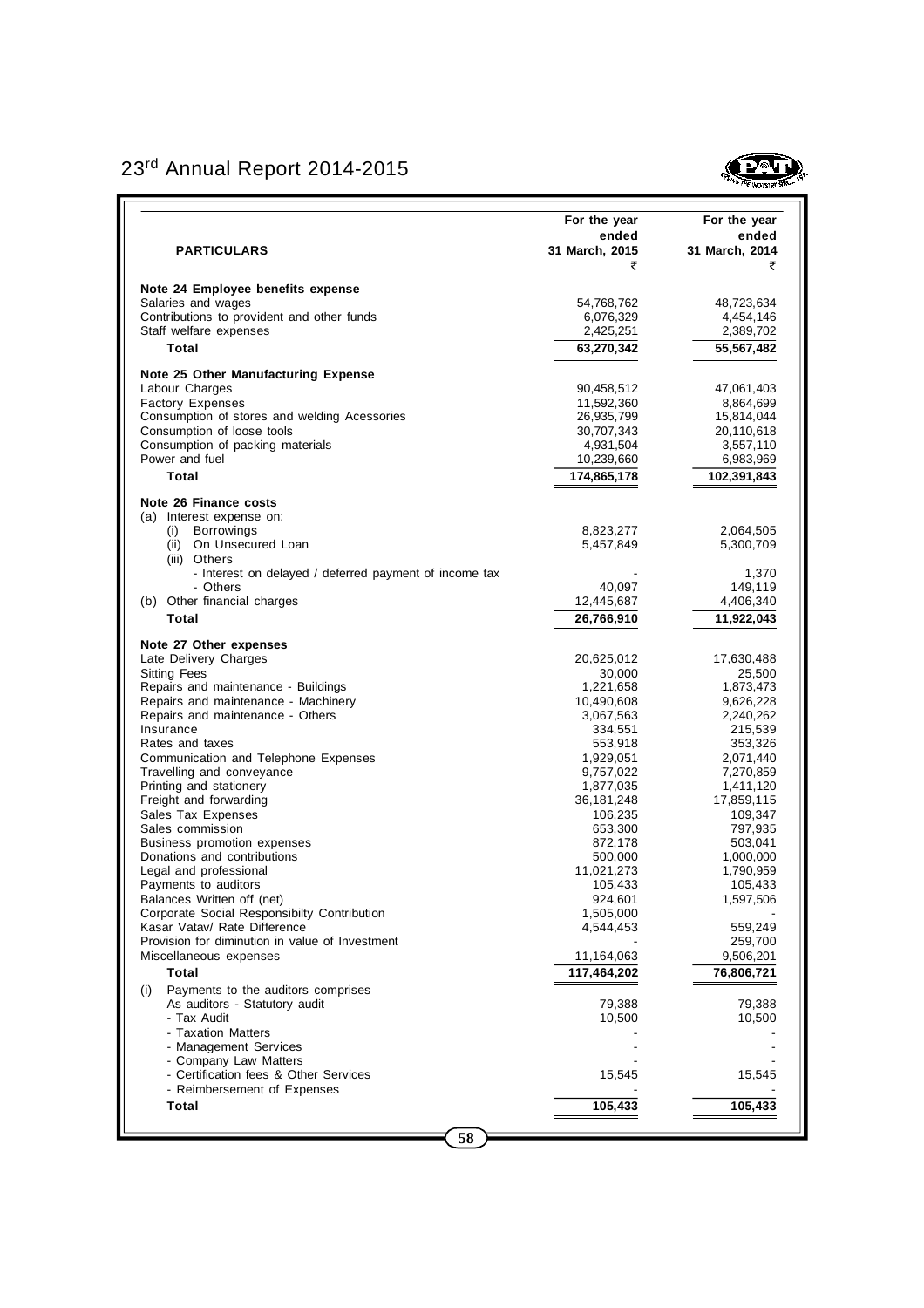| PARTICULARS | For the year ended 31 March, 2015 ₹ | For the year ended 31 March, 2014 ₹ |
|---|---|---|
| **Note 24 Employee benefits expense** | | |
| Salaries and wages | 54,768,762 | 48,723,634 |
| Contributions to provident and other funds | 6,076,329 | 4,454,146 |
| Staff welfare expenses | 2,425,251 | 2,389,702 |
| **Total** | **63,270,342** | **55,567,482** |
| **Note 25 Other Manufacturing Expense** | | |
| Labour Charges | 90,458,512 | 47,061,403 |
| Factory Expenses | 11,592,360 | 8,864,699 |
| Consumption of stores and welding Acessories | 26,935,799 | 15,814,044 |
| Consumption of loose tools | 30,707,343 | 20,110,618 |
| Consumption of packing materials | 4,931,504 | 3,557,110 |
| Power and fuel | 10,239,660 | 6,983,969 |
| **Total** | **174,865,178** | **102,391,843** |
| **Note 26 Finance costs** | | |
| (a) Interest expense on: | | |
| (i) Borrowings | 8,823,277 | 2,064,505 |
| (ii) On Unsecured Loan | 5,457,849 | 5,300,709 |
| (iii) Others | | |
| - Interest on delayed / deferred payment of income tax | - | 1,370 |
| - Others | 40,097 | 149,119 |
| (b) Other financial charges | 12,445,687 | 4,406,340 |
| **Total** | **26,766,910** | **11,922,043** |
| **Note 27 Other expenses** | | |
| Late Delivery Charges | 20,625,012 | 17,630,488 |
| Sitting Fees | 30,000 | 25,500 |
| Repairs and maintenance - Buildings | 1,221,658 | 1,873,473 |
| Repairs and maintenance - Machinery | 10,490,608 | 9,626,228 |
| Repairs and maintenance - Others | 3,067,563 | 2,240,262 |
| Insurance | 334,551 | 215,539 |
| Rates and taxes | 553,918 | 353,326 |
| Communication and Telephone Expenses | 1,929,051 | 2,071,440 |
| Travelling and conveyance | 9,757,022 | 7,270,859 |
| Printing and stationery | 1,877,035 | 1,411,120 |
| Freight and forwarding | 36,181,248 | 17,859,115 |
| Sales Tax Expenses | 106,235 | 109,347 |
| Sales commission | 653,300 | 797,935 |
| Business promotion expenses | 872,178 | 503,041 |
| Donations and contributions | 500,000 | 1,000,000 |
| Legal and professional | 11,021,273 | 1,790,959 |
| Payments to auditors | 105,433 | 105,433 |
| Balances Written off (net) | 924,601 | 1,597,506 |
| Corporate Social Responsibilty Contribution | 1,505,000 | - |
| Kasar Vatav/ Rate Difference | 4,544,453 | 559,249 |
| Provision for diminution in value of Investment | - | 259,700 |
| Miscellaneous expenses | 11,164,063 | 9,506,201 |
| **Total** | **117,464,202** | **76,806,721** |
| (i) Payments to the auditors comprises | | |
| As auditors - Statutory audit | 79,388 | 79,388 |
| - Tax Audit | 10,500 | 10,500 |
| - Taxation Matters | - | - |
| - Management Services | - | - |
| - Company Law Matters | - | - |
| - Certification fees & Other Services | 15,545 | 15,545 |
| - Reimbersement of Expenses | - | - |
| **Total** | **105,433** | **105,433** |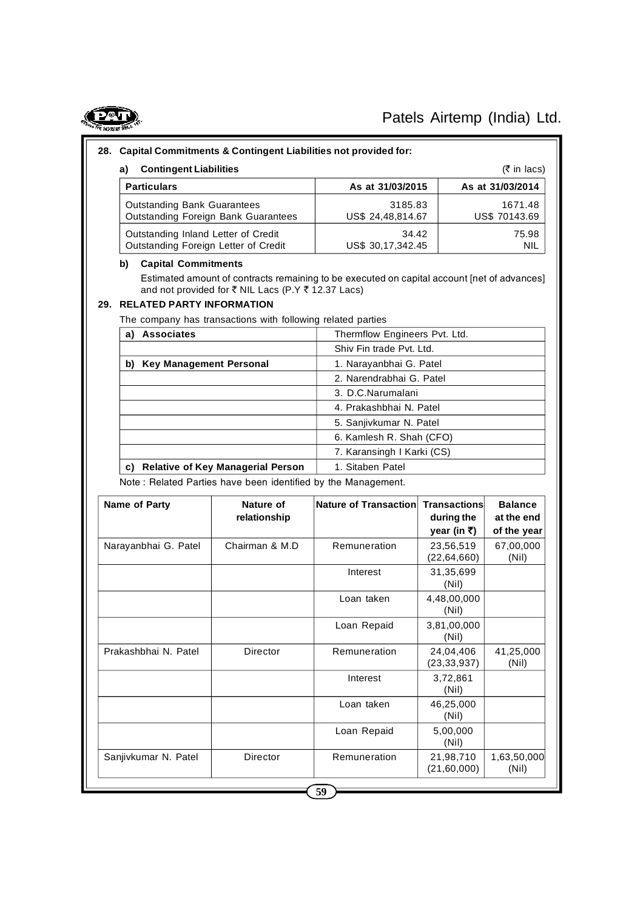## 28. Capital Commitments & Contingent Liabilities not provided for:

### a) Contingent Liabilities

(₹ in lacs)

| Particulars | As at 31/03/2015 | As at 31/03/2014 |
|---|---|---|
| Outstanding Bank Guarantees<br>Outstanding Foreign Bank Guarantees | 3185.83<br>US$ 24,48,814.67 | 1671.48<br>US$ 70143.69 |
| Outstanding Inland Letter of Credit<br>Outstanding Foreign Letter of Credit | 34.42<br>US$ 30,17,342.45 | 75.98<br>NIL |

### b) Capital Commitments

Estimated amount of contracts remaining to be executed on capital account [net of advances] and not provided for ₹ NIL Lacs (P.Y ₹ 12.37 Lacs)

## 29. RELATED PARTY INFORMATION

The company has transactions with following related parties

| | |
|---|---|
| **a) Associates** | Thermflow Engineers Pvt. Ltd. |
| | Shiv Fin trade Pvt. Ltd. |
| **b) Key Management Personal** | 1. Narayanbhai G. Patel |
| | 2. Narendrabhai G. Patel |
| | 3. D.C.Narumalani |
| | 4. Prakashbhai N. Patel |
| | 5. Sanjivkumar N. Patel |
| | 6. Kamlesh R. Shah (CFO) |
| | 7. Karansingh I Karki (CS) |
| **c) Relative of Key Managerial Person** | 1. Sitaben Patel |

Note : Related Parties have been identified by the Management.

| Name of Party | Nature of relationship | Nature of Transaction | Transactions during the year (in ₹) | Balance at the end of the year |
|---|---|---|---|---|
| Narayanbhai G. Patel | Chairman & M.D | Remuneration | 23,56,519<br>(22,64,660) | 67,00,000<br>(Nil) |
| | | Interest | 31,35,699<br>(Nil) | |
| | | Loan taken | 4,48,00,000<br>(Nil) | |
| | | Loan Repaid | 3,81,00,000<br>(Nil) | |
| Prakashbhai N. Patel | Director | Remuneration | 24,04,406<br>(23,33,937) | 41,25,000<br>(Nil) |
| | | Interest | 3,72,861<br>(Nil) | |
| | | Loan taken | 46,25,000<br>(Nil) | |
| | | Loan Repaid | 5,00,000<br>(Nil) | |
| Sanjivkumar N. Patel | Director | Remuneration | 21,98,710<br>(21,60,000) | 1,63,50,000<br>(Nil) |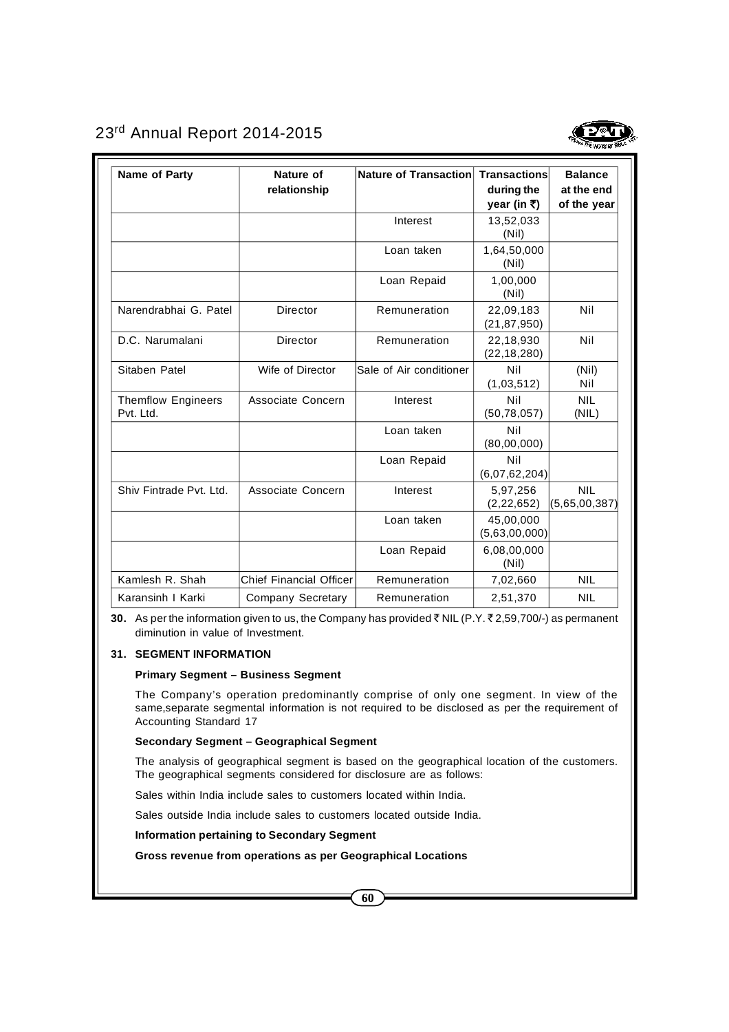| Name of Party | Nature of relationship | Nature of Transaction | Transactions during the year (in ₹) | Balance at the end of the year |
|---|---|---|---|---|
| | | Interest | 13,52,033 (Nil) | |
| | | Loan taken | 1,64,50,000 (Nil) | |
| | | Loan Repaid | 1,00,000 (Nil) | |
| Narendrabhai G. Patel | Director | Remuneration | 22,09,183 (21,87,950) | Nil |
| D.C. Narumalani | Director | Remuneration | 22,18,930 (22,18,280) | Nil |
| Sitaben Patel | Wife of Director | Sale of Air conditioner | Nil (1,03,512) | (Nil) Nil |
| Themflow Engineers Pvt. Ltd. | Associate Concern | Interest | Nil (50,78,057) | NIL (NIL) |
| | | Loan taken | Nil (80,00,000) | |
| | | Loan Repaid | Nil (6,07,62,204) | |
| Shiv Fintrade Pvt. Ltd. | Associate Concern | Interest | 5,97,256 (2,22,652) | NIL (5,65,00,387) |
| | | Loan taken | 45,00,000 (5,63,00,000) | |
| | | Loan Repaid | 6,08,00,000 (Nil) | |
| Kamlesh R. Shah | Chief Financial Officer | Remuneration | 7,02,660 | NIL |
| Karansinh I Karki | Company Secretary | Remuneration | 2,51,370 | NIL |

**30.** As per the information given to us, the Company has provided ₹ NIL (P.Y. ₹ 2,59,700/-) as permanent diminution in value of Investment.

**31. SEGMENT INFORMATION**

**Primary Segment – Business Segment**

The Company's operation predominantly comprise of only one segment. In view of the same,separate segmental information is not required to be disclosed as per the requirement of Accounting Standard 17

**Secondary Segment – Geographical Segment**

The analysis of geographical segment is based on the geographical location of the customers. The geographical segments considered for disclosure are as follows:

Sales within India include sales to customers located within India.

Sales outside India include sales to customers located outside India.

**Information pertaining to Secondary Segment**

**Gross revenue from operations as per Geographical Locations**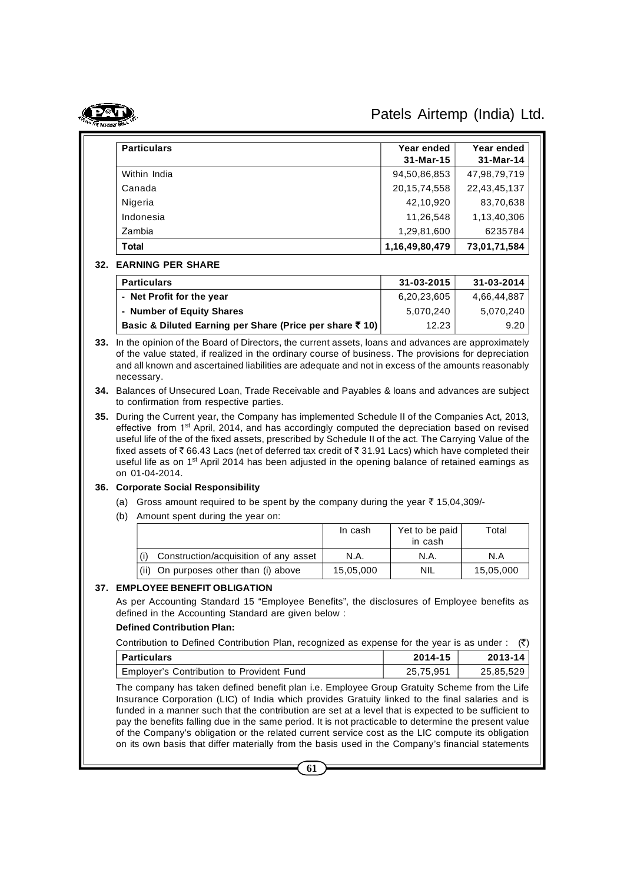| Particulars | Year ended 31-Mar-15 | Year ended 31-Mar-14 |
|---|---|---|
| Within India | 94,50,86,853 | 47,98,79,719 |
| Canada | 20,15,74,558 | 22,43,45,137 |
| Nigeria | 42,10,920 | 83,70,638 |
| Indonesia | 11,26,548 | 1,13,40,306 |
| Zambia | 1,29,81,600 | 6235784 |
| **Total** | **1,16,49,80,479** | **73,01,71,584** |

**32. EARNING PER SHARE**

| Particulars | 31-03-2015 | 31-03-2014 |
|---|---|---|
| **- Net Profit for the year** | 6,20,23,605 | 4,66,44,887 |
| **- Number of Equity Shares** | 5,070,240 | 5,070,240 |
| **Basic & Diluted Earning per Share (Price per share ₹ 10)** | 12.23 | 9.20 |

**33.** In the opinion of the Board of Directors, the current assets, loans and advances are approximately of the value stated, if realized in the ordinary course of business. The provisions for depreciation and all known and ascertained liabilities are adequate and not in excess of the amounts reasonably necessary.

**34.** Balances of Unsecured Loan, Trade Receivable and Payables & loans and advances are subject to confirmation from respective parties.

**35.** During the Current year, the Company has implemented Schedule II of the Companies Act, 2013, effective from 1st April, 2014, and has accordingly computed the depreciation based on revised useful life of the of the fixed assets, prescribed by Schedule II of the act. The Carrying Value of the fixed assets of ₹ 66.43 Lacs (net of deferred tax credit of ₹ 31.91 Lacs) which have completed their useful life as on 1st April 2014 has been adjusted in the opening balance of retained earnings as on 01-04-2014.

**36. Corporate Social Responsibility**

(a) Gross amount required to be spent by the company during the year ₹ 15,04,309/-

(b) Amount spent during the year on:

| | In cash | Yet to be paid in cash | Total |
|---|---|---|---|
| (i) Construction/acquisition of any asset | N.A. | N.A. | N.A |
| (ii) On purposes other than (i) above | 15,05,000 | NIL | 15,05,000 |

**37. EMPLOYEE BENEFIT OBLIGATION**

As per Accounting Standard 15 "Employee Benefits", the disclosures of Employee benefits as defined in the Accounting Standard are given below :

**Defined Contribution Plan:**

Contribution to Defined Contribution Plan, recognized as expense for the year is as under : (₹)

| Particulars | 2014-15 | 2013-14 |
|---|---|---|
| Employer's Contribution to Provident Fund | 25,75,951 | 25,85,529 |

The company has taken defined benefit plan i.e. Employee Group Gratuity Scheme from the Life Insurance Corporation (LIC) of India which provides Gratuity linked to the final salaries and is funded in a manner such that the contribution are set at a level that is expected to be sufficient to pay the benefits falling due in the same period. It is not practicable to determine the present value of the Company's obligation or the related current service cost as the LIC compute its obligation on its own basis that differ materially from the basis used in the Company's financial statements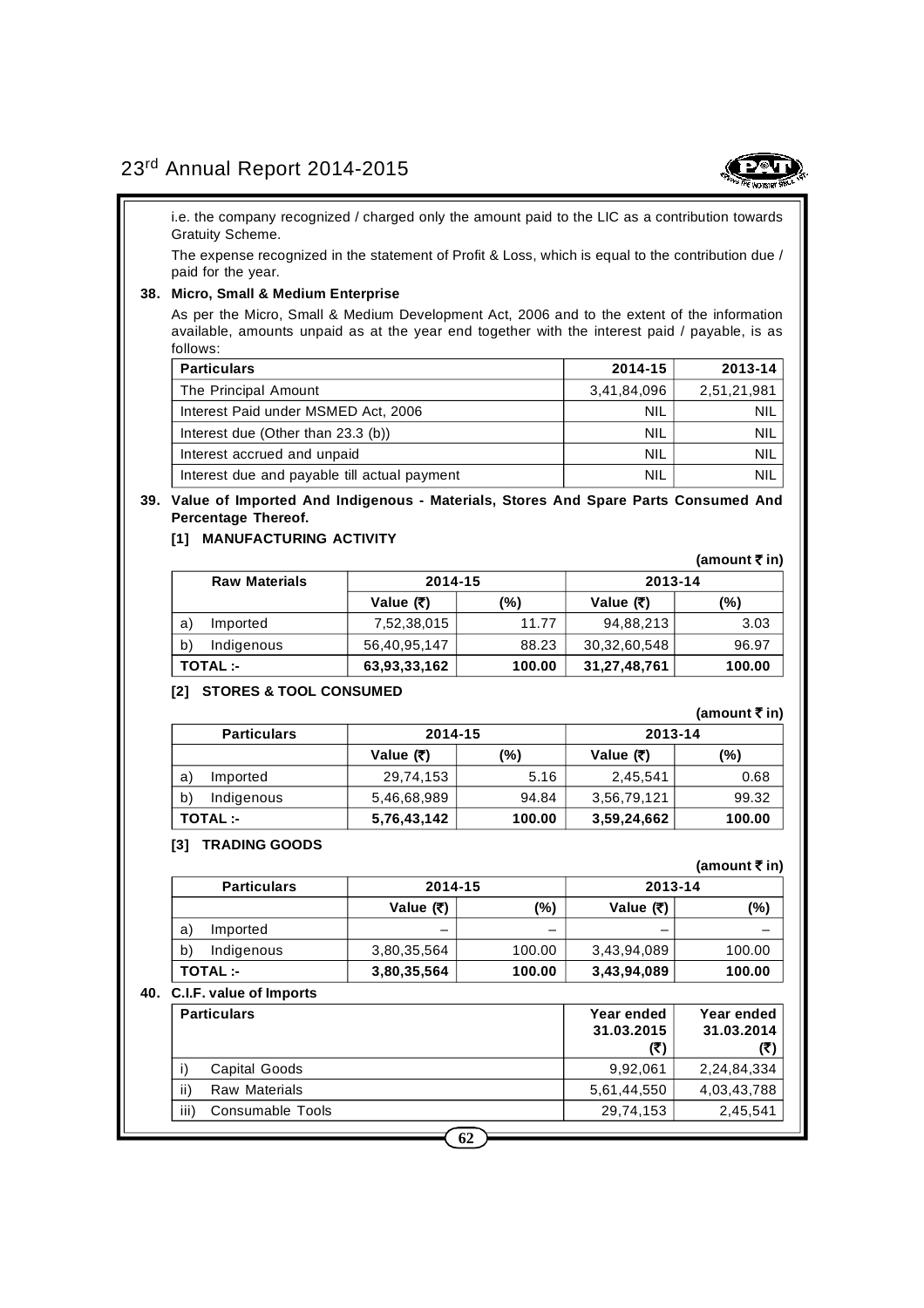i.e. the company recognized / charged only the amount paid to the LIC as a contribution towards Gratuity Scheme.

The expense recognized in the statement of Profit & Loss, which is equal to the contribution due / paid for the year.

**38. Micro, Small & Medium Enterprise**

As per the Micro, Small & Medium Development Act, 2006 and to the extent of the information available, amounts unpaid as at the year end together with the interest paid / payable, is as follows:

| Particulars | 2014-15 | 2013-14 |
|---|---|---|
| The Principal Amount | 3,41,84,096 | 2,51,21,981 |
| Interest Paid under MSMED Act, 2006 | NIL | NIL |
| Interest due (Other than 23.3 (b)) | NIL | NIL |
| Interest accrued and unpaid | NIL | NIL |
| Interest due and payable till actual payment | NIL | NIL |

**39. Value of Imported And Indigenous - Materials, Stores And Spare Parts Consumed And Percentage Thereof.**

**[1] MANUFACTURING ACTIVITY**

**(amount ₹ in)**

| Raw Materials | 2014-15 | | 2013-14 | |
|---|---|---|---|---|
| | Value (₹) | (%) | Value (₹) | (%) |
| a) Imported | 7,52,38,015 | 11.77 | 94,88,213 | 3.03 |
| b) Indigenous | 56,40,95,147 | 88.23 | 30,32,60,548 | 96.97 |
| **TOTAL :-** | **63,93,33,162** | **100.00** | **31,27,48,761** | **100.00** |

**[2] STORES & TOOL CONSUMED**

**(amount ₹ in)**

| Particulars | 2014-15 | | 2013-14 | |
|---|---|---|---|---|
| | Value (₹) | (%) | Value (₹) | (%) |
| a) Imported | 29,74,153 | 5.16 | 2,45,541 | 0.68 |
| b) Indigenous | 5,46,68,989 | 94.84 | 3,56,79,121 | 99.32 |
| **TOTAL :-** | **5,76,43,142** | **100.00** | **3,59,24,662** | **100.00** |

**[3] TRADING GOODS**

**(amount ₹ in)**

| Particulars | 2014-15 | | 2013-14 | |
|---|---|---|---|---|
| | Value (₹) | (%) | Value (₹) | (%) |
| a) Imported | – | – | – | – |
| b) Indigenous | 3,80,35,564 | 100.00 | 3,43,94,089 | 100.00 |
| **TOTAL :-** | **3,80,35,564** | **100.00** | **3,43,94,089** | **100.00** |

**40. C.I.F. value of Imports**

| Particulars | Year ended 31.03.2015 (₹) | Year ended 31.03.2014 (₹) |
|---|---|---|
| i) Capital Goods | 9,92,061 | 2,24,84,334 |
| ii) Raw Materials | 5,61,44,550 | 4,03,43,788 |
| iii) Consumable Tools | 29,74,153 | 2,45,541 |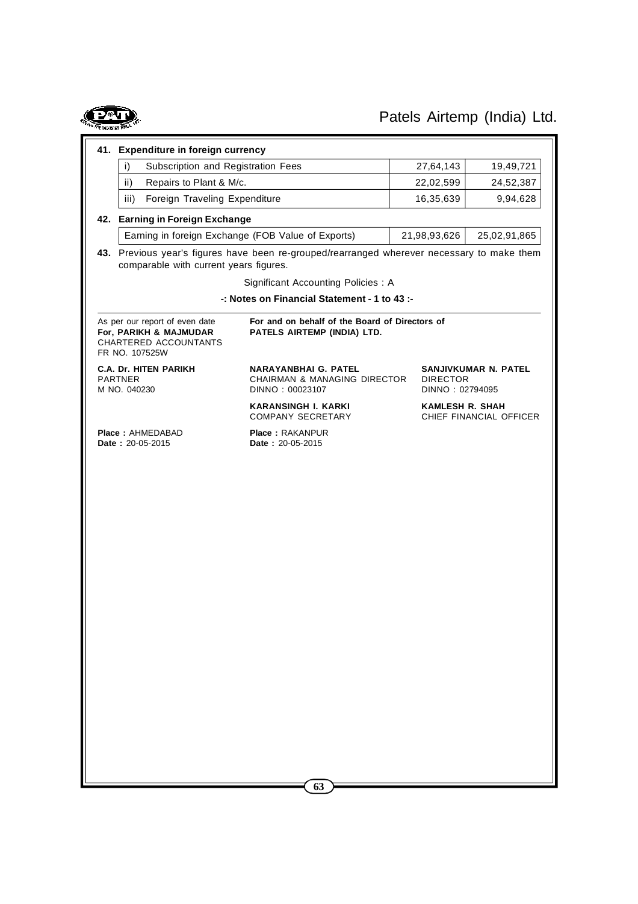**41. Expenditure in foreign currency**

| | | | |
|---|---|---|---|
| i) | Subscription and Registration Fees | 27,64,143 | 19,49,721 |
| ii) | Repairs to Plant & M/c. | 22,02,599 | 24,52,387 |
| iii) | Foreign Traveling Expenditure | 16,35,639 | 9,94,628 |

**42. Earning in Foreign Exchange**

| | | |
|---|---|---|
| Earning in foreign Exchange (FOB Value of Exports) | 21,98,93,626 | 25,02,91,865 |

**43.** Previous year's figures have been re-grouped/rearranged wherever necessary to make them comparable with current years figures.

Significant Accounting Policies : A

**-: Notes on Financial Statement - 1 to 43 :-**

As per our report of even date
**For, PARIKH & MAJMUDAR**
CHARTERED ACCOUNTANTS
FR NO. 107525W

**C.A. Dr. HITEN PARIKH**
PARTNER
M NO. 040230

**Place :** AHMEDABAD
**Date :** 20-05-2015

**For and on behalf of the Board of Directors of**
**PATELS AIRTEMP (INDIA) LTD.**

**NARAYANBHAI G. PATEL**
CHAIRMAN & MANAGING DIRECTOR
DINNO : 00023107

**SANJIVKUMAR N. PATEL**
DIRECTOR
DINNO : 02794095

**KARANSINGH I. KARKI**
COMPANY SECRETARY

**KAMLESH R. SHAH**
CHIEF FINANCIAL OFFICER

**Place :** RAKANPUR
**Date :** 20-05-2015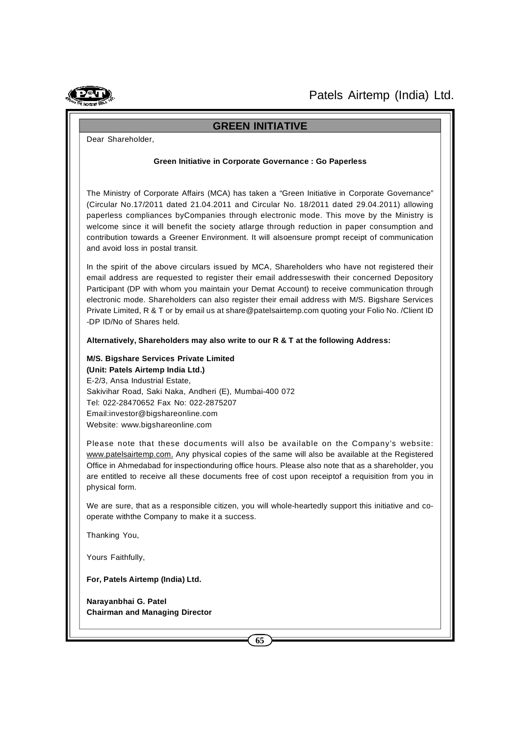## GREEN INITIATIVE

Dear Shareholder,

**Green Initiative in Corporate Governance : Go Paperless**

The Ministry of Corporate Affairs (MCA) has taken a "Green Initiative in Corporate Governance" (Circular No.17/2011 dated 21.04.2011 and Circular No. 18/2011 dated 29.04.2011) allowing paperless compliances byCompanies through electronic mode. This move by the Ministry is welcome since it will benefit the society atlarge through reduction in paper consumption and contribution towards a Greener Environment. It will alsoensure prompt receipt of communication and avoid loss in postal transit.

In the spirit of the above circulars issued by MCA, Shareholders who have not registered their email address are requested to register their email addresseswith their concerned Depository Participant (DP with whom you maintain your Demat Account) to receive communication through electronic mode. Shareholders can also register their email address with M/S. Bigshare Services Private Limited, R & T or by email us at share@patelsairtemp.com quoting your Folio No. /Client ID -DP ID/No of Shares held.

**Alternatively, Shareholders may also write to our R & T at the following Address:**

**M/S. Bigshare Services Private Limited**
**(Unit: Patels Airtemp India Ltd.)**
E-2/3, Ansa Industrial Estate,
Sakivihar Road, Saki Naka, Andheri (E), Mumbai-400 072
Tel: 022-28470652 Fax No: 022-2875207
Email:investor@bigshareonline.com
Website: www.bigshareonline.com

Please note that these documents will also be available on the Company's website: www.patelsairtemp.com. Any physical copies of the same will also be available at the Registered Office in Ahmedabad for inspectionduring office hours. Please also note that as a shareholder, you are entitled to receive all these documents free of cost upon receiptof a requisition from you in physical form.

We are sure, that as a responsible citizen, you will whole-heartedly support this initiative and co-operate withthe Company to make it a success.

Thanking You,

Yours Faithfully,

**For, Patels Airtemp (India) Ltd.**

**Narayanbhai G. Patel**
**Chairman and Managing Director**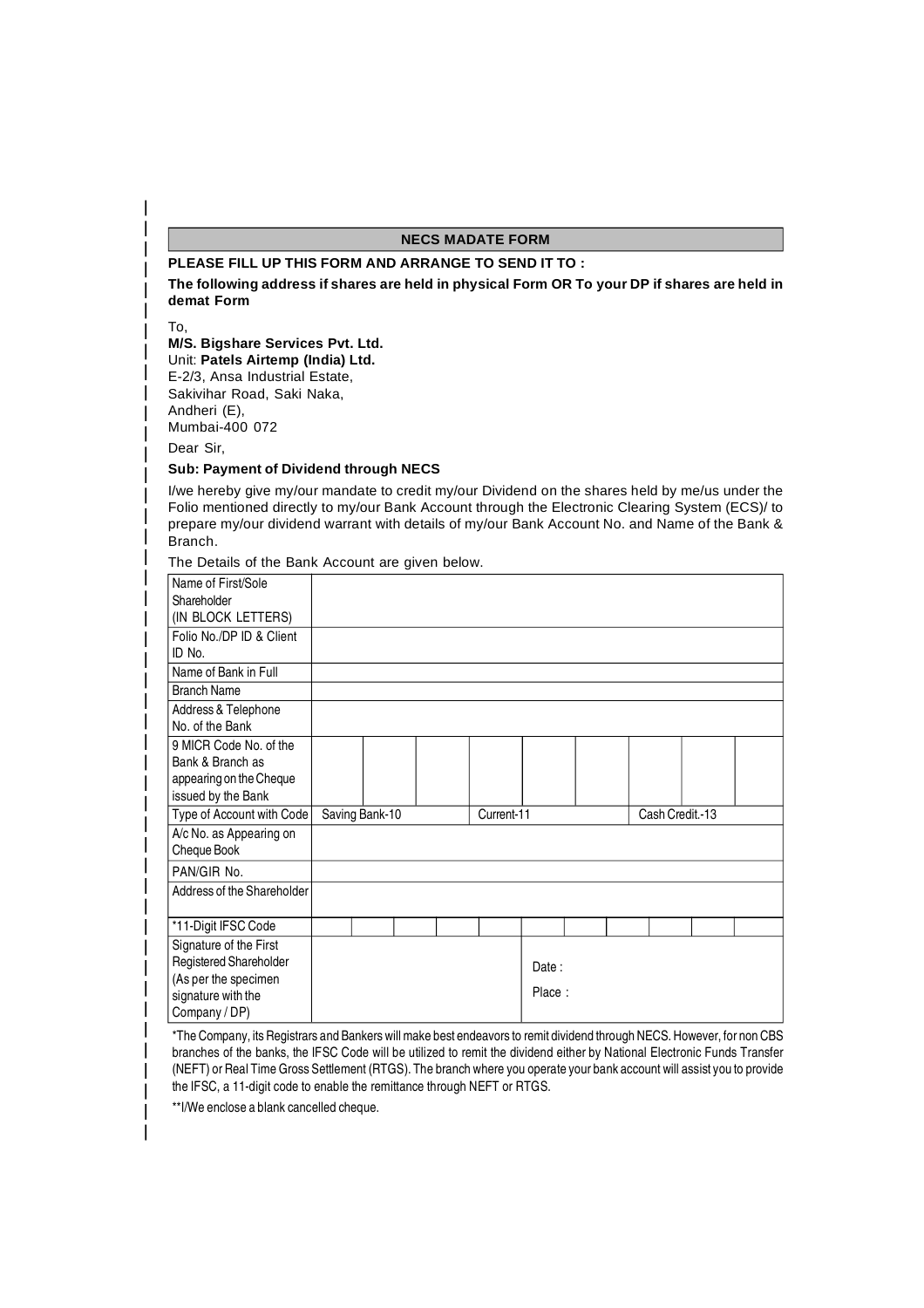## NECS MADATE FORM

**PLEASE FILL UP THIS FORM AND ARRANGE TO SEND IT TO :**

**The following address if shares are held in physical Form OR To your DP if shares are held in demat Form**

To,

**M/S. Bigshare Services Pvt. Ltd.**
Unit: **Patels Airtemp (India) Ltd.**
E-2/3, Ansa Industrial Estate,
Sakivihar Road, Saki Naka,
Andheri (E),
Mumbai-400 072

Dear Sir,

**Sub: Payment of Dividend through NECS**

I/we hereby give my/our mandate to credit my/our Dividend on the shares held by me/us under the Folio mentioned directly to my/our Bank Account through the Electronic Clearing System (ECS)/ to prepare my/our dividend warrant with details of my/our Bank Account No. and Name of the Bank & Branch.

The Details of the Bank Account are given below.

| | | | | | | | | | | |
|---|---|---|---|---|---|---|---|---|---|---|
| Name of First/Sole Shareholder (IN BLOCK LETTERS) | | | | | | | | | | |
| Folio No./DP ID & Client ID No. | | | | | | | | | | |
| Name of Bank in Full | | | | | | | | | | |
| Branch Name | | | | | | | | | | |
| Address & Telephone No. of the Bank | | | | | | | | | | |
| 9 MICR Code No. of the Bank & Branch as appearing on the Cheque issued by the Bank | | | | | | | | | | |
| Type of Account with Code | Saving Bank-10 | | | Current-11 | | | Cash Credit.-13 | | | |
| A/c No. as Appearing on Cheque Book | | | | | | | | | | |
| PAN/GIR No. | | | | | | | | | | |
| Address of the Shareholder | | | | | | | | | | |
| *11-Digit IFSC Code | | | | | | | | | | |
| Signature of the First Registered Shareholder (As per the specimen signature with the Company / DP) | | | | | Date :<br>Place : | | | | | |

*The Company, its Registrars and Bankers will make best endeavors to remit dividend through NECS. However, for non CBS branches of the banks, the IFSC Code will be utilized to remit the dividend either by National Electronic Funds Transfer (NEFT) or Real Time Gross Settlement (RTGS). The branch where you operate your bank account will assist you to provide the IFSC, a 11-digit code to enable the remittance through NEFT or RTGS.

**I/We enclose a blank cancelled cheque.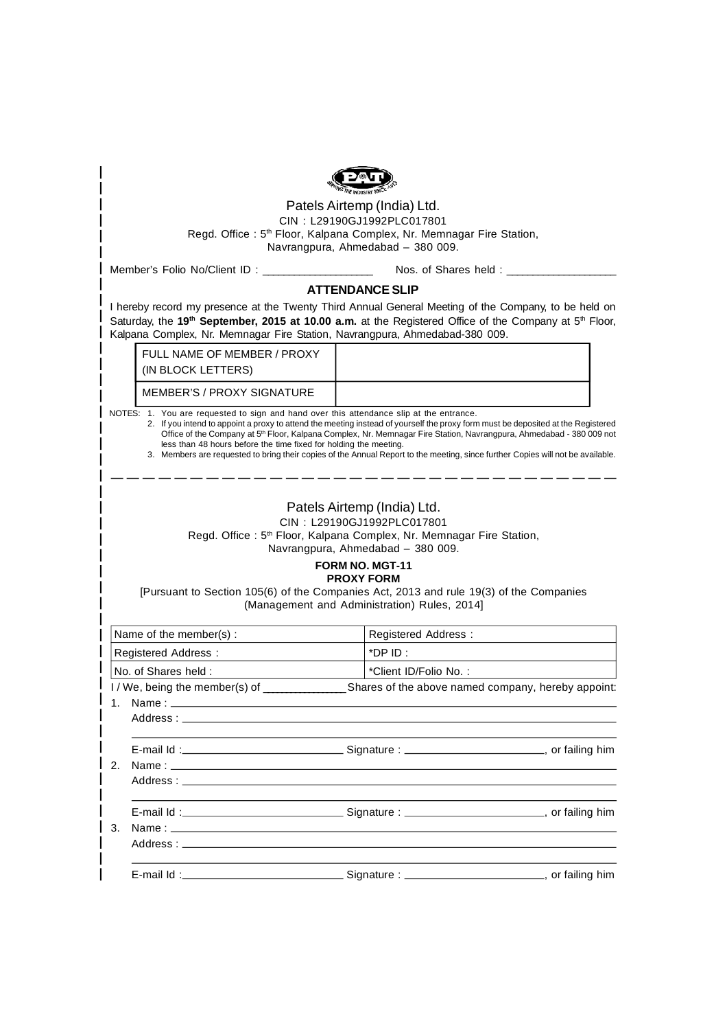Patels Airtemp (India) Ltd.

CIN : L29190GJ1992PLC017801

Regd. Office : 5th Floor, Kalpana Complex, Nr. Memnagar Fire Station, Navrangpura, Ahmedabad – 380 009.

Member's Folio No/Client ID : __________________ Nos. of Shares held : __________________

## ATTENDANCE SLIP

I hereby record my presence at the Twenty Third Annual General Meeting of the Company, to be held on Saturday, the **19th September, 2015 at 10.00 a.m.** at the Registered Office of the Company at 5th Floor, Kalpana Complex, Nr. Memnagar Fire Station, Navrangpura, Ahmedabad-380 009.

| FULL NAME OF MEMBER / PROXY (IN BLOCK LETTERS) | |
|---|---|
| MEMBER'S / PROXY SIGNATURE | |

NOTES:
1. You are requested to sign and hand over this attendance slip at the entrance.
2. If you intend to appoint a proxy to attend the meeting instead of yourself the proxy form must be deposited at the Registered Office of the Company at 5th Floor, Kalpana Complex, Nr. Memnagar Fire Station, Navrangpura, Ahmedabad - 380 009 not less than 48 hours before the time fixed for holding the meeting.
3. Members are requested to bring their copies of the Annual Report to the meeting, since further Copies will not be available.

---

Patels Airtemp (India) Ltd.

CIN : L29190GJ1992PLC017801

Regd. Office : 5th Floor, Kalpana Complex, Nr. Memnagar Fire Station, Navrangpura, Ahmedabad – 380 009.

## FORM NO. MGT-11
## PROXY FORM

[Pursuant to Section 105(6) of the Companies Act, 2013 and rule 19(3) of the Companies (Management and Administration) Rules, 2014]

| Name of the member(s) : | Registered Address : |
|---|---|
| Registered Address : | *DP ID : |
| No. of Shares held : | *Client ID/Folio No. : |

I / We, being the member(s) of ______________ Shares of the above named company, hereby appoint:

1. Name : ______________________________
   Address : ______________________________
   ______________________________
   E-mail Id : __________________ Signature : __________________, or failing him
2. Name : ______________________________
   Address : ______________________________
   ______________________________
   E-mail Id : __________________ Signature : __________________, or failing him
3. Name : ______________________________
   Address : ______________________________
   ______________________________
   E-mail Id : __________________ Signature : __________________, or failing him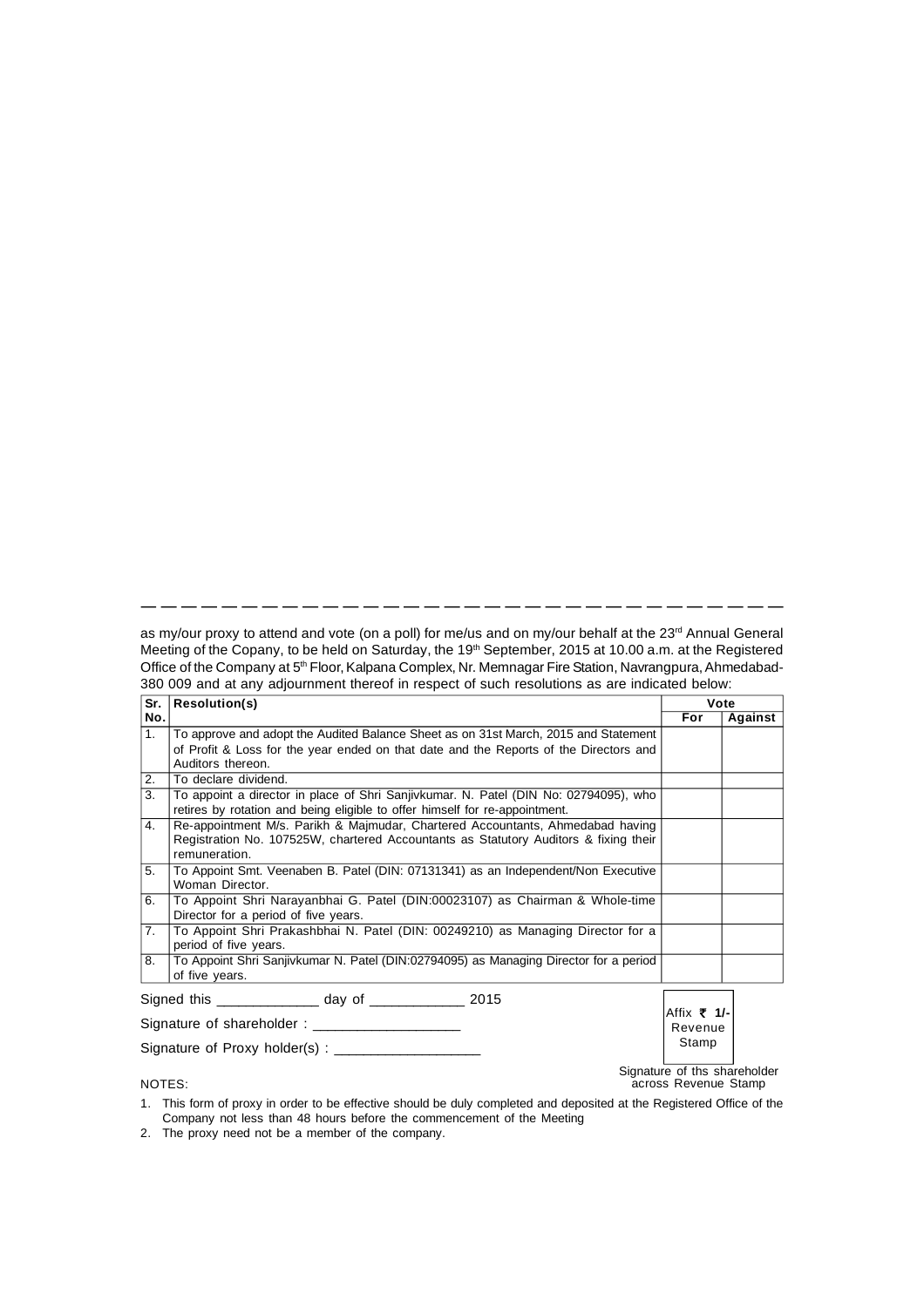as my/our proxy to attend and vote (on a poll) for me/us and on my/our behalf at the 23rd Annual General Meeting of the Copany, to be held on Saturday, the 19th September, 2015 at 10.00 a.m. at the Registered Office of the Company at 5th Floor, Kalpana Complex, Nr. Memnagar Fire Station, Navrangpura, Ahmedabad-380 009 and at any adjournment thereof in respect of such resolutions as are indicated below:

| Sr. No. | Resolution(s) | Vote | |
|---|---|---|---|
| | | For | Against |
| 1. | To approve and adopt the Audited Balance Sheet as on 31st March, 2015 and Statement of Profit & Loss for the year ended on that date and the Reports of the Directors and Auditors thereon. | | |
| 2. | To declare dividend. | | |
| 3. | To appoint a director in place of Shri Sanjivkumar. N. Patel (DIN No: 02794095), who retires by rotation and being eligible to offer himself for re-appointment. | | |
| 4. | Re-appointment M/s. Parikh & Majmudar, Chartered Accountants, Ahmedabad having Registration No. 107525W, chartered Accountants as Statutory Auditors & fixing their remuneration. | | |
| 5. | To Appoint Smt. Veenaben B. Patel (DIN: 07131341) as an Independent/Non Executive Woman Director. | | |
| 6. | To Appoint Shri Narayanbhai G. Patel (DIN:00023107) as Chairman & Whole-time Director for a period of five years. | | |
| 7. | To Appoint Shri Prakashbhai N. Patel (DIN: 00249210) as Managing Director for a period of five years. | | |
| 8. | To Appoint Shri Sanjivkumar N. Patel (DIN:02794095) as Managing Director for a period of five years. | | |

Signed this _____________ day of ____________ 2015

Signature of shareholder : ___________________

Signature of Proxy holder(s) : ___________________

Affix ₹ **1/-** Revenue Stamp

Signature of ths shareholder across Revenue Stamp

NOTES:

1. This form of proxy in order to be effective should be duly completed and deposited at the Registered Office of the Company not less than 48 hours before the commencement of the Meeting
2. The proxy need not be a member of the company.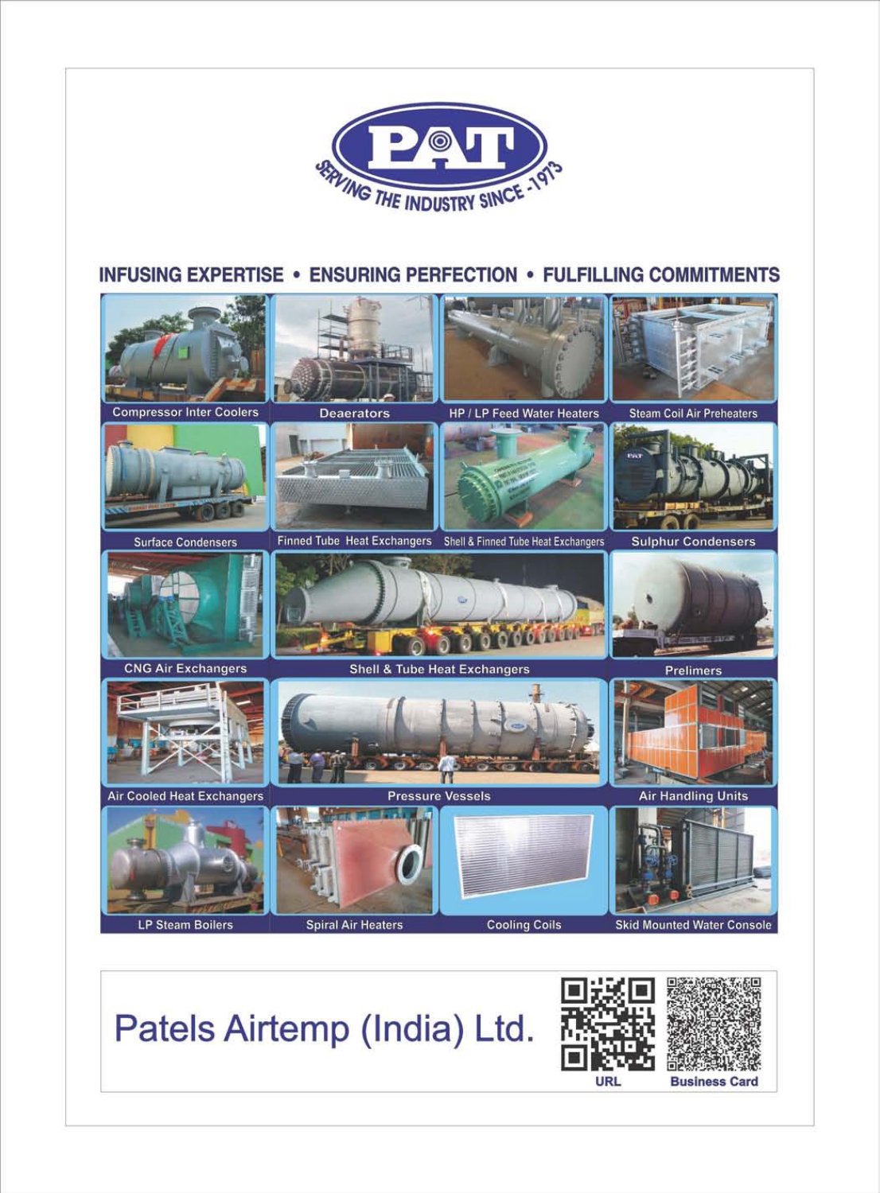PAT

SERVING THE INDUSTRY SINCE -1973

## INFUSING EXPERTISE • ENSURING PERFECTION • FULFILLING COMMITMENTS

- Compressor Inter Coolers
- Deaerators
- HP / LP Feed Water Heaters
- Steam Coil Air Preheaters
- Surface Condensers
- Finned Tube Heat Exchangers
- Shell & Finned Tube Heat Exchangers
- Sulphur Condensers
- CNG Air Exchangers
- Shell & Tube Heat Exchangers
- Prelimers
- Air Cooled Heat Exchangers
- Pressure Vessels
- Air Handling Units
- LP Steam Boilers
- Spiral Air Heaters
- Cooling Coils
- Skid Mounted Water Console

# Patels Airtemp (India) Ltd.

URL

Business Card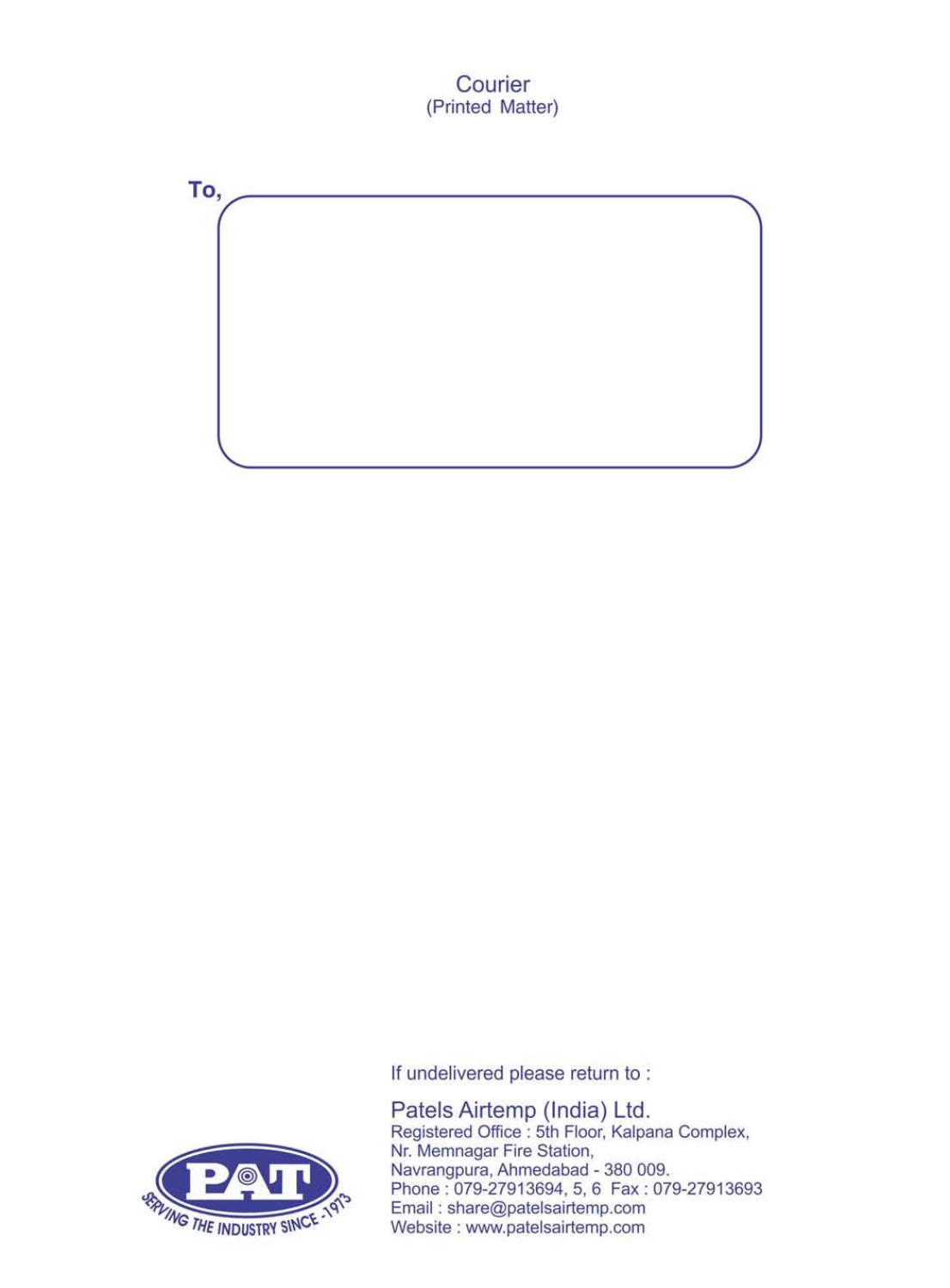Courier
(Printed Matter)

To,

If undelivered please return to :

**Patels Airtemp (India) Ltd.**
Registered Office : 5th Floor, Kalpana Complex,
Nr. Memnagar Fire Station,
Navrangpura, Ahmedabad - 380 009.
Phone : 079-27913694, 5, 6 Fax : 079-27913693
Email : share@patelsairtemp.com
Website : www.patelsairtemp.com

PAT
SERVING THE INDUSTRY SINCE -1973